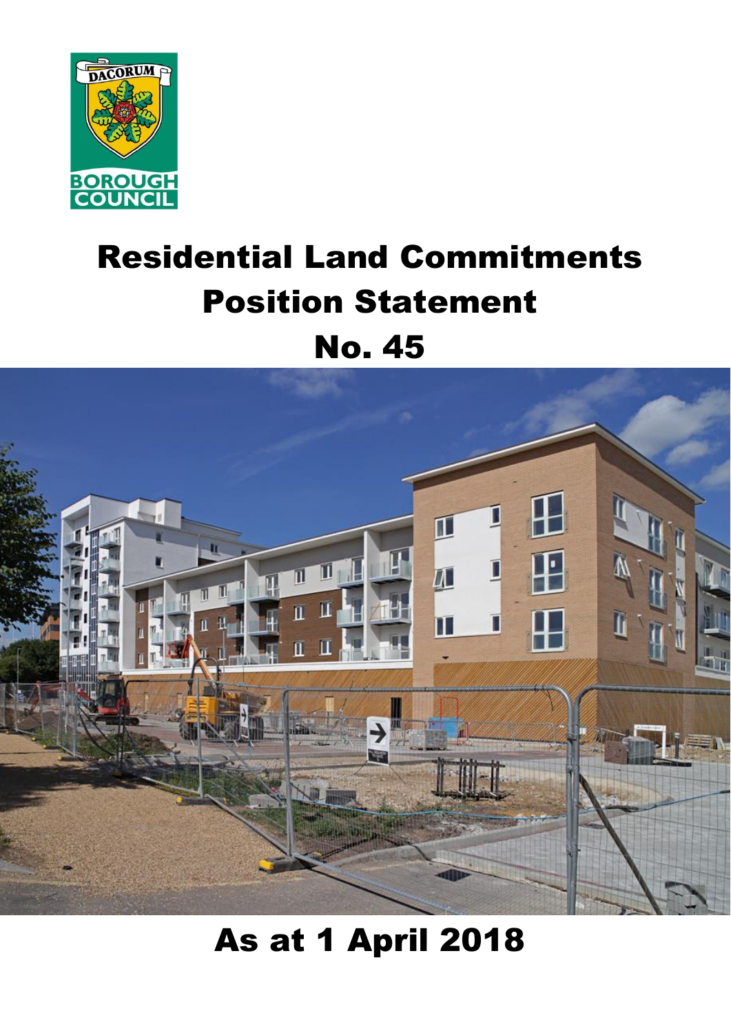DACORUM

BOROUGH COUNCIL

# Residential Land Commitments Position Statement No. 45

## As at 1 April 2018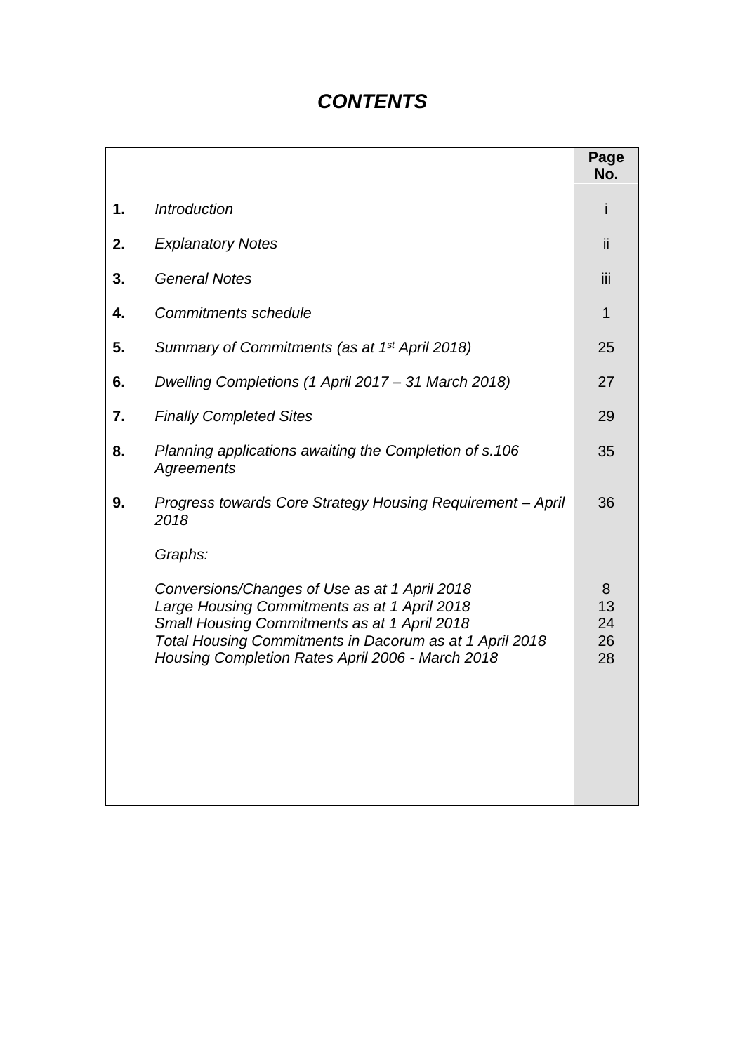# ***CONTENTS***

| | | Page No. |
|---|---|---|
| **1.** | *Introduction* | i |
| **2.** | *Explanatory Notes* | ii |
| **3.** | *General Notes* | iii |
| **4.** | *Commitments schedule* | 1 |
| **5.** | *Summary of Commitments (as at 1st April 2018)* | 25 |
| **6.** | *Dwelling Completions (1 April 2017 – 31 March 2018)* | 27 |
| **7.** | *Finally Completed Sites* | 29 |
| **8.** | *Planning applications awaiting the Completion of s.106 Agreements* | 35 |
| **9.** | *Progress towards Core Strategy Housing Requirement – April 2018* | 36 |
| | *Graphs:* | |
| | *Conversions/Changes of Use as at 1 April 2018* | 8 |
| | *Large Housing Commitments as at 1 April 2018* | 13 |
| | *Small Housing Commitments as at 1 April 2018* | 24 |
| | *Total Housing Commitments in Dacorum as at 1 April 2018* | 26 |
| | *Housing Completion Rates April 2006 - March 2018* | 28 |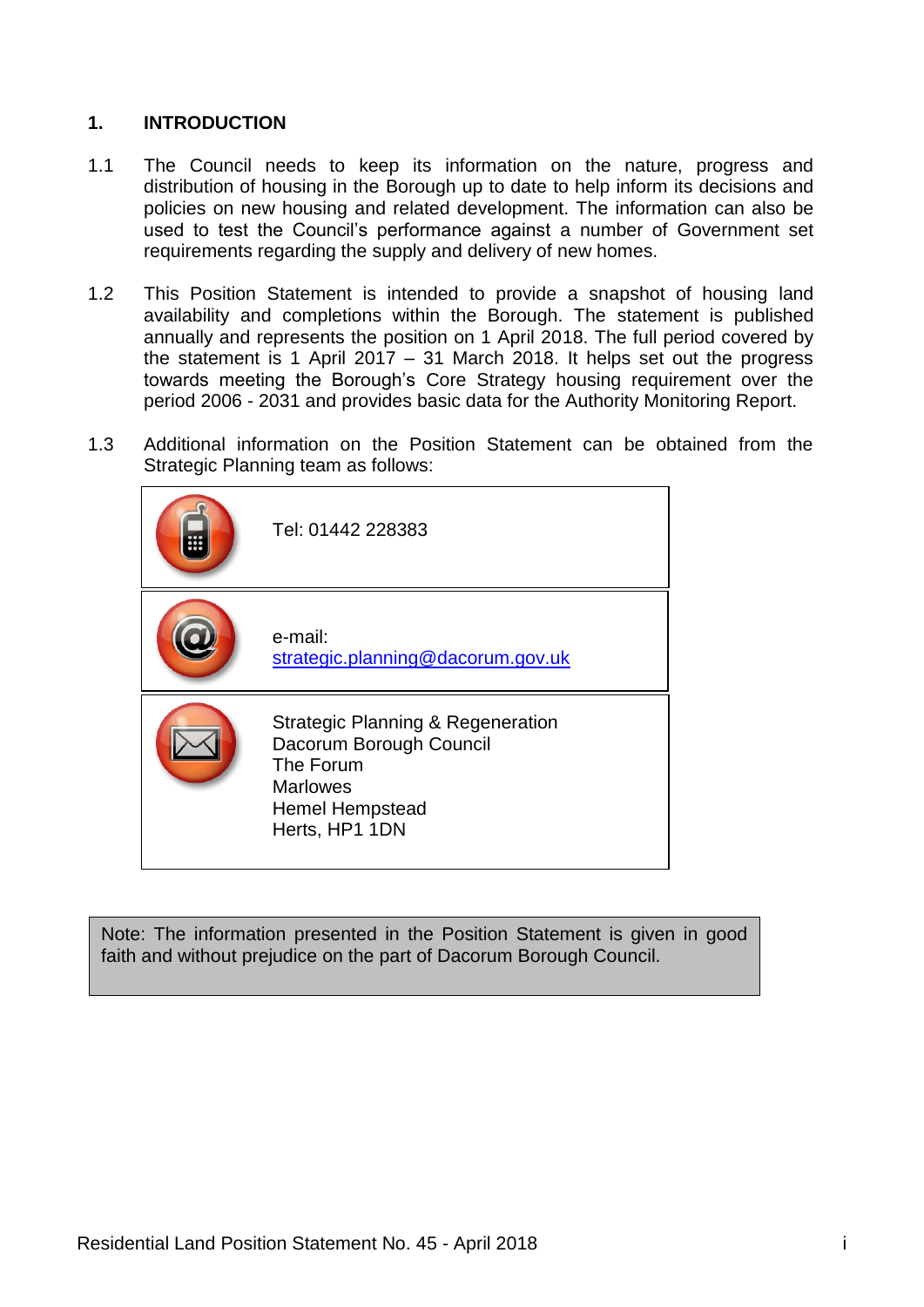# 1. INTRODUCTION

1.1 The Council needs to keep its information on the nature, progress and distribution of housing in the Borough up to date to help inform its decisions and policies on new housing and related development. The information can also be used to test the Council's performance against a number of Government set requirements regarding the supply and delivery of new homes.

1.2 This Position Statement is intended to provide a snapshot of housing land availability and completions within the Borough. The statement is published annually and represents the position on 1 April 2018. The full period covered by the statement is 1 April 2017 – 31 March 2018. It helps set out the progress towards meeting the Borough's Core Strategy housing requirement over the period 2006 - 2031 and provides basic data for the Authority Monitoring Report.

1.3 Additional information on the Position Statement can be obtained from the Strategic Planning team as follows:

Tel: 01442 228383

e-mail: strategic.planning@dacorum.gov.uk

Strategic Planning & Regeneration
Dacorum Borough Council
The Forum
Marlowes
Hemel Hempstead
Herts, HP1 1DN

Note: The information presented in the Position Statement is given in good faith and without prejudice on the part of Dacorum Borough Council.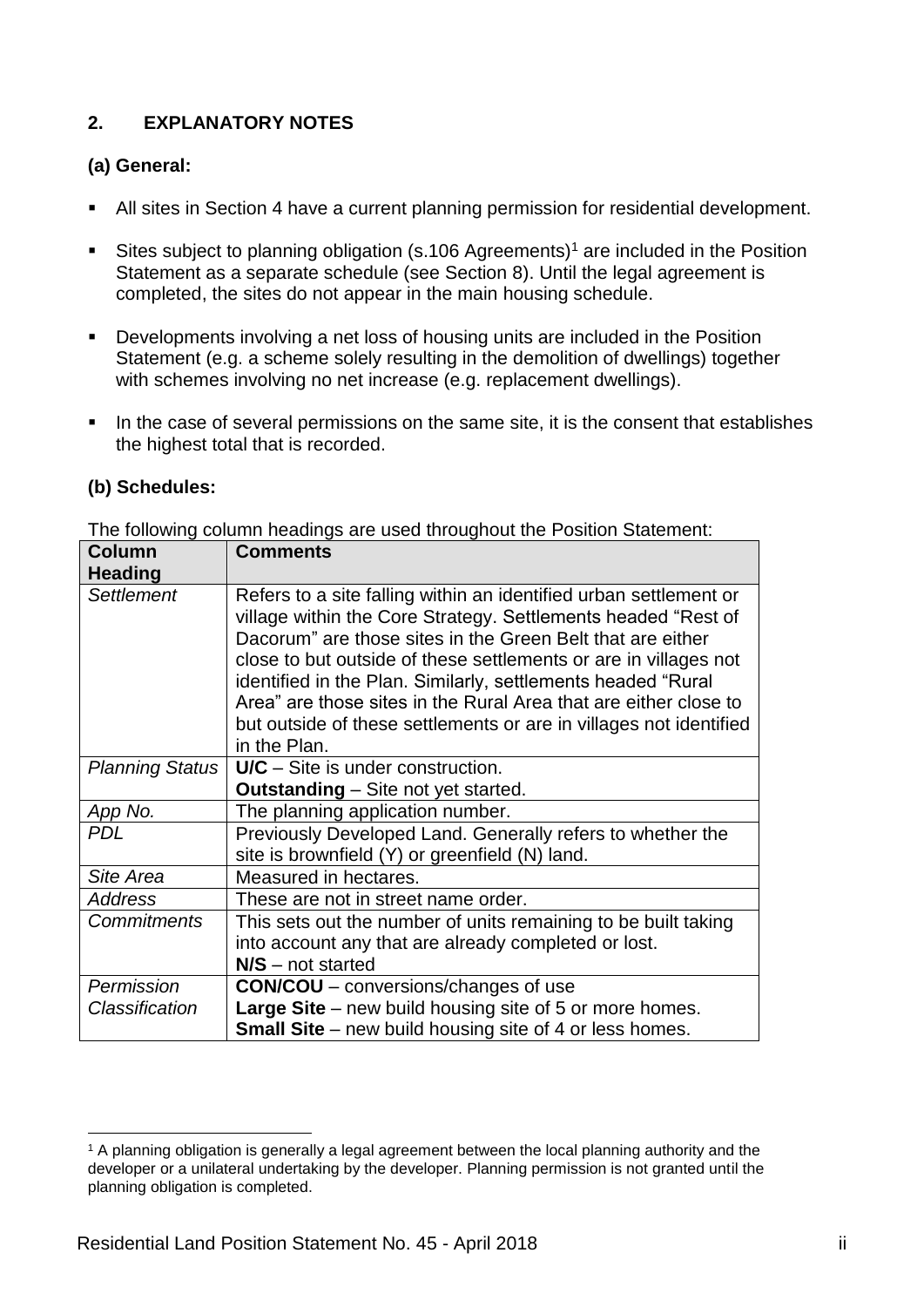## 2. EXPLANATORY NOTES

### (a) General:

- All sites in Section 4 have a current planning permission for residential development.
- Sites subject to planning obligation (s.106 Agreements)[1] are included in the Position Statement as a separate schedule (see Section 8). Until the legal agreement is completed, the sites do not appear in the main housing schedule.
- Developments involving a net loss of housing units are included in the Position Statement (e.g. a scheme solely resulting in the demolition of dwellings) together with schemes involving no net increase (e.g. replacement dwellings).
- In the case of several permissions on the same site, it is the consent that establishes the highest total that is recorded.

### (b) Schedules:

The following column headings are used throughout the Position Statement:

| Column Heading | Comments |
|---|---|
| *Settlement* | Refers to a site falling within an identified urban settlement or village within the Core Strategy. Settlements headed "Rest of Dacorum" are those sites in the Green Belt that are either close to but outside of these settlements or are in villages not identified in the Plan. Similarly, settlements headed "Rural Area" are those sites in the Rural Area that are either close to but outside of these settlements or are in villages not identified in the Plan. |
| *Planning Status* | **U/C** – Site is under construction.<br>**Outstanding** – Site not yet started. |
| *App No.* | The planning application number. |
| *PDL* | Previously Developed Land. Generally refers to whether the site is brownfield (Y) or greenfield (N) land. |
| *Site Area* | Measured in hectares. |
| *Address* | These are not in street name order. |
| *Commitments* | This sets out the number of units remaining to be built taking into account any that are already completed or lost.<br>**N/S** – not started |
| *Permission Classification* | **CON/COU** – conversions/changes of use<br>**Large Site** – new build housing site of 5 or more homes.<br>**Small Site** – new build housing site of 4 or less homes. |

[1] A planning obligation is generally a legal agreement between the local planning authority and the developer or a unilateral undertaking by the developer. Planning permission is not granted until the planning obligation is completed.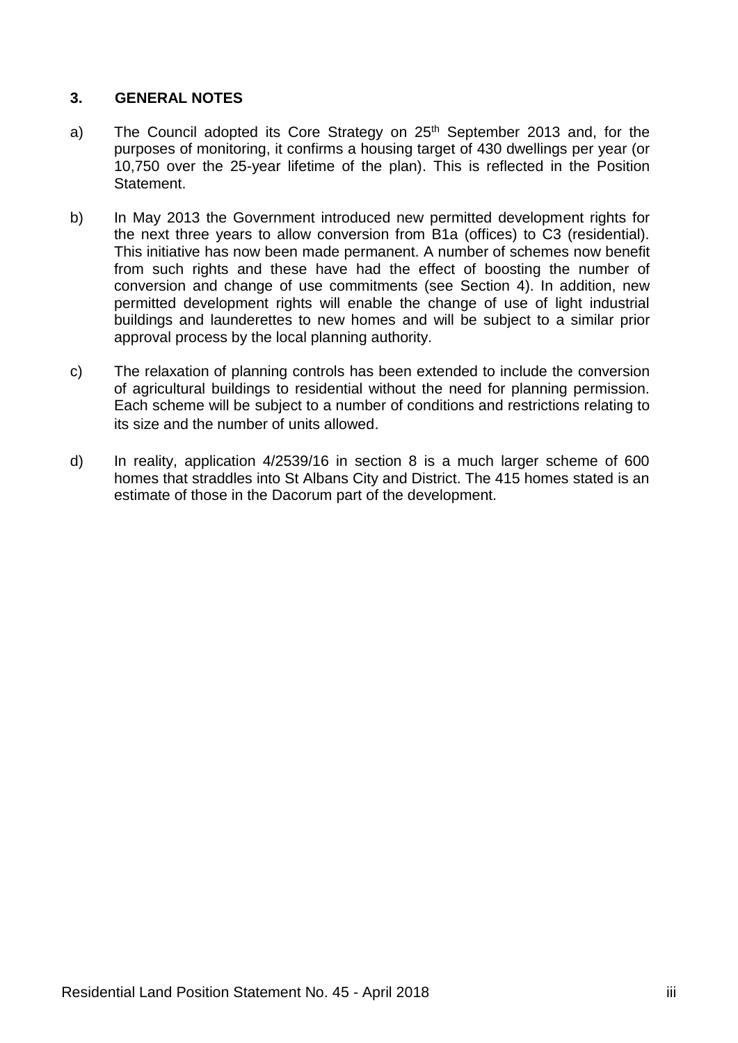## 3. GENERAL NOTES

a) The Council adopted its Core Strategy on 25th September 2013 and, for the purposes of monitoring, it confirms a housing target of 430 dwellings per year (or 10,750 over the 25-year lifetime of the plan). This is reflected in the Position Statement.

b) In May 2013 the Government introduced new permitted development rights for the next three years to allow conversion from B1a (offices) to C3 (residential). This initiative has now been made permanent. A number of schemes now benefit from such rights and these have had the effect of boosting the number of conversion and change of use commitments (see Section 4). In addition, new permitted development rights will enable the change of use of light industrial buildings and launderettes to new homes and will be subject to a similar prior approval process by the local planning authority.

c) The relaxation of planning controls has been extended to include the conversion of agricultural buildings to residential without the need for planning permission. Each scheme will be subject to a number of conditions and restrictions relating to its size and the number of units allowed.

d) In reality, application 4/2539/16 in section 8 is a much larger scheme of 600 homes that straddles into St Albans City and District. The 415 homes stated is an estimate of those in the Dacorum part of the development.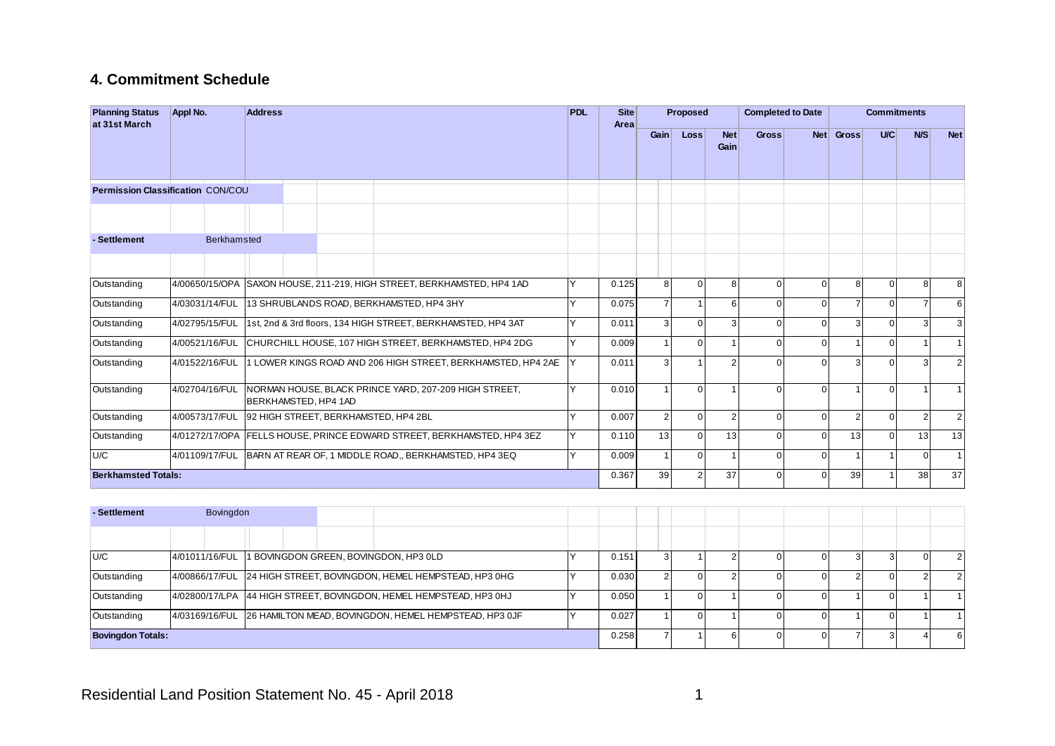## 4. Commitment Schedule

| Planning Status at 31st March | Appl No. | Address | PDL | Site Area | Proposed | | | Completed to Date | | Commitments | | | |
|---|---|---|---|---|---|---|---|---|---|---|---|---|---|
| | | | | | Gain | Loss | Net Gain | Gross | Net | Gross | U/C | N/S | Net |
| **Permission Classification** CON/COU | | | | | | | | | | | | | |
| **- Settlement** Berkhamsted | | | | | | | | | | | | | |
| Outstanding | 4/00650/15/OPA | SAXON HOUSE, 211-219, HIGH STREET, BERKHAMSTED, HP4 1AD | Y | 0.125 | 8 | 0 | 8 | 0 | 0 | 8 | 0 | 8 | 8 |
| Outstanding | 4/03031/14/FUL | 13 SHRUBLANDS ROAD, BERKHAMSTED, HP4 3HY | Y | 0.075 | 7 | 1 | 6 | 0 | 0 | 7 | 0 | 7 | 6 |
| Outstanding | 4/02795/15/FUL | 1st, 2nd & 3rd floors, 134 HIGH STREET, BERKHAMSTED, HP4 3AT | Y | 0.011 | 3 | 0 | 3 | 0 | 0 | 3 | 0 | 3 | 3 |
| Outstanding | 4/00521/16/FUL | CHURCHILL HOUSE, 107 HIGH STREET, BERKHAMSTED, HP4 2DG | Y | 0.009 | 1 | 0 | 1 | 0 | 0 | 1 | 0 | 1 | 1 |
| Outstanding | 4/01522/16/FUL | 1 LOWER KINGS ROAD AND 206 HIGH STREET, BERKHAMSTED, HP4 2AE | Y | 0.011 | 3 | 1 | 2 | 0 | 0 | 3 | 0 | 3 | 2 |
| Outstanding | 4/02704/16/FUL | NORMAN HOUSE, BLACK PRINCE YARD, 207-209 HIGH STREET, BERKHAMSTED, HP4 1AD | Y | 0.010 | 1 | 0 | 1 | 0 | 0 | 1 | 0 | 1 | 1 |
| Outstanding | 4/00573/17/FUL | 92 HIGH STREET, BERKHAMSTED, HP4 2BL | Y | 0.007 | 2 | 0 | 2 | 0 | 0 | 2 | 0 | 2 | 2 |
| Outstanding | 4/01272/17/OPA | FELLS HOUSE, PRINCE EDWARD STREET, BERKHAMSTED, HP4 3EZ | Y | 0.110 | 13 | 0 | 13 | 0 | 0 | 13 | 0 | 13 | 13 |
| U/C | 4/01109/17/FUL | BARN AT REAR OF, 1 MIDDLE ROAD,, BERKHAMSTED, HP4 3EQ | Y | 0.009 | 1 | 0 | 1 | 0 | 0 | 1 | 1 | 0 | 1 |
| **Berkhamsted Totals:** | | | | 0.367 | 39 | 2 | 37 | 0 | 0 | 39 | 1 | 38 | 37 |
| **- Settlement** Bovingdon | | | | | | | | | | | | | |
| U/C | 4/01011/16/FUL | 1 BOVINGDON GREEN, BOVINGDON, HP3 0LD | Y | 0.151 | 3 | 1 | 2 | 0 | 0 | 3 | 3 | 0 | 2 |
| Outstanding | 4/00866/17/FUL | 24 HIGH STREET, BOVINGDON, HEMEL HEMPSTEAD, HP3 0HG | Y | 0.030 | 2 | 0 | 2 | 0 | 0 | 2 | 0 | 2 | 2 |
| Outstanding | 4/02800/17/LPA | 44 HIGH STREET, BOVINGDON, HEMEL HEMPSTEAD, HP3 0HJ | Y | 0.050 | 1 | 0 | 1 | 0 | 0 | 1 | 0 | 1 | 1 |
| Outstanding | 4/03169/16/FUL | 26 HAMILTON MEAD, BOVINGDON, HEMEL HEMPSTEAD, HP3 0JF | Y | 0.027 | 1 | 0 | 1 | 0 | 0 | 1 | 0 | 1 | 1 |
| **Bovingdon Totals:** | | | | 0.258 | 7 | 1 | 6 | 0 | 0 | 7 | 3 | 4 | 6 |

Residential Land Position Statement No. 45 - April 2018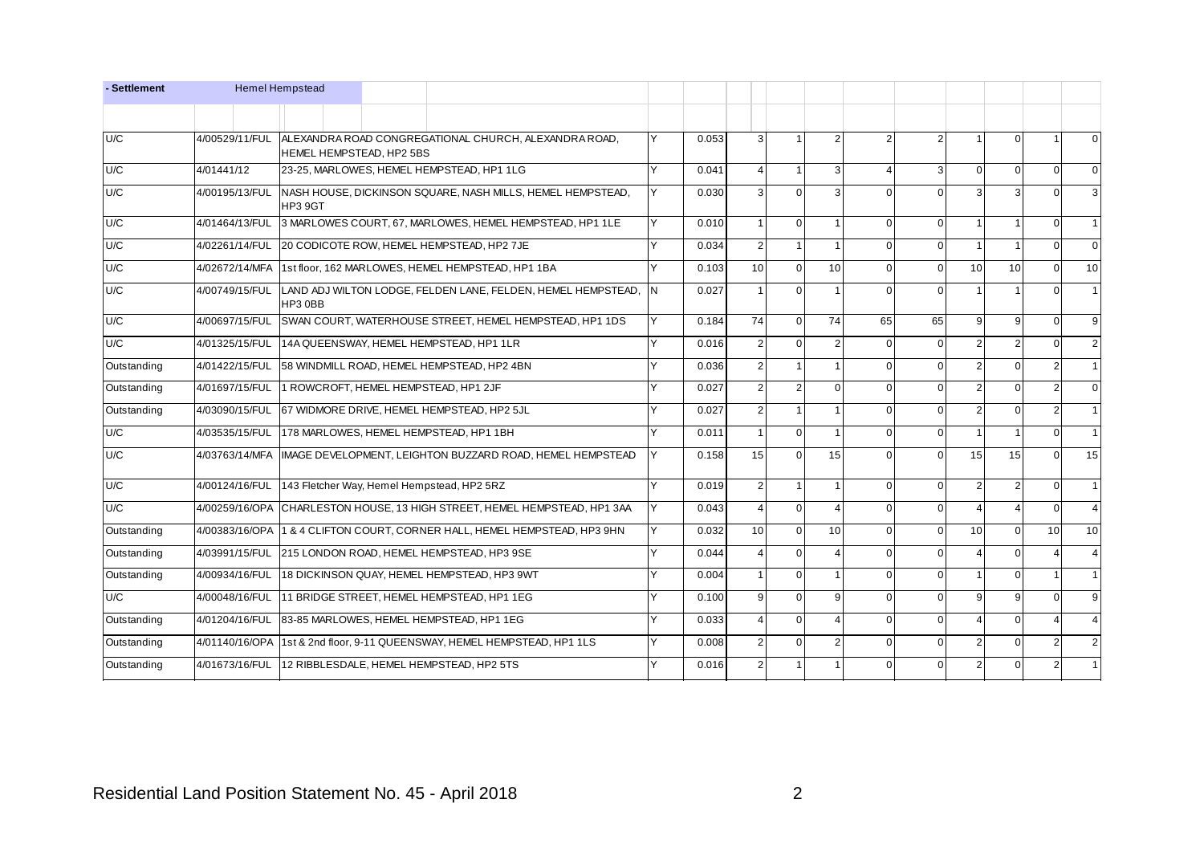| - Settlement | Hemel Hempstead | | | | | | | | | | | | | |
|---|---|---|---|---|---|---|---|---|---|---|---|---|---|---|
| | | | | | | | | | | | | | | |
| U/C | 4/00529/11/FUL | ALEXANDRA ROAD CONGREGATIONAL CHURCH, ALEXANDRA ROAD, HEMEL HEMPSTEAD, HP2 5BS | Y | 0.053 | 3 | 1 | 2 | 2 | 2 | 1 | 0 | 1 | 0 |
| U/C | 4/01441/12 | 23-25, MARLOWES, HEMEL HEMPSTEAD, HP1 1LG | Y | 0.041 | 4 | 1 | 3 | 4 | 3 | 0 | 0 | 0 | 0 |
| U/C | 4/00195/13/FUL | NASH HOUSE, DICKINSON SQUARE, NASH MILLS, HEMEL HEMPSTEAD, HP3 9GT | Y | 0.030 | 3 | 0 | 3 | 0 | 0 | 3 | 3 | 0 | 3 |
| U/C | 4/01464/13/FUL | 3 MARLOWES COURT, 67, MARLOWES, HEMEL HEMPSTEAD, HP1 1LE | Y | 0.010 | 1 | 0 | 1 | 0 | 0 | 1 | 1 | 0 | 1 |
| U/C | 4/02261/14/FUL | 20 CODICOTE ROW, HEMEL HEMPSTEAD, HP2 7JE | Y | 0.034 | 2 | 1 | 1 | 0 | 0 | 1 | 1 | 0 | 0 |
| U/C | 4/02672/14/MFA | 1st floor, 162 MARLOWES, HEMEL HEMPSTEAD, HP1 1BA | Y | 0.103 | 10 | 0 | 10 | 0 | 0 | 10 | 10 | 0 | 10 |
| U/C | 4/00749/15/FUL | LAND ADJ WILTON LODGE, FELDEN LANE, FELDEN, HEMEL HEMPSTEAD, HP3 0BB | N | 0.027 | 1 | 0 | 1 | 0 | 0 | 1 | 1 | 0 | 1 |
| U/C | 4/00697/15/FUL | SWAN COURT, WATERHOUSE STREET, HEMEL HEMPSTEAD, HP1 1DS | Y | 0.184 | 74 | 0 | 74 | 65 | 65 | 9 | 9 | 0 | 9 |
| U/C | 4/01325/15/FUL | 14A QUEENSWAY, HEMEL HEMPSTEAD, HP1 1LR | Y | 0.016 | 2 | 0 | 2 | 0 | 0 | 2 | 2 | 0 | 2 |
| Outstanding | 4/01422/15/FUL | 58 WINDMILL ROAD, HEMEL HEMPSTEAD, HP2 4BN | Y | 0.036 | 2 | 1 | 1 | 0 | 0 | 2 | 0 | 2 | 1 |
| Outstanding | 4/01697/15/FUL | 1 ROWCROFT, HEMEL HEMPSTEAD, HP1 2JF | Y | 0.027 | 2 | 2 | 0 | 0 | 0 | 2 | 0 | 2 | 0 |
| Outstanding | 4/03090/15/FUL | 67 WIDMORE DRIVE, HEMEL HEMPSTEAD, HP2 5JL | Y | 0.027 | 2 | 1 | 1 | 0 | 0 | 2 | 0 | 2 | 1 |
| U/C | 4/03535/15/FUL | 178 MARLOWES, HEMEL HEMPSTEAD, HP1 1BH | Y | 0.011 | 1 | 0 | 1 | 0 | 0 | 1 | 1 | 0 | 1 |
| U/C | 4/03763/14/MFA | IMAGE DEVELOPMENT, LEIGHTON BUZZARD ROAD, HEMEL HEMPSTEAD | Y | 0.158 | 15 | 0 | 15 | 0 | 0 | 15 | 15 | 0 | 15 |
| U/C | 4/00124/16/FUL | 143 Fletcher Way, Hemel Hempstead, HP2 5RZ | Y | 0.019 | 2 | 1 | 1 | 0 | 0 | 2 | 2 | 0 | 1 |
| U/C | 4/00259/16/OPA | CHARLESTON HOUSE, 13 HIGH STREET, HEMEL HEMPSTEAD, HP1 3AA | Y | 0.043 | 4 | 0 | 4 | 0 | 0 | 4 | 4 | 0 | 4 |
| Outstanding | 4/00383/16/OPA | 1 & 4 CLIFTON COURT, CORNER HALL, HEMEL HEMPSTEAD, HP3 9HN | Y | 0.032 | 10 | 0 | 10 | 0 | 0 | 10 | 0 | 10 | 10 |
| Outstanding | 4/03991/15/FUL | 215 LONDON ROAD, HEMEL HEMPSTEAD, HP3 9SE | Y | 0.044 | 4 | 0 | 4 | 0 | 0 | 4 | 0 | 4 | 4 |
| Outstanding | 4/00934/16/FUL | 18 DICKINSON QUAY, HEMEL HEMPSTEAD, HP3 9WT | Y | 0.004 | 1 | 0 | 1 | 0 | 0 | 1 | 0 | 1 | 1 |
| U/C | 4/00048/16/FUL | 11 BRIDGE STREET, HEMEL HEMPSTEAD, HP1 1EG | Y | 0.100 | 9 | 0 | 9 | 0 | 0 | 9 | 9 | 0 | 9 |
| Outstanding | 4/01204/16/FUL | 83-85 MARLOWES, HEMEL HEMPSTEAD, HP1 1EG | Y | 0.033 | 4 | 0 | 4 | 0 | 0 | 4 | 0 | 4 | 4 |
| Outstanding | 4/01140/16/OPA | 1st & 2nd floor, 9-11 QUEENSWAY, HEMEL HEMPSTEAD, HP1 1LS | Y | 0.008 | 2 | 0 | 2 | 0 | 0 | 2 | 0 | 2 | 2 |
| Outstanding | 4/01673/16/FUL | 12 RIBBLESDALE, HEMEL HEMPSTEAD, HP2 5TS | Y | 0.016 | 2 | 1 | 1 | 0 | 0 | 2 | 0 | 2 | 1 |

Residential Land Position Statement No. 45 - April 2018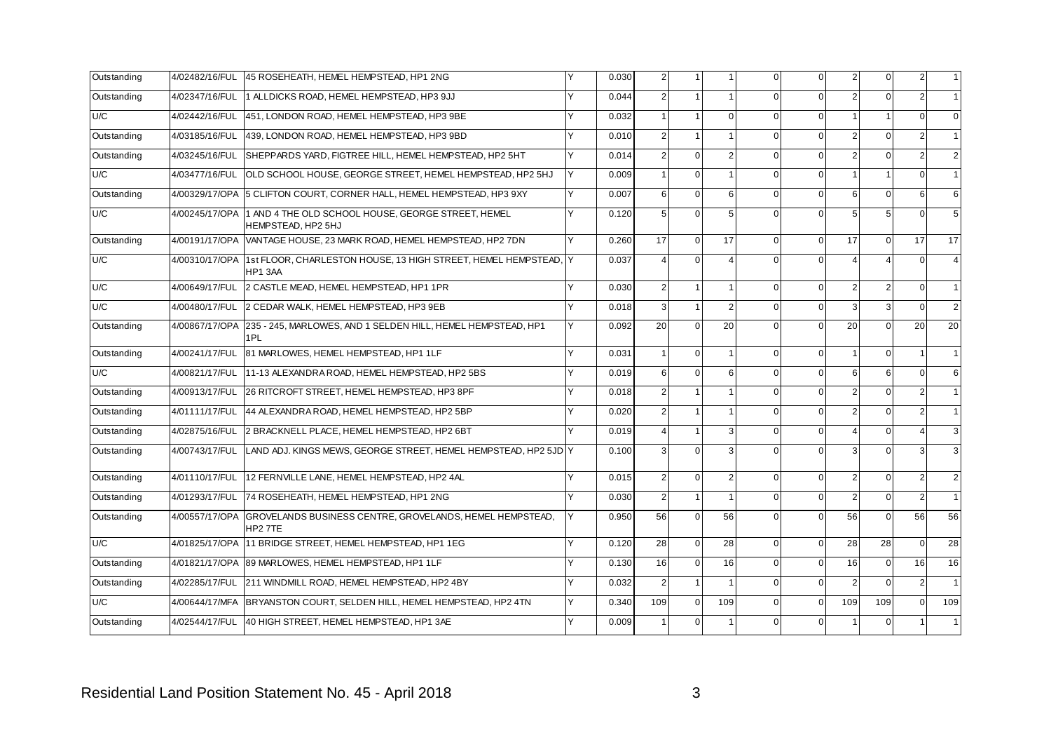| | | | | | | | | | | | | | | |
|---|---|---|---|---|---|---|---|---|---|---|---|---|---|---|
| Outstanding | 4/02482/16/FUL | 45 ROSEHEATH, HEMEL HEMPSTEAD, HP1 2NG | Y | 0.030 | 2 | 1 | 1 | 0 | 0 | 2 | 0 | 2 | 1 |
| Outstanding | 4/02347/16/FUL | 1 ALLDICKS ROAD, HEMEL HEMPSTEAD, HP3 9JJ | Y | 0.044 | 2 | 1 | 1 | 0 | 0 | 2 | 0 | 2 | 1 |
| U/C | 4/02442/16/FUL | 451, LONDON ROAD, HEMEL HEMPSTEAD, HP3 9BE | Y | 0.032 | 1 | 1 | 0 | 0 | 0 | 1 | 1 | 0 | 0 |
| Outstanding | 4/03185/16/FUL | 439, LONDON ROAD, HEMEL HEMPSTEAD, HP3 9BD | Y | 0.010 | 2 | 1 | 1 | 0 | 0 | 2 | 0 | 2 | 1 |
| Outstanding | 4/03245/16/FUL | SHEPPARDS YARD, FIGTREE HILL, HEMEL HEMPSTEAD, HP2 5HT | Y | 0.014 | 2 | 0 | 2 | 0 | 0 | 2 | 0 | 2 | 2 |
| U/C | 4/03477/16/FUL | OLD SCHOOL HOUSE, GEORGE STREET, HEMEL HEMPSTEAD, HP2 5HJ | Y | 0.009 | 1 | 0 | 1 | 0 | 0 | 1 | 1 | 0 | 1 |
| Outstanding | 4/00329/17/OPA | 5 CLIFTON COURT, CORNER HALL, HEMEL HEMPSTEAD, HP3 9XY | Y | 0.007 | 6 | 0 | 6 | 0 | 0 | 6 | 0 | 6 | 6 |
| U/C | 4/00245/17/OPA | 1 AND 4 THE OLD SCHOOL HOUSE, GEORGE STREET, HEMEL HEMPSTEAD, HP2 5HJ | Y | 0.120 | 5 | 0 | 5 | 0 | 0 | 5 | 5 | 0 | 5 |
| Outstanding | 4/00191/17/OPA | VANTAGE HOUSE, 23 MARK ROAD, HEMEL HEMPSTEAD, HP2 7DN | Y | 0.260 | 17 | 0 | 17 | 0 | 0 | 17 | 0 | 17 | 17 |
| U/C | 4/00310/17/OPA | 1st FLOOR, CHARLESTON HOUSE, 13 HIGH STREET, HEMEL HEMPSTEAD, HP1 3AA | Y | 0.037 | 4 | 0 | 4 | 0 | 0 | 4 | 4 | 0 | 4 |
| U/C | 4/00649/17/FUL | 2 CASTLE MEAD, HEMEL HEMPSTEAD, HP1 1PR | Y | 0.030 | 2 | 1 | 1 | 0 | 0 | 2 | 2 | 0 | 1 |
| U/C | 4/00480/17/FUL | 2 CEDAR WALK, HEMEL HEMPSTEAD, HP3 9EB | Y | 0.018 | 3 | 1 | 2 | 0 | 0 | 3 | 3 | 0 | 2 |
| Outstanding | 4/00867/17/OPA | 235 - 245, MARLOWES, AND 1 SELDEN HILL, HEMEL HEMPSTEAD, HP1 1PL | Y | 0.092 | 20 | 0 | 20 | 0 | 0 | 20 | 0 | 20 | 20 |
| Outstanding | 4/00241/17/FUL | 81 MARLOWES, HEMEL HEMPSTEAD, HP1 1LF | Y | 0.031 | 1 | 0 | 1 | 0 | 0 | 1 | 0 | 1 | 1 |
| U/C | 4/00821/17/FUL | 11-13 ALEXANDRA ROAD, HEMEL HEMPSTEAD, HP2 5BS | Y | 0.019 | 6 | 0 | 6 | 0 | 0 | 6 | 6 | 0 | 6 |
| Outstanding | 4/00913/17/FUL | 26 RITCROFT STREET, HEMEL HEMPSTEAD, HP3 8PF | Y | 0.018 | 2 | 1 | 1 | 0 | 0 | 2 | 0 | 2 | 1 |
| Outstanding | 4/01111/17/FUL | 44 ALEXANDRA ROAD, HEMEL HEMPSTEAD, HP2 5BP | Y | 0.020 | 2 | 1 | 1 | 0 | 0 | 2 | 0 | 2 | 1 |
| Outstanding | 4/02875/16/FUL | 2 BRACKNELL PLACE, HEMEL HEMPSTEAD, HP2 6BT | Y | 0.019 | 4 | 1 | 3 | 0 | 0 | 4 | 0 | 4 | 3 |
| Outstanding | 4/00743/17/FUL | LAND ADJ. KINGS MEWS, GEORGE STREET, HEMEL HEMPSTEAD, HP2 5JD | Y | 0.100 | 3 | 0 | 3 | 0 | 0 | 3 | 0 | 3 | 3 |
| Outstanding | 4/01110/17/FUL | 12 FERNVILLE LANE, HEMEL HEMPSTEAD, HP2 4AL | Y | 0.015 | 2 | 0 | 2 | 0 | 0 | 2 | 0 | 2 | 2 |
| Outstanding | 4/01293/17/FUL | 74 ROSEHEATH, HEMEL HEMPSTEAD, HP1 2NG | Y | 0.030 | 2 | 1 | 1 | 0 | 0 | 2 | 0 | 2 | 1 |
| Outstanding | 4/00557/17/OPA | GROVELANDS BUSINESS CENTRE, GROVELANDS, HEMEL HEMPSTEAD, HP2 7TE | Y | 0.950 | 56 | 0 | 56 | 0 | 0 | 56 | 0 | 56 | 56 |
| U/C | 4/01825/17/OPA | 11 BRIDGE STREET, HEMEL HEMPSTEAD, HP1 1EG | Y | 0.120 | 28 | 0 | 28 | 0 | 0 | 28 | 28 | 0 | 28 |
| Outstanding | 4/01821/17/OPA | 89 MARLOWES, HEMEL HEMPSTEAD, HP1 1LF | Y | 0.130 | 16 | 0 | 16 | 0 | 0 | 16 | 0 | 16 | 16 |
| Outstanding | 4/02285/17/FUL | 211 WINDMILL ROAD, HEMEL HEMPSTEAD, HP2 4BY | Y | 0.032 | 2 | 1 | 1 | 0 | 0 | 2 | 0 | 2 | 1 |
| U/C | 4/00644/17/MFA | BRYANSTON COURT, SELDEN HILL, HEMEL HEMPSTEAD, HP2 4TN | Y | 0.340 | 109 | 0 | 109 | 0 | 0 | 109 | 109 | 0 | 109 |
| Outstanding | 4/02544/17/FUL | 40 HIGH STREET, HEMEL HEMPSTEAD, HP1 3AE | Y | 0.009 | 1 | 0 | 1 | 0 | 0 | 1 | 0 | 1 | 1 |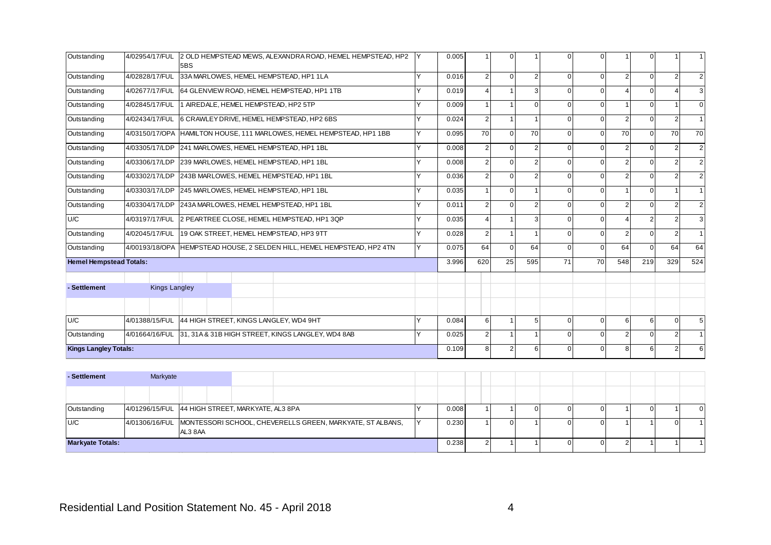| | | | | | | | | | | | | | |
|---|---|---|---|---|---|---|---|---|---|---|---|---|---|
| Outstanding | 4/02954/17/FUL | 2 OLD HEMPSTEAD MEWS, ALEXANDRA ROAD, HEMEL HEMPSTEAD, HP2 5BS | Y | 0.005 | 1 | 0 | 1 | 0 | 0 | 1 | 0 | 1 | 1 |
| Outstanding | 4/02828/17/FUL | 33A MARLOWES, HEMEL HEMPSTEAD, HP1 1LA | Y | 0.016 | 2 | 0 | 2 | 0 | 0 | 2 | 0 | 2 | 2 |
| Outstanding | 4/02677/17/FUL | 64 GLENVIEW ROAD, HEMEL HEMPSTEAD, HP1 1TB | Y | 0.019 | 4 | 1 | 3 | 0 | 0 | 4 | 0 | 4 | 3 |
| Outstanding | 4/02845/17/FUL | 1 AIREDALE, HEMEL HEMPSTEAD, HP2 5TP | Y | 0.009 | 1 | 1 | 0 | 0 | 0 | 1 | 0 | 1 | 0 |
| Outstanding | 4/02434/17/FUL | 6 CRAWLEY DRIVE, HEMEL HEMPSTEAD, HP2 6BS | Y | 0.024 | 2 | 1 | 1 | 0 | 0 | 2 | 0 | 2 | 1 |
| Outstanding | 4/03150/17/OPA | HAMILTON HOUSE, 111 MARLOWES, HEMEL HEMPSTEAD, HP1 1BB | Y | 0.095 | 70 | 0 | 70 | 0 | 0 | 70 | 0 | 70 | 70 |
| Outstanding | 4/03305/17/LDP | 241 MARLOWES, HEMEL HEMPSTEAD, HP1 1BL | Y | 0.008 | 2 | 0 | 2 | 0 | 0 | 2 | 0 | 2 | 2 |
| Outstanding | 4/03306/17/LDP | 239 MARLOWES, HEMEL HEMPSTEAD, HP1 1BL | Y | 0.008 | 2 | 0 | 2 | 0 | 0 | 2 | 0 | 2 | 2 |
| Outstanding | 4/03302/17/LDP | 243B MARLOWES, HEMEL HEMPSTEAD, HP1 1BL | Y | 0.036 | 2 | 0 | 2 | 0 | 0 | 2 | 0 | 2 | 2 |
| Outstanding | 4/03303/17/LDP | 245 MARLOWES, HEMEL HEMPSTEAD, HP1 1BL | Y | 0.035 | 1 | 0 | 1 | 0 | 0 | 1 | 0 | 1 | 1 |
| Outstanding | 4/03304/17/LDP | 243A MARLOWES, HEMEL HEMPSTEAD, HP1 1BL | Y | 0.011 | 2 | 0 | 2 | 0 | 0 | 2 | 0 | 2 | 2 |
| U/C | 4/03197/17/FUL | 2 PEARTREE CLOSE, HEMEL HEMPSTEAD, HP1 3QP | Y | 0.035 | 4 | 1 | 3 | 0 | 0 | 4 | 2 | 2 | 3 |
| Outstanding | 4/02045/17/FUL | 19 OAK STREET, HEMEL HEMPSTEAD, HP3 9TT | Y | 0.028 | 2 | 1 | 1 | 0 | 0 | 2 | 0 | 2 | 1 |
| Outstanding | 4/00193/18/OPA | HEMPSTEAD HOUSE, 2 SELDEN HILL, HEMEL HEMPSTEAD, HP2 4TN | Y | 0.075 | 64 | 0 | 64 | 0 | 0 | 64 | 0 | 64 | 64 |
| **Hemel Hempstead Totals:** | | | | 3.996 | 620 | 25 | 595 | 71 | 70 | 548 | 219 | 329 | 524 |
| **- Settlement** | Kings Langley | | | | | | | | | | | | |
| U/C | 4/01388/15/FUL | 44 HIGH STREET, KINGS LANGLEY, WD4 9HT | Y | 0.084 | 6 | 1 | 5 | 0 | 0 | 6 | 6 | 0 | 5 |
| Outstanding | 4/01664/16/FUL | 31, 31A & 31B HIGH STREET, KINGS LANGLEY, WD4 8AB | Y | 0.025 | 2 | 1 | 1 | 0 | 0 | 2 | 0 | 2 | 1 |
| **Kings Langley Totals:** | | | | 0.109 | 8 | 2 | 6 | 0 | 0 | 8 | 6 | 2 | 6 |
| **- Settlement** | Markyate | | | | | | | | | | | | |
| Outstanding | 4/01296/15/FUL | 44 HIGH STREET, MARKYATE, AL3 8PA | Y | 0.008 | 1 | 1 | 0 | 0 | 0 | 1 | 0 | 1 | 0 |
| U/C | 4/01306/16/FUL | MONTESSORI SCHOOL, CHEVERELLS GREEN, MARKYATE, ST ALBANS, AL3 8AA | Y | 0.230 | 1 | 0 | 1 | 0 | 0 | 1 | 1 | 0 | 1 |
| **Markyate Totals:** | | | | 0.238 | 2 | 1 | 1 | 0 | 0 | 2 | 1 | 1 | 1 |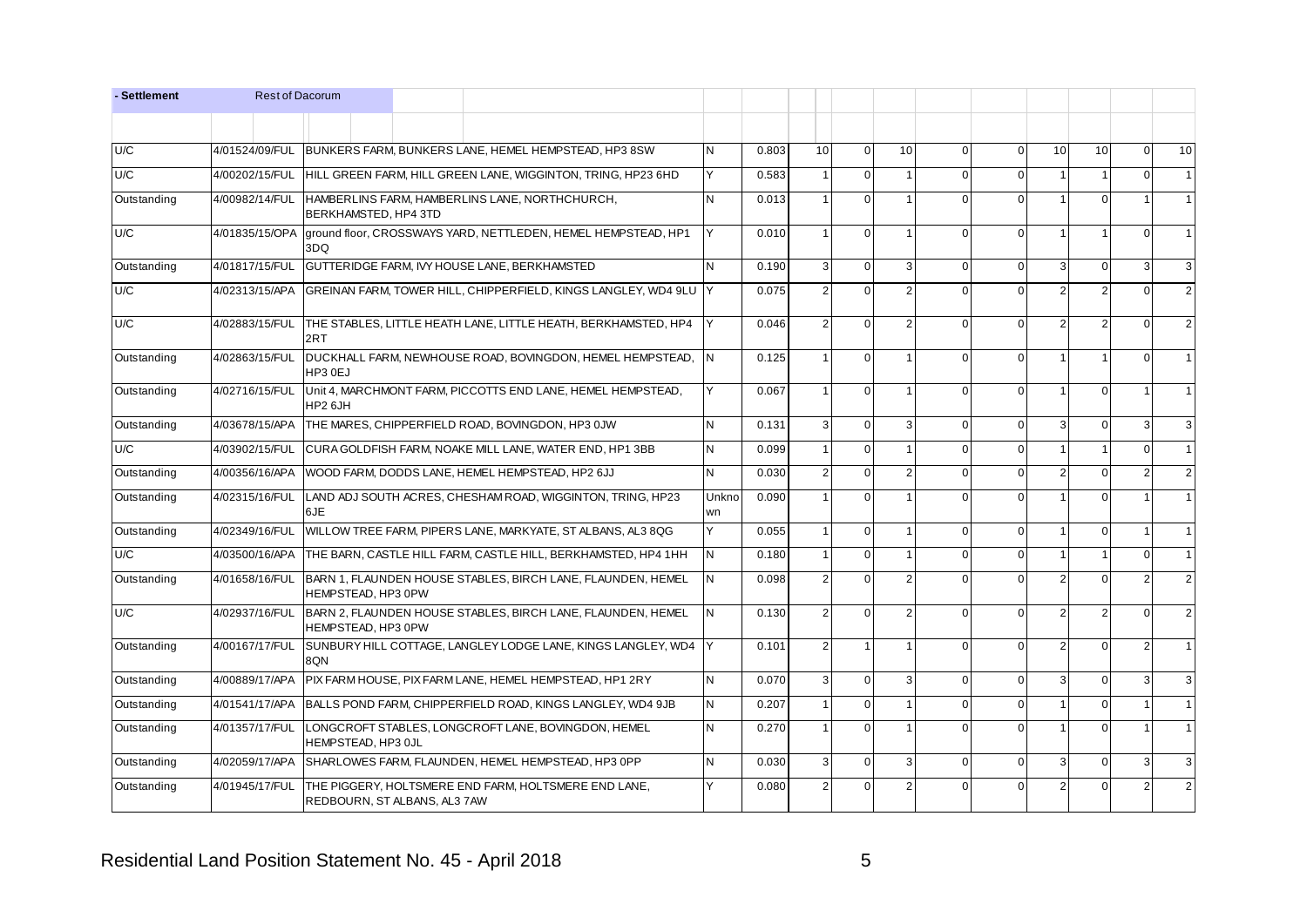| - Settlement | Rest of Dacorum | | | | | | | | | | | | |
|---|---|---|---|---|---|---|---|---|---|---|---|---|---|
| | | | | | | | | | | | | | |
| U/C | 4/01524/09/FUL | BUNKERS FARM, BUNKERS LANE, HEMEL HEMPSTEAD, HP3 8SW | N | 0.803 | 10 | 0 | 10 | 0 | 0 | 10 | 10 | 0 | 10 |
| U/C | 4/00202/15/FUL | HILL GREEN FARM, HILL GREEN LANE, WIGGINTON, TRING, HP23 6HD | Y | 0.583 | 1 | 0 | 1 | 0 | 0 | 1 | 1 | 0 | 1 |
| Outstanding | 4/00982/14/FUL | HAMBERLINS FARM, HAMBERLINS LANE, NORTHCHURCH, BERKHAMSTED, HP4 3TD | N | 0.013 | 1 | 0 | 1 | 0 | 0 | 1 | 0 | 1 | 1 |
| U/C | 4/01835/15/OPA | ground floor, CROSSWAYS YARD, NETTLEDEN, HEMEL HEMPSTEAD, HP1 3DQ | Y | 0.010 | 1 | 0 | 1 | 0 | 0 | 1 | 1 | 0 | 1 |
| Outstanding | 4/01817/15/FUL | GUTTERIDGE FARM, IVY HOUSE LANE, BERKHAMSTED | N | 0.190 | 3 | 0 | 3 | 0 | 0 | 3 | 0 | 3 | 3 |
| U/C | 4/02313/15/APA | GREINAN FARM, TOWER HILL, CHIPPERFIELD, KINGS LANGLEY, WD4 9LU | Y | 0.075 | 2 | 0 | 2 | 0 | 0 | 2 | 2 | 0 | 2 |
| U/C | 4/02883/15/FUL | THE STABLES, LITTLE HEATH LANE, LITTLE HEATH, BERKHAMSTED, HP4 2RT | Y | 0.046 | 2 | 0 | 2 | 0 | 0 | 2 | 2 | 0 | 2 |
| Outstanding | 4/02863/15/FUL | DUCKHALL FARM, NEWHOUSE ROAD, BOVINGDON, HEMEL HEMPSTEAD, HP3 0EJ | N | 0.125 | 1 | 0 | 1 | 0 | 0 | 1 | 1 | 0 | 1 |
| Outstanding | 4/02716/15/FUL | Unit 4, MARCHMONT FARM, PICCOTTS END LANE, HEMEL HEMPSTEAD, HP2 6JH | Y | 0.067 | 1 | 0 | 1 | 0 | 0 | 1 | 0 | 1 | 1 |
| Outstanding | 4/03678/15/APA | THE MARES, CHIPPERFIELD ROAD, BOVINGDON, HP3 0JW | N | 0.131 | 3 | 0 | 3 | 0 | 0 | 3 | 0 | 3 | 3 |
| U/C | 4/03902/15/FUL | CURA GOLDFISH FARM, NOAKE MILL LANE, WATER END, HP1 3BB | N | 0.099 | 1 | 0 | 1 | 0 | 0 | 1 | 1 | 0 | 1 |
| Outstanding | 4/00356/16/APA | WOOD FARM, DODDS LANE, HEMEL HEMPSTEAD, HP2 6JJ | N | 0.030 | 2 | 0 | 2 | 0 | 0 | 2 | 0 | 2 | 2 |
| Outstanding | 4/02315/16/FUL | LAND ADJ SOUTH ACRES, CHESHAM ROAD, WIGGINTON, TRING, HP23 6JE | Unknown | 0.090 | 1 | 0 | 1 | 0 | 0 | 1 | 0 | 1 | 1 |
| Outstanding | 4/02349/16/FUL | WILLOW TREE FARM, PIPERS LANE, MARKYATE, ST ALBANS, AL3 8QG | Y | 0.055 | 1 | 0 | 1 | 0 | 0 | 1 | 0 | 1 | 1 |
| U/C | 4/03500/16/APA | THE BARN, CASTLE HILL FARM, CASTLE HILL, BERKHAMSTED, HP4 1HH | N | 0.180 | 1 | 0 | 1 | 0 | 0 | 1 | 1 | 0 | 1 |
| Outstanding | 4/01658/16/FUL | BARN 1, FLAUNDEN HOUSE STABLES, BIRCH LANE, FLAUNDEN, HEMEL HEMPSTEAD, HP3 0PW | N | 0.098 | 2 | 0 | 2 | 0 | 0 | 2 | 0 | 2 | 2 |
| U/C | 4/02937/16/FUL | BARN 2, FLAUNDEN HOUSE STABLES, BIRCH LANE, FLAUNDEN, HEMEL HEMPSTEAD, HP3 0PW | N | 0.130 | 2 | 0 | 2 | 0 | 0 | 2 | 2 | 0 | 2 |
| Outstanding | 4/00167/17/FUL | SUNBURY HILL COTTAGE, LANGLEY LODGE LANE, KINGS LANGLEY, WD4 8QN | Y | 0.101 | 2 | 1 | 1 | 0 | 0 | 2 | 0 | 2 | 1 |
| Outstanding | 4/00889/17/APA | PIX FARM HOUSE, PIX FARM LANE, HEMEL HEMPSTEAD, HP1 2RY | N | 0.070 | 3 | 0 | 3 | 0 | 0 | 3 | 0 | 3 | 3 |
| Outstanding | 4/01541/17/APA | BALLS POND FARM, CHIPPERFIELD ROAD, KINGS LANGLEY, WD4 9JB | N | 0.207 | 1 | 0 | 1 | 0 | 0 | 1 | 0 | 1 | 1 |
| Outstanding | 4/01357/17/FUL | LONGCROFT STABLES, LONGCROFT LANE, BOVINGDON, HEMEL HEMPSTEAD, HP3 0JL | N | 0.270 | 1 | 0 | 1 | 0 | 0 | 1 | 0 | 1 | 1 |
| Outstanding | 4/02059/17/APA | SHARLOWES FARM, FLAUNDEN, HEMEL HEMPSTEAD, HP3 0PP | N | 0.030 | 3 | 0 | 3 | 0 | 0 | 3 | 0 | 3 | 3 |
| Outstanding | 4/01945/17/FUL | THE PIGGERY, HOLTSMERE END FARM, HOLTSMERE END LANE, REDBOURN, ST ALBANS, AL3 7AW | Y | 0.080 | 2 | 0 | 2 | 0 | 0 | 2 | 0 | 2 | 2 |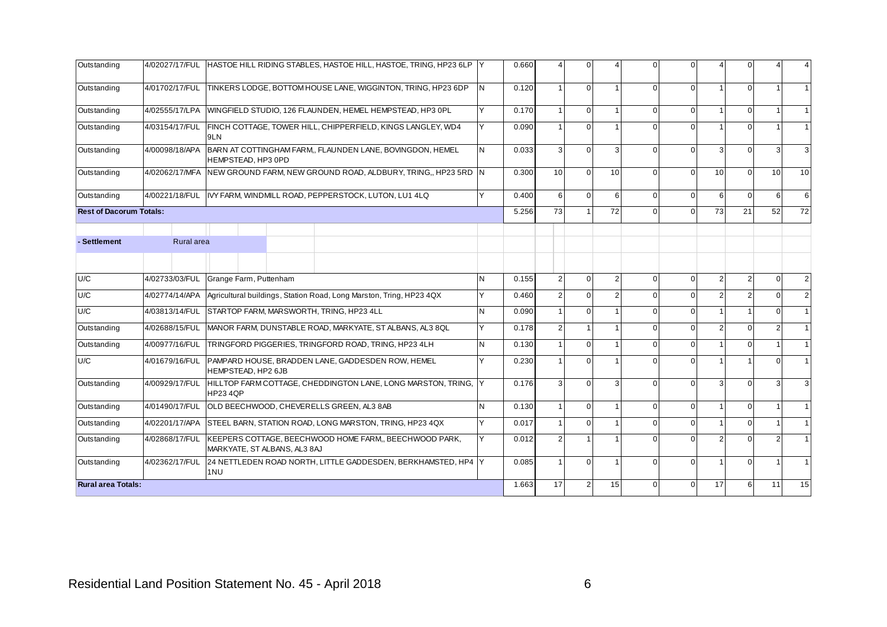| | | | | | | | | | | | | | | |
|---|---|---|---|---|---|---|---|---|---|---|---|---|---|---|
| Outstanding | 4/02027/17/FUL | HASTOE HILL RIDING STABLES, HASTOE HILL, HASTOE, TRING, HP23 6LP | Y | 0.660 | 4 | 0 | 4 | 0 | 0 | 4 | 0 | 4 | 4 |
| Outstanding | 4/01702/17/FUL | TINKERS LODGE, BOTTOM HOUSE LANE, WIGGINTON, TRING, HP23 6DP | N | 0.120 | 1 | 0 | 1 | 0 | 0 | 1 | 0 | 1 | 1 |
| Outstanding | 4/02555/17/LPA | WINGFIELD STUDIO, 126 FLAUNDEN, HEMEL HEMPSTEAD, HP3 0PL | Y | 0.170 | 1 | 0 | 1 | 0 | 0 | 1 | 0 | 1 | 1 |
| Outstanding | 4/03154/17/FUL | FINCH COTTAGE, TOWER HILL, CHIPPERFIELD, KINGS LANGLEY, WD4 9LN | Y | 0.090 | 1 | 0 | 1 | 0 | 0 | 1 | 0 | 1 | 1 |
| Outstanding | 4/00098/18/APA | BARN AT COTTINGHAM FARM,, FLAUNDEN LANE, BOVINGDON, HEMEL HEMPSTEAD, HP3 0PD | N | 0.033 | 3 | 0 | 3 | 0 | 0 | 3 | 0 | 3 | 3 |
| Outstanding | 4/02062/17/MFA | NEW GROUND FARM, NEW GROUND ROAD, ALDBURY, TRING,, HP23 5RD | N | 0.300 | 10 | 0 | 10 | 0 | 0 | 10 | 0 | 10 | 10 |
| Outstanding | 4/00221/18/FUL | IVY FARM, WINDMILL ROAD, PEPPERSTOCK, LUTON, LU1 4LQ | Y | 0.400 | 6 | 0 | 6 | 0 | 0 | 6 | 0 | 6 | 6 |
| **Rest of Dacorum Totals:** | | | | 5.256 | 73 | 1 | 72 | 0 | 0 | 73 | 21 | 52 | 72 |
| **- Settlement** | Rural area | | | | | | | | | | | | |
| U/C | 4/02733/03/FUL | Grange Farm, Puttenham | N | 0.155 | 2 | 0 | 2 | 0 | 0 | 2 | 2 | 0 | 2 |
| U/C | 4/02774/14/APA | Agricultural buildings, Station Road, Long Marston, Tring, HP23 4QX | Y | 0.460 | 2 | 0 | 2 | 0 | 0 | 2 | 2 | 0 | 2 |
| U/C | 4/03813/14/FUL | STARTOP FARM, MARSWORTH, TRING, HP23 4LL | N | 0.090 | 1 | 0 | 1 | 0 | 0 | 1 | 1 | 0 | 1 |
| Outstanding | 4/02688/15/FUL | MANOR FARM, DUNSTABLE ROAD, MARKYATE, ST ALBANS, AL3 8QL | Y | 0.178 | 2 | 1 | 1 | 0 | 0 | 2 | 0 | 2 | 1 |
| Outstanding | 4/00977/16/FUL | TRINGFORD PIGGERIES, TRINGFORD ROAD, TRING, HP23 4LH | N | 0.130 | 1 | 0 | 1 | 0 | 0 | 1 | 0 | 1 | 1 |
| U/C | 4/01679/16/FUL | PAMPARD HOUSE, BRADDEN LANE, GADDESDEN ROW, HEMEL HEMPSTEAD, HP2 6JB | Y | 0.230 | 1 | 0 | 1 | 0 | 0 | 1 | 1 | 0 | 1 |
| Outstanding | 4/00929/17/FUL | HILLTOP FARM COTTAGE, CHEDDINGTON LANE, LONG MARSTON, TRING, HP23 4QP | Y | 0.176 | 3 | 0 | 3 | 0 | 0 | 3 | 0 | 3 | 3 |
| Outstanding | 4/01490/17/FUL | OLD BEECHWOOD, CHEVERELLS GREEN, AL3 8AB | N | 0.130 | 1 | 0 | 1 | 0 | 0 | 1 | 0 | 1 | 1 |
| Outstanding | 4/02201/17/APA | STEEL BARN, STATION ROAD, LONG MARSTON, TRING, HP23 4QX | Y | 0.017 | 1 | 0 | 1 | 0 | 0 | 1 | 0 | 1 | 1 |
| Outstanding | 4/02868/17/FUL | KEEPERS COTTAGE, BEECHWOOD HOME FARM,, BEECHWOOD PARK, MARKYATE, ST ALBANS, AL3 8AJ | Y | 0.012 | 2 | 1 | 1 | 0 | 0 | 2 | 0 | 2 | 1 |
| Outstanding | 4/02362/17/FUL | 24 NETTLEDEN ROAD NORTH, LITTLE GADDESDEN, BERKHAMSTED, HP4 1NU | Y | 0.085 | 1 | 0 | 1 | 0 | 0 | 1 | 0 | 1 | 1 |
| **Rural area Totals:** | | | | 1.663 | 17 | 2 | 15 | 0 | 0 | 17 | 6 | 11 | 15 |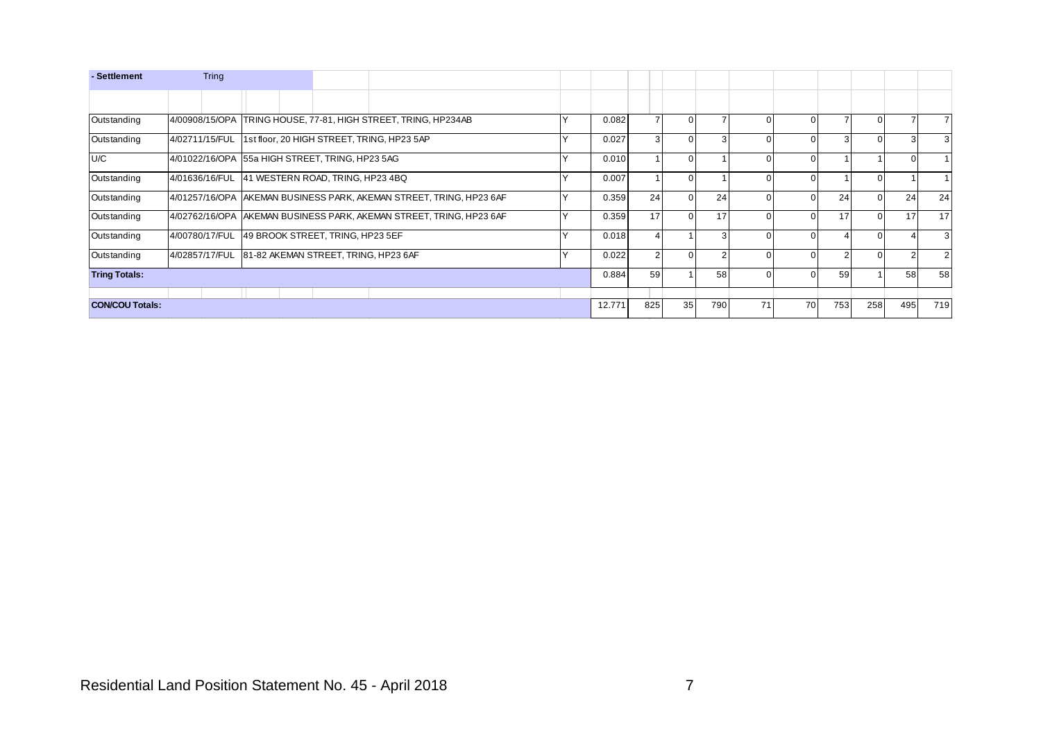| - Settlement | Tring | | | | | | | | | | | | |
|---|---|---|---|---|---|---|---|---|---|---|---|---|---|
| | | | | | | | | | | | | | |
| Outstanding | 4/00908/15/OPA | TRING HOUSE, 77-81, HIGH STREET, TRING, HP234AB | Y | 0.082 | 7 | 0 | 7 | 0 | 0 | 7 | 0 | 7 | 7 |
| Outstanding | 4/02711/15/FUL | 1st floor, 20 HIGH STREET, TRING, HP23 5AP | Y | 0.027 | 3 | 0 | 3 | 0 | 0 | 3 | 0 | 3 | 3 |
| U/C | 4/01022/16/OPA | 55a HIGH STREET, TRING, HP23 5AG | Y | 0.010 | 1 | 0 | 1 | 0 | 0 | 1 | 1 | 0 | 1 |
| Outstanding | 4/01636/16/FUL | 41 WESTERN ROAD, TRING, HP23 4BQ | Y | 0.007 | 1 | 0 | 1 | 0 | 0 | 1 | 0 | 1 | 1 |
| Outstanding | 4/01257/16/OPA | AKEMAN BUSINESS PARK, AKEMAN STREET, TRING, HP23 6AF | Y | 0.359 | 24 | 0 | 24 | 0 | 0 | 24 | 0 | 24 | 24 |
| Outstanding | 4/02762/16/OPA | AKEMAN BUSINESS PARK, AKEMAN STREET, TRING, HP23 6AF | Y | 0.359 | 17 | 0 | 17 | 0 | 0 | 17 | 0 | 17 | 17 |
| Outstanding | 4/00780/17/FUL | 49 BROOK STREET, TRING, HP23 5EF | Y | 0.018 | 4 | 1 | 3 | 0 | 0 | 4 | 0 | 4 | 3 |
| Outstanding | 4/02857/17/FUL | 81-82 AKEMAN STREET, TRING, HP23 6AF | Y | 0.022 | 2 | 0 | 2 | 0 | 0 | 2 | 0 | 2 | 2 |
| **Tring Totals:** | | | | 0.884 | 59 | 1 | 58 | 0 | 0 | 59 | 1 | 58 | 58 |
| | | | | | | | | | | | | | |
| **CON/COU Totals:** | | | | 12.771 | 825 | 35 | 790 | 71 | 70 | 753 | 258 | 495 | 719 |

Residential Land Position Statement No. 45 - April 2018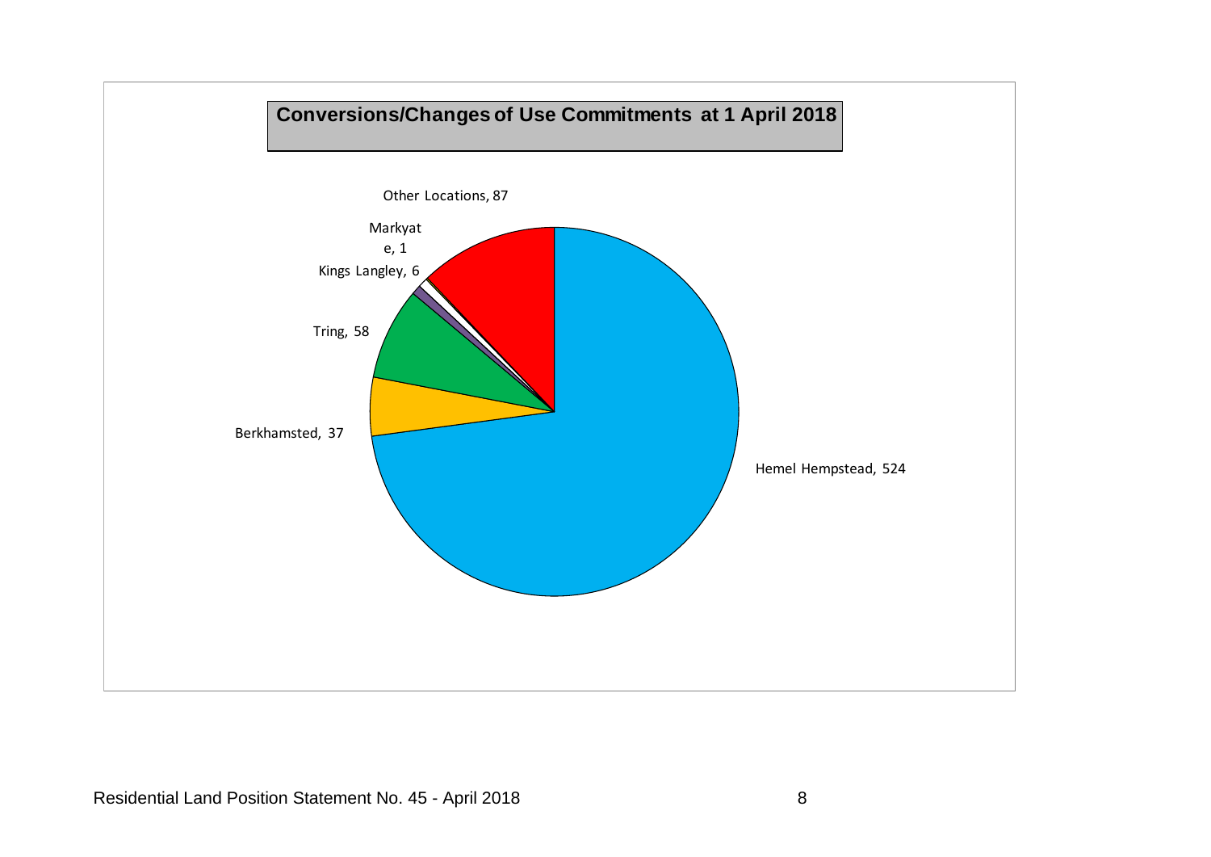**Conversions/Changes of Use Commitments at 1 April 2018**

Other Locations, 87

Markyate, 1

Kings Langley, 6

Tring, 58

Berkhamsted, 37

Hemel Hempstead, 524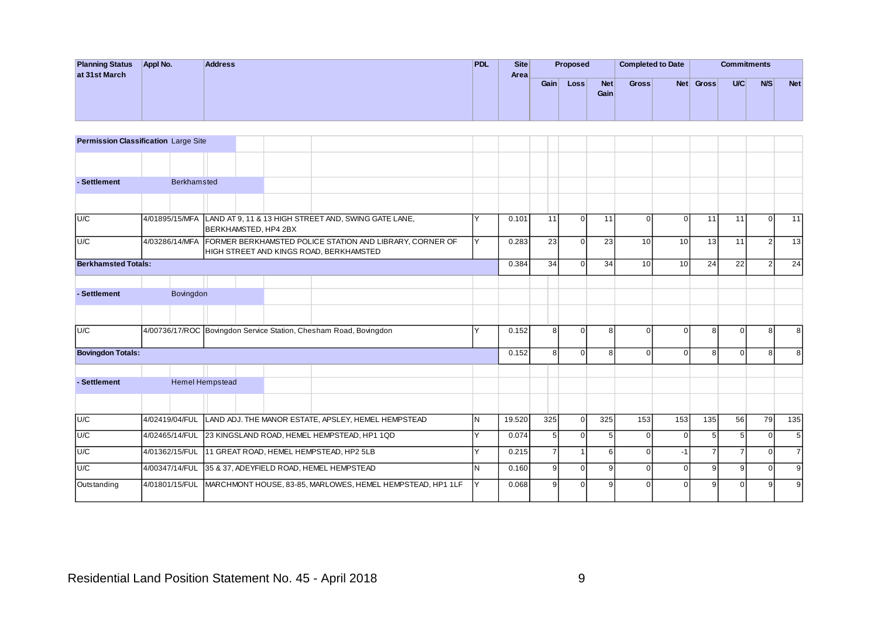| Planning Status at 31st March | Appl No. | Address | PDL | Site Area | Proposed | | | Completed to Date | | Commitments | | | |
|---|---|---|---|---|---|---|---|---|---|---|---|---|---|
| | | | | | Gain | Loss | Net Gain | Gross | Net | Gross | U/C | N/S | Net |
| **Permission Classification** Large Site | | | | | | | | | | | | | |
| **- Settlement** Berkhamsted | | | | | | | | | | | | | |
| U/C | 4/01895/15/MFA | LAND AT 9, 11 & 13 HIGH STREET AND, SWING GATE LANE, BERKHAMSTED, HP4 2BX | Y | 0.101 | 11 | 0 | 11 | 0 | 0 | 11 | 11 | 0 | 11 |
| U/C | 4/03286/14/MFA | FORMER BERKHAMSTED POLICE STATION AND LIBRARY, CORNER OF HIGH STREET AND KINGS ROAD, BERKHAMSTED | Y | 0.283 | 23 | 0 | 23 | 10 | 10 | 13 | 11 | 2 | 13 |
| **Berkhamsted Totals:** | | | | 0.384 | 34 | 0 | 34 | 10 | 10 | 24 | 22 | 2 | 24 |
| **- Settlement** Bovingdon | | | | | | | | | | | | | |
| U/C | 4/00736/17/ROC | Bovingdon Service Station, Chesham Road, Bovingdon | Y | 0.152 | 8 | 0 | 8 | 0 | 0 | 8 | 0 | 8 | 8 |
| **Bovingdon Totals:** | | | | 0.152 | 8 | 0 | 8 | 0 | 0 | 8 | 0 | 8 | 8 |
| **- Settlement** Hemel Hempstead | | | | | | | | | | | | | |
| U/C | 4/02419/04/FUL | LAND ADJ. THE MANOR ESTATE, APSLEY, HEMEL HEMPSTEAD | N | 19.520 | 325 | 0 | 325 | 153 | 153 | 135 | 56 | 79 | 135 |
| U/C | 4/02465/14/FUL | 23 KINGSLAND ROAD, HEMEL HEMPSTEAD, HP1 1QD | Y | 0.074 | 5 | 0 | 5 | 0 | 0 | 5 | 5 | 0 | 5 |
| U/C | 4/01362/15/FUL | 11 GREAT ROAD, HEMEL HEMPSTEAD, HP2 5LB | Y | 0.215 | 7 | 1 | 6 | 0 | -1 | 7 | 7 | 0 | 7 |
| U/C | 4/00347/14/FUL | 35 & 37, ADEYFIELD ROAD, HEMEL HEMPSTEAD | N | 0.160 | 9 | 0 | 9 | 0 | 0 | 9 | 9 | 0 | 9 |
| Outstanding | 4/01801/15/FUL | MARCHMONT HOUSE, 83-85, MARLOWES, HEMEL HEMPSTEAD, HP1 1LF | Y | 0.068 | 9 | 0 | 9 | 0 | 0 | 9 | 0 | 9 | 9 |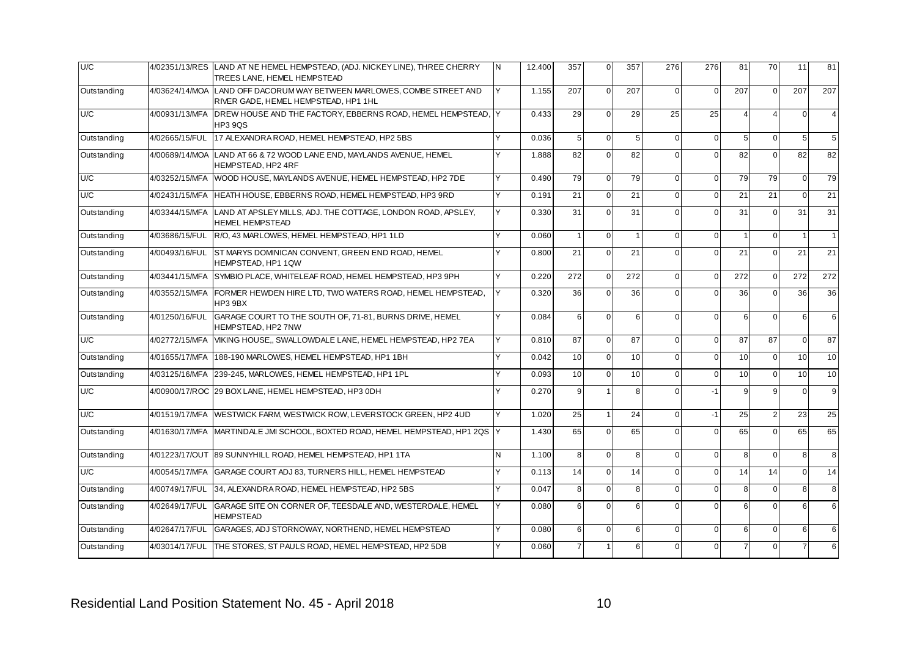| | | | | | | | | | | | | | |
|---|---|---|---|---|---|---|---|---|---|---|---|---|---|
| U/C | 4/02351/13/RES | LAND AT NE HEMEL HEMPSTEAD, (ADJ. NICKEY LINE), THREE CHERRY TREES LANE, HEMEL HEMPSTEAD | N | 12.400 | 357 | 0 | 357 | 276 | 276 | 81 | 70 | 11 | 81 |
| Outstanding | 4/03624/14/MOA | LAND OFF DACORUM WAY BETWEEN MARLOWES, COMBE STREET AND RIVER GADE, HEMEL HEMPSTEAD, HP1 1HL | Y | 1.155 | 207 | 0 | 207 | 0 | 0 | 207 | 0 | 207 | 207 |
| U/C | 4/00931/13/MFA | DREW HOUSE AND THE FACTORY, EBBERNS ROAD, HEMEL HEMPSTEAD, HP3 9QS | Y | 0.433 | 29 | 0 | 29 | 25 | 25 | 4 | 4 | 0 | 4 |
| Outstanding | 4/02665/15/FUL | 17 ALEXANDRA ROAD, HEMEL HEMPSTEAD, HP2 5BS | Y | 0.036 | 5 | 0 | 5 | 0 | 0 | 5 | 0 | 5 | 5 |
| Outstanding | 4/00689/14/MOA | LAND AT 66 & 72 WOOD LANE END, MAYLANDS AVENUE, HEMEL HEMPSTEAD, HP2 4RF | Y | 1.888 | 82 | 0 | 82 | 0 | 0 | 82 | 0 | 82 | 82 |
| U/C | 4/03252/15/MFA | WOOD HOUSE, MAYLANDS AVENUE, HEMEL HEMPSTEAD, HP2 7DE | Y | 0.490 | 79 | 0 | 79 | 0 | 0 | 79 | 79 | 0 | 79 |
| U/C | 4/02431/15/MFA | HEATH HOUSE, EBBERNS ROAD, HEMEL HEMPSTEAD, HP3 9RD | Y | 0.191 | 21 | 0 | 21 | 0 | 0 | 21 | 21 | 0 | 21 |
| Outstanding | 4/03344/15/MFA | LAND AT APSLEY MILLS, ADJ. THE COTTAGE, LONDON ROAD, APSLEY, HEMEL HEMPSTEAD | Y | 0.330 | 31 | 0 | 31 | 0 | 0 | 31 | 0 | 31 | 31 |
| Outstanding | 4/03686/15/FUL | R/O, 43 MARLOWES, HEMEL HEMPSTEAD, HP1 1LD | Y | 0.060 | 1 | 0 | 1 | 0 | 0 | 1 | 0 | 1 | 1 |
| Outstanding | 4/00493/16/FUL | ST MARYS DOMINICAN CONVENT, GREEN END ROAD, HEMEL HEMPSTEAD, HP1 1QW | Y | 0.800 | 21 | 0 | 21 | 0 | 0 | 21 | 0 | 21 | 21 |
| Outstanding | 4/03441/15/MFA | SYMBIO PLACE, WHITELEAF ROAD, HEMEL HEMPSTEAD, HP3 9PH | Y | 0.220 | 272 | 0 | 272 | 0 | 0 | 272 | 0 | 272 | 272 |
| Outstanding | 4/03552/15/MFA | FORMER HEWDEN HIRE LTD, TWO WATERS ROAD, HEMEL HEMPSTEAD, HP3 9BX | Y | 0.320 | 36 | 0 | 36 | 0 | 0 | 36 | 0 | 36 | 36 |
| Outstanding | 4/01250/16/FUL | GARAGE COURT TO THE SOUTH OF, 71-81, BURNS DRIVE, HEMEL HEMPSTEAD, HP2 7NW | Y | 0.084 | 6 | 0 | 6 | 0 | 0 | 6 | 0 | 6 | 6 |
| U/C | 4/02772/15/MFA | VIKING HOUSE,, SWALLOWDALE LANE, HEMEL HEMPSTEAD, HP2 7EA | Y | 0.810 | 87 | 0 | 87 | 0 | 0 | 87 | 87 | 0 | 87 |
| Outstanding | 4/01655/17/MFA | 188-190 MARLOWES, HEMEL HEMPSTEAD, HP1 1BH | Y | 0.042 | 10 | 0 | 10 | 0 | 0 | 10 | 0 | 10 | 10 |
| Outstanding | 4/03125/16/MFA | 239-245, MARLOWES, HEMEL HEMPSTEAD, HP1 1PL | Y | 0.093 | 10 | 0 | 10 | 0 | 0 | 10 | 0 | 10 | 10 |
| U/C | 4/00900/17/ROC | 29 BOX LANE, HEMEL HEMPSTEAD, HP3 0DH | Y | 0.270 | 9 | 1 | 8 | 0 | -1 | 9 | 9 | 0 | 9 |
| U/C | 4/01519/17/MFA | WESTWICK FARM, WESTWICK ROW, LEVERSTOCK GREEN, HP2 4UD | Y | 1.020 | 25 | 1 | 24 | 0 | -1 | 25 | 2 | 23 | 25 |
| Outstanding | 4/01630/17/MFA | MARTINDALE JMI SCHOOL, BOXTED ROAD, HEMEL HEMPSTEAD, HP1 2QS | Y | 1.430 | 65 | 0 | 65 | 0 | 0 | 65 | 0 | 65 | 65 |
| Outstanding | 4/01223/17/OUT | 89 SUNNYHILL ROAD, HEMEL HEMPSTEAD, HP1 1TA | N | 1.100 | 8 | 0 | 8 | 0 | 0 | 8 | 0 | 8 | 8 |
| U/C | 4/00545/17/MFA | GARAGE COURT ADJ 83, TURNERS HILL, HEMEL HEMPSTEAD | Y | 0.113 | 14 | 0 | 14 | 0 | 0 | 14 | 14 | 0 | 14 |
| Outstanding | 4/00749/17/FUL | 34, ALEXANDRA ROAD, HEMEL HEMPSTEAD, HP2 5BS | Y | 0.047 | 8 | 0 | 8 | 0 | 0 | 8 | 0 | 8 | 8 |
| Outstanding | 4/02649/17/FUL | GARAGE SITE ON CORNER OF, TEESDALE AND, WESTERDALE, HEMEL HEMPSTEAD | Y | 0.080 | 6 | 0 | 6 | 0 | 0 | 6 | 0 | 6 | 6 |
| Outstanding | 4/02647/17/FUL | GARAGES, ADJ STORNOWAY, NORTHEND, HEMEL HEMPSTEAD | Y | 0.080 | 6 | 0 | 6 | 0 | 0 | 6 | 0 | 6 | 6 |
| Outstanding | 4/03014/17/FUL | THE STORES, ST PAULS ROAD, HEMEL HEMPSTEAD, HP2 5DB | Y | 0.060 | 7 | 1 | 6 | 0 | 0 | 7 | 0 | 7 | 6 |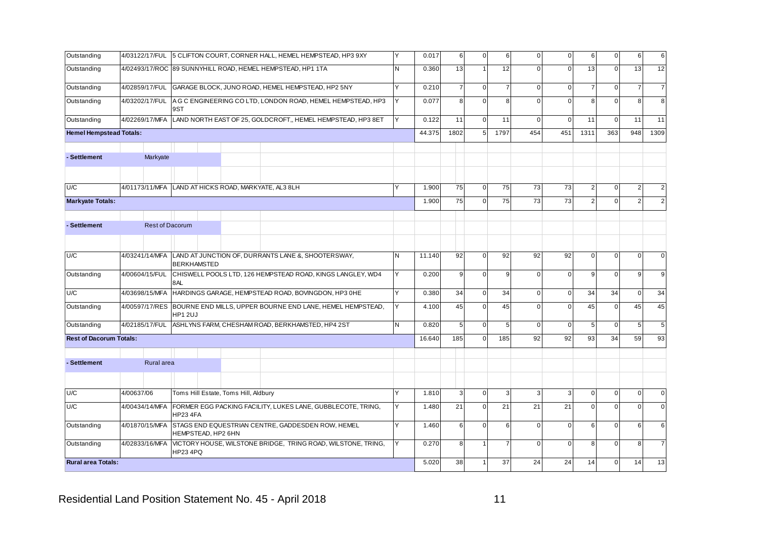| | | | | | | | | | | | | | |
|---|---|---|---|---|---|---|---|---|---|---|---|---|---|
| Outstanding | 4/03122/17/FUL | 5 CLIFTON COURT, CORNER HALL, HEMEL HEMPSTEAD, HP3 9XY | Y | 0.017 | 6 | 0 | 6 | 0 | 0 | 6 | 0 | 6 | 6 |
| Outstanding | 4/02493/17/ROC | 89 SUNNYHILL ROAD, HEMEL HEMPSTEAD, HP1 1TA | N | 0.360 | 13 | 1 | 12 | 0 | 0 | 13 | 0 | 13 | 12 |
| Outstanding | 4/02859/17/FUL | GARAGE BLOCK, JUNO ROAD, HEMEL HEMPSTEAD, HP2 5NY | Y | 0.210 | 7 | 0 | 7 | 0 | 0 | 7 | 0 | 7 | 7 |
| Outstanding | 4/03202/17/FUL | A G C ENGINEERING CO LTD, LONDON ROAD, HEMEL HEMPSTEAD, HP3 9ST | Y | 0.077 | 8 | 0 | 8 | 0 | 0 | 8 | 0 | 8 | 8 |
| Outstanding | 4/02269/17/MFA | LAND NORTH EAST OF 25, GOLDCROFT,, HEMEL HEMPSTEAD, HP3 8ET | Y | 0.122 | 11 | 0 | 11 | 0 | 0 | 11 | 0 | 11 | 11 |
| **Hemel Hempstead Totals:** | | | | 44.375 | 1802 | 5 | 1797 | 454 | 451 | 1311 | 363 | 948 | 1309 |
| **- Settlement** | Markyate | | | | | | | | | | | | |
| U/C | 4/01173/11/MFA | LAND AT HICKS ROAD, MARKYATE, AL3 8LH | Y | 1.900 | 75 | 0 | 75 | 73 | 73 | 2 | 0 | 2 | 2 |
| **Markyate Totals:** | | | | 1.900 | 75 | 0 | 75 | 73 | 73 | 2 | 0 | 2 | 2 |
| **- Settlement** | Rest of Dacorum | | | | | | | | | | | | |
| U/C | 4/03241/14/MFA | LAND AT JUNCTION OF, DURRANTS LANE &, SHOOTERSWAY, BERKHAMSTED | N | 11.140 | 92 | 0 | 92 | 92 | 92 | 0 | 0 | 0 | 0 |
| Outstanding | 4/00604/15/FUL | CHISWELL POOLS LTD, 126 HEMPSTEAD ROAD, KINGS LANGLEY, WD4 8AL | Y | 0.200 | 9 | 0 | 9 | 0 | 0 | 9 | 0 | 9 | 9 |
| U/C | 4/03698/15/MFA | HARDINGS GARAGE, HEMPSTEAD ROAD, BOVINGDON, HP3 0HE | Y | 0.380 | 34 | 0 | 34 | 0 | 0 | 34 | 34 | 0 | 34 |
| Outstanding | 4/00597/17/RES | BOURNE END MILLS, UPPER BOURNE END LANE, HEMEL HEMPSTEAD, HP1 2UJ | Y | 4.100 | 45 | 0 | 45 | 0 | 0 | 45 | 0 | 45 | 45 |
| Outstanding | 4/02185/17/FUL | ASHLYNS FARM, CHESHAM ROAD, BERKHAMSTED, HP4 2ST | N | 0.820 | 5 | 0 | 5 | 0 | 0 | 5 | 0 | 5 | 5 |
| **Rest of Dacorum Totals:** | | | | 16.640 | 185 | 0 | 185 | 92 | 92 | 93 | 34 | 59 | 93 |
| **- Settlement** | Rural area | | | | | | | | | | | | |
| U/C | 4/00637/06 | Toms Hill Estate, Toms Hill, Aldbury | Y | 1.810 | 3 | 0 | 3 | 3 | 3 | 0 | 0 | 0 | 0 |
| U/C | 4/00434/14/MFA | FORMER EGG PACKING FACILITY, LUKES LANE, GUBBLECOTE, TRING, HP23 4FA | Y | 1.480 | 21 | 0 | 21 | 21 | 21 | 0 | 0 | 0 | 0 |
| Outstanding | 4/01870/15/MFA | STAGS END EQUESTRIAN CENTRE, GADDESDEN ROW, HEMEL HEMPSTEAD, HP2 6HN | Y | 1.460 | 6 | 0 | 6 | 0 | 0 | 6 | 0 | 6 | 6 |
| Outstanding | 4/02833/16/MFA | VICTORY HOUSE, WILSTONE BRIDGE, TRING ROAD, WILSTONE, TRING, HP23 4PQ | Y | 0.270 | 8 | 1 | 7 | 0 | 0 | 8 | 0 | 8 | 7 |
| **Rural area Totals:** | | | | 5.020 | 38 | 1 | 37 | 24 | 24 | 14 | 0 | 14 | 13 |

Residential Land Position Statement No. 45 - April 2018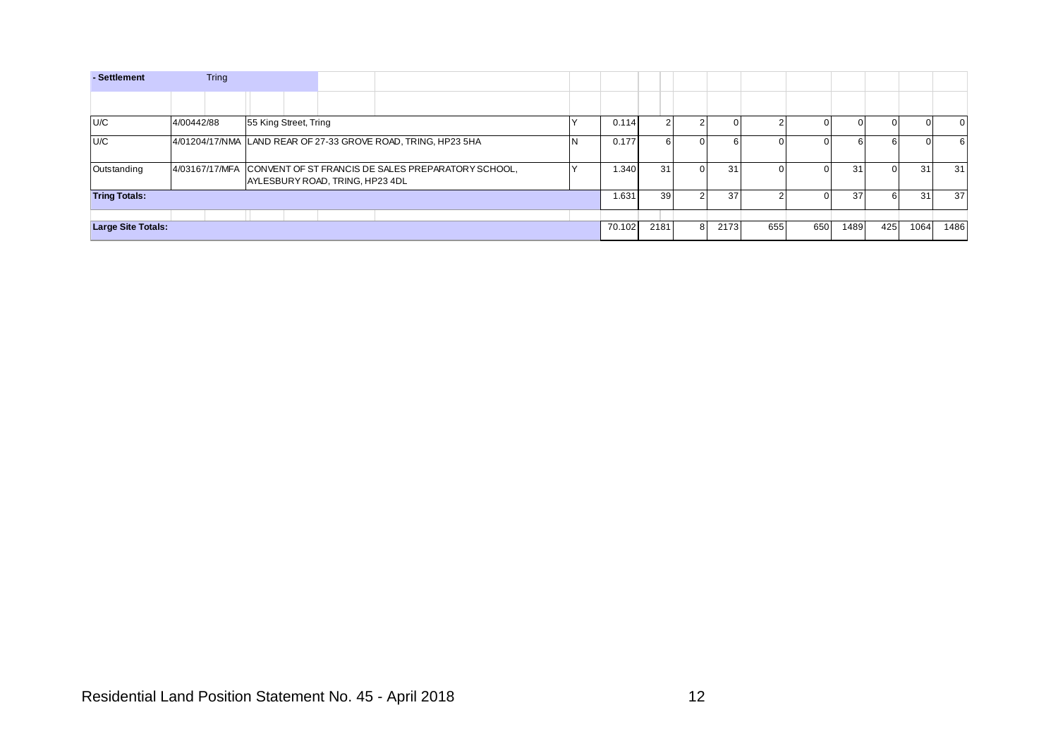| - Settlement | Tring | | | | | | | | | | | | | |
|---|---|---|---|---|---|---|---|---|---|---|---|---|---|---|
| U/C | 4/00442/88 | 55 King Street, Tring | Y | 0.114 | 2 | 2 | 0 | 2 | 0 | 0 | 0 | 0 | 0 | |
| U/C | 4/01204/17/NMA | LAND REAR OF 27-33 GROVE ROAD, TRING, HP23 5HA | N | 0.177 | 6 | 0 | 6 | 0 | 0 | 6 | 6 | 0 | 6 | |
| Outstanding | 4/03167/17/MFA | CONVENT OF ST FRANCIS DE SALES PREPARATORY SCHOOL, AYLESBURY ROAD, TRING, HP23 4DL | Y | 1.340 | 31 | 0 | 31 | 0 | 0 | 31 | 0 | 31 | 31 | |
| **Tring Totals:** | | | | 1.631 | 39 | 2 | 37 | 2 | 0 | 37 | 6 | 31 | 37 | |
| **Large Site Totals:** | | | | 70.102 | 2181 | 8 | 2173 | 655 | 650 | 1489 | 425 | 1064 | 1486 | |

Residential Land Position Statement No. 45 - April 2018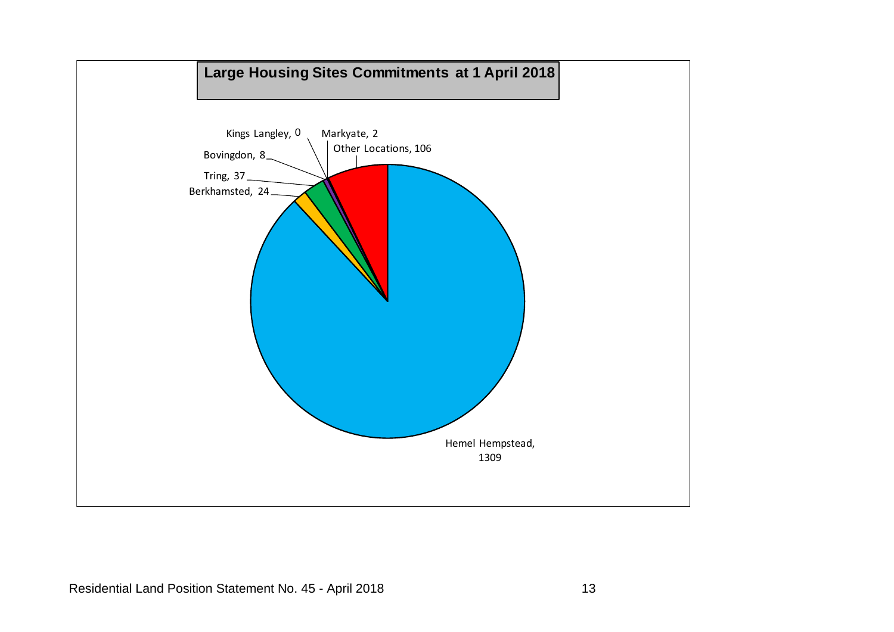## Large Housing Sites Commitments at 1 April 2018

Kings Langley, 0

Markyate, 2

Other Locations, 106

Bovingdon, 8

Tring, 37

Berkhamsted, 24

Hemel Hempstead, 1309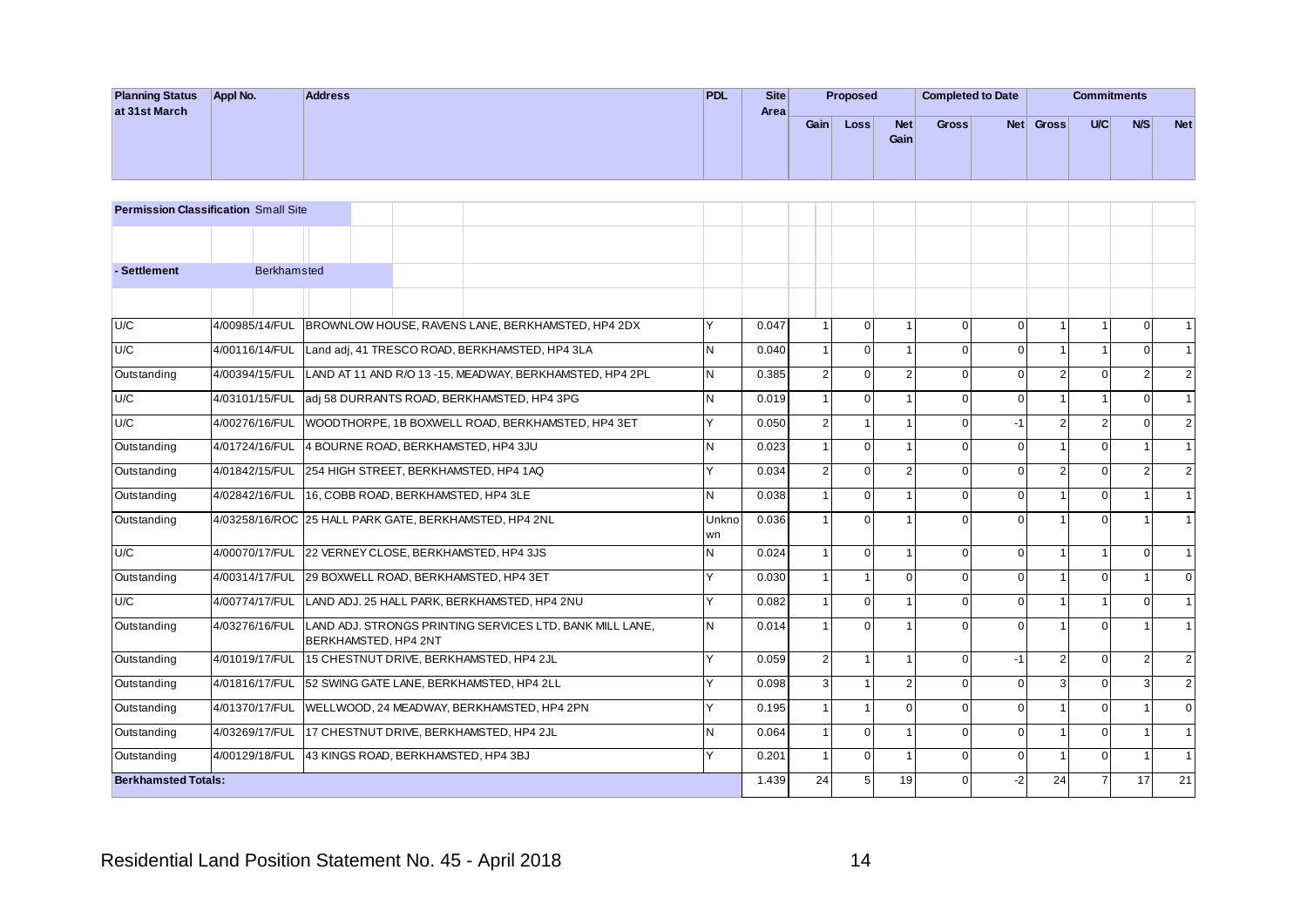| Planning Status at 31st March | Appl No. | Address | PDL | Site Area | Proposed | | | Completed to Date | | Commitments | | | |
|---|---|---|---|---|---|---|---|---|---|---|---|---|---|
| | | | | | Gain | Loss | Net Gain | Gross | Net | Gross | U/C | N/S | Net |
| **Permission Classification** Small Site | | | | | | | | | | | | | |
| **- Settlement** Berkhamsted | | | | | | | | | | | | | |
| U/C | 4/00985/14/FUL | BROWNLOW HOUSE, RAVENS LANE, BERKHAMSTED, HP4 2DX | Y | 0.047 | 1 | 0 | 1 | 0 | 0 | 1 | 1 | 0 | 1 |
| U/C | 4/00116/14/FUL | Land adj, 41 TRESCO ROAD, BERKHAMSTED, HP4 3LA | N | 0.040 | 1 | 0 | 1 | 0 | 0 | 1 | 1 | 0 | 1 |
| Outstanding | 4/00394/15/FUL | LAND AT 11 AND R/O 13 -15, MEADWAY, BERKHAMSTED, HP4 2PL | N | 0.385 | 2 | 0 | 2 | 0 | 0 | 2 | 0 | 2 | 2 |
| U/C | 4/03101/15/FUL | adj 58 DURRANTS ROAD, BERKHAMSTED, HP4 3PG | N | 0.019 | 1 | 0 | 1 | 0 | 0 | 1 | 1 | 0 | 1 |
| U/C | 4/00276/16/FUL | WOODTHORPE, 1B BOXWELL ROAD, BERKHAMSTED, HP4 3ET | Y | 0.050 | 2 | 1 | 1 | 0 | -1 | 2 | 2 | 0 | 2 |
| Outstanding | 4/01724/16/FUL | 4 BOURNE ROAD, BERKHAMSTED, HP4 3JU | N | 0.023 | 1 | 0 | 1 | 0 | 0 | 1 | 0 | 1 | 1 |
| Outstanding | 4/01842/15/FUL | 254 HIGH STREET, BERKHAMSTED, HP4 1AQ | Y | 0.034 | 2 | 0 | 2 | 0 | 0 | 2 | 0 | 2 | 2 |
| Outstanding | 4/02842/16/FUL | 16, COBB ROAD, BERKHAMSTED, HP4 3LE | N | 0.038 | 1 | 0 | 1 | 0 | 0 | 1 | 0 | 1 | 1 |
| Outstanding | 4/03258/16/ROC | 25 HALL PARK GATE, BERKHAMSTED, HP4 2NL | Unknown | 0.036 | 1 | 0 | 1 | 0 | 0 | 1 | 0 | 1 | 1 |
| U/C | 4/00070/17/FUL | 22 VERNEY CLOSE, BERKHAMSTED, HP4 3JS | N | 0.024 | 1 | 0 | 1 | 0 | 0 | 1 | 1 | 0 | 1 |
| Outstanding | 4/00314/17/FUL | 29 BOXWELL ROAD, BERKHAMSTED, HP4 3ET | Y | 0.030 | 1 | 1 | 0 | 0 | 0 | 1 | 0 | 1 | 0 |
| U/C | 4/00774/17/FUL | LAND ADJ. 25 HALL PARK, BERKHAMSTED, HP4 2NU | Y | 0.082 | 1 | 0 | 1 | 0 | 0 | 1 | 1 | 0 | 1 |
| Outstanding | 4/03276/16/FUL | LAND ADJ. STRONGS PRINTING SERVICES LTD, BANK MILL LANE, BERKHAMSTED, HP4 2NT | N | 0.014 | 1 | 0 | 1 | 0 | 0 | 1 | 0 | 1 | 1 |
| Outstanding | 4/01019/17/FUL | 15 CHESTNUT DRIVE, BERKHAMSTED, HP4 2JL | Y | 0.059 | 2 | 1 | 1 | 0 | -1 | 2 | 0 | 2 | 2 |
| Outstanding | 4/01816/17/FUL | 52 SWING GATE LANE, BERKHAMSTED, HP4 2LL | Y | 0.098 | 3 | 1 | 2 | 0 | 0 | 3 | 0 | 3 | 2 |
| Outstanding | 4/01370/17/FUL | WELLWOOD, 24 MEADWAY, BERKHAMSTED, HP4 2PN | Y | 0.195 | 1 | 1 | 0 | 0 | 0 | 1 | 0 | 1 | 0 |
| Outstanding | 4/03269/17/FUL | 17 CHESTNUT DRIVE, BERKHAMSTED, HP4 2JL | N | 0.064 | 1 | 0 | 1 | 0 | 0 | 1 | 0 | 1 | 1 |
| Outstanding | 4/00129/18/FUL | 43 KINGS ROAD, BERKHAMSTED, HP4 3BJ | Y | 0.201 | 1 | 0 | 1 | 0 | 0 | 1 | 0 | 1 | 1 |
| **Berkhamsted Totals:** | | | | 1.439 | 24 | 5 | 19 | 0 | -2 | 24 | 7 | 17 | 21 |

Residential Land Position Statement No. 45 - April 2018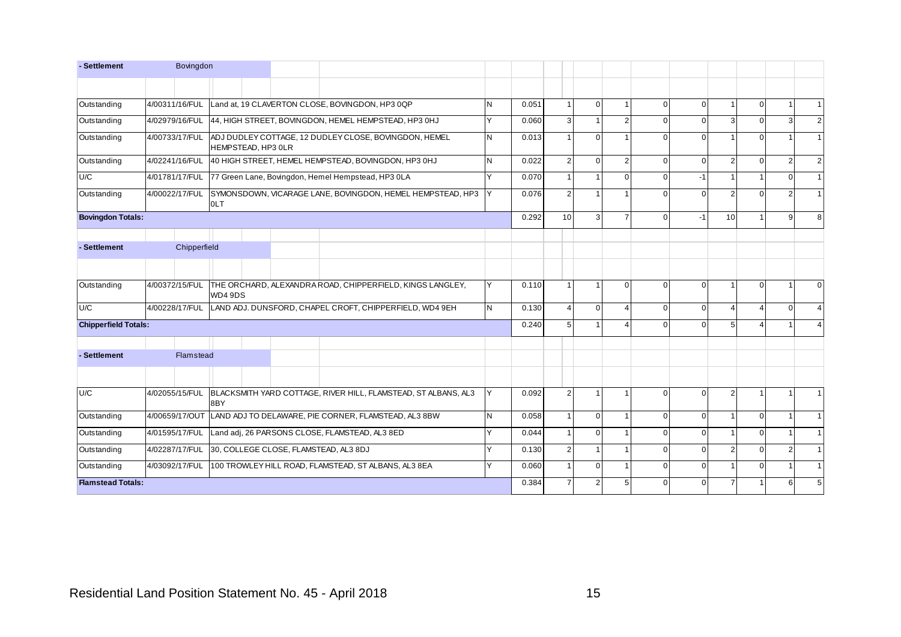| - Settlement | Bovingdon | | | | | | | | | | | | |
|---|---|---|---|---|---|---|---|---|---|---|---|---|---|
| Outstanding | 4/00311/16/FUL | Land at, 19 CLAVERTON CLOSE, BOVINGDON, HP3 0QP | N | 0.051 | 1 | 0 | 1 | 0 | 0 | 1 | 0 | 1 | 1 |
| Outstanding | 4/02979/16/FUL | 44, HIGH STREET, BOVINGDON, HEMEL HEMPSTEAD, HP3 0HJ | Y | 0.060 | 3 | 1 | 2 | 0 | 0 | 3 | 0 | 3 | 2 |
| Outstanding | 4/00733/17/FUL | ADJ DUDLEY COTTAGE, 12 DUDLEY CLOSE, BOVINGDON, HEMEL HEMPSTEAD, HP3 0LR | N | 0.013 | 1 | 0 | 1 | 0 | 0 | 1 | 0 | 1 | 1 |
| Outstanding | 4/02241/16/FUL | 40 HIGH STREET, HEMEL HEMPSTEAD, BOVINGDON, HP3 0HJ | N | 0.022 | 2 | 0 | 2 | 0 | 0 | 2 | 0 | 2 | 2 |
| U/C | 4/01781/17/FUL | 77 Green Lane, Bovingdon, Hemel Hempstead, HP3 0LA | Y | 0.070 | 1 | 1 | 0 | 0 | -1 | 1 | 1 | 0 | 1 |
| Outstanding | 4/00022/17/FUL | SYMONSDOWN, VICARAGE LANE, BOVINGDON, HEMEL HEMPSTEAD, HP3 0LT | Y | 0.076 | 2 | 1 | 1 | 0 | 0 | 2 | 0 | 2 | 1 |
| **Bovingdon Totals:** | | | | 0.292 | 10 | 3 | 7 | 0 | -1 | 10 | 1 | 9 | 8 |
| - Settlement | Chipperfield | | | | | | | | | | | | |
| Outstanding | 4/00372/15/FUL | THE ORCHARD, ALEXANDRA ROAD, CHIPPERFIELD, KINGS LANGLEY, WD4 9DS | Y | 0.110 | 1 | 1 | 0 | 0 | 0 | 1 | 0 | 1 | 0 |
| U/C | 4/00228/17/FUL | LAND ADJ. DUNSFORD, CHAPEL CROFT, CHIPPERFIELD, WD4 9EH | N | 0.130 | 4 | 0 | 4 | 0 | 0 | 4 | 4 | 0 | 4 |
| **Chipperfield Totals:** | | | | 0.240 | 5 | 1 | 4 | 0 | 0 | 5 | 4 | 1 | 4 |
| - Settlement | Flamstead | | | | | | | | | | | | |
| U/C | 4/02055/15/FUL | BLACKSMITH YARD COTTAGE, RIVER HILL, FLAMSTEAD, ST ALBANS, AL3 8BY | Y | 0.092 | 2 | 1 | 1 | 0 | 0 | 2 | 1 | 1 | 1 |
| Outstanding | 4/00659/17/OUT | LAND ADJ TO DELAWARE, PIE CORNER, FLAMSTEAD, AL3 8BW | N | 0.058 | 1 | 0 | 1 | 0 | 0 | 1 | 0 | 1 | 1 |
| Outstanding | 4/01595/17/FUL | Land adj, 26 PARSONS CLOSE, FLAMSTEAD, AL3 8ED | Y | 0.044 | 1 | 0 | 1 | 0 | 0 | 1 | 0 | 1 | 1 |
| Outstanding | 4/02287/17/FUL | 30, COLLEGE CLOSE, FLAMSTEAD, AL3 8DJ | Y | 0.130 | 2 | 1 | 1 | 0 | 0 | 2 | 0 | 2 | 1 |
| Outstanding | 4/03092/17/FUL | 100 TROWLEY HILL ROAD, FLAMSTEAD, ST ALBANS, AL3 8EA | Y | 0.060 | 1 | 0 | 1 | 0 | 0 | 1 | 0 | 1 | 1 |
| **Flamstead Totals:** | | | | 0.384 | 7 | 2 | 5 | 0 | 0 | 7 | 1 | 6 | 5 |

Residential Land Position Statement No. 45 - April 2018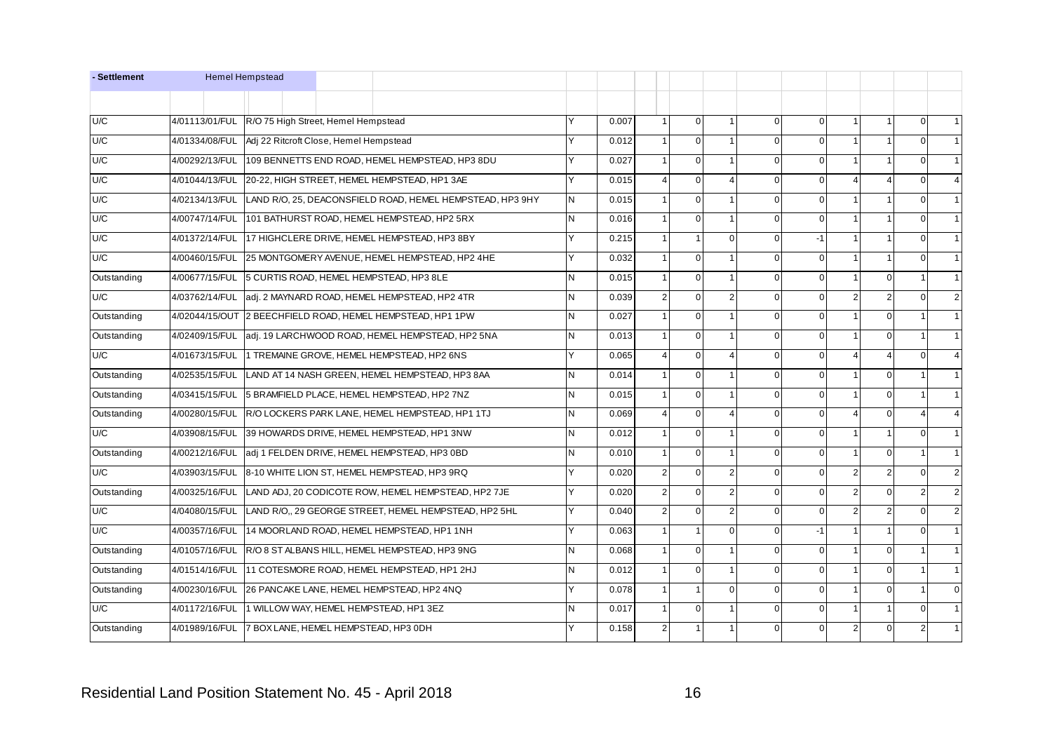| - Settlement | Hemel Hempstead | | | | | | | | | | | | |
|---|---|---|---|---|---|---|---|---|---|---|---|---|---|
| | | | | | | | | | | | | | |
| U/C | 4/01113/01/FUL | R/O 75 High Street, Hemel Hempstead | Y | 0.007 | 1 | 0 | 1 | 0 | 0 | 1 | 1 | 0 | 1 |
| U/C | 4/01334/08/FUL | Adj 22 Ritcroft Close, Hemel Hempstead | Y | 0.012 | 1 | 0 | 1 | 0 | 0 | 1 | 1 | 0 | 1 |
| U/C | 4/00292/13/FUL | 109 BENNETTS END ROAD, HEMEL HEMPSTEAD, HP3 8DU | Y | 0.027 | 1 | 0 | 1 | 0 | 0 | 1 | 1 | 0 | 1 |
| U/C | 4/01044/13/FUL | 20-22, HIGH STREET, HEMEL HEMPSTEAD, HP1 3AE | Y | 0.015 | 4 | 0 | 4 | 0 | 0 | 4 | 4 | 0 | 4 |
| U/C | 4/02134/13/FUL | LAND R/O, 25, DEACONSFIELD ROAD, HEMEL HEMPSTEAD, HP3 9HY | N | 0.015 | 1 | 0 | 1 | 0 | 0 | 1 | 1 | 0 | 1 |
| U/C | 4/00747/14/FUL | 101 BATHURST ROAD, HEMEL HEMPSTEAD, HP2 5RX | N | 0.016 | 1 | 0 | 1 | 0 | 0 | 1 | 1 | 0 | 1 |
| U/C | 4/01372/14/FUL | 17 HIGHCLERE DRIVE, HEMEL HEMPSTEAD, HP3 8BY | Y | 0.215 | 1 | 1 | 0 | 0 | -1 | 1 | 1 | 0 | 1 |
| U/C | 4/00460/15/FUL | 25 MONTGOMERY AVENUE, HEMEL HEMPSTEAD, HP2 4HE | Y | 0.032 | 1 | 0 | 1 | 0 | 0 | 1 | 1 | 0 | 1 |
| Outstanding | 4/00677/15/FUL | 5 CURTIS ROAD, HEMEL HEMPSTEAD, HP3 8LE | N | 0.015 | 1 | 0 | 1 | 0 | 0 | 1 | 0 | 1 | 1 |
| U/C | 4/03762/14/FUL | adj. 2 MAYNARD ROAD, HEMEL HEMPSTEAD, HP2 4TR | N | 0.039 | 2 | 0 | 2 | 0 | 0 | 2 | 2 | 0 | 2 |
| Outstanding | 4/02044/15/OUT | 2 BEECHFIELD ROAD, HEMEL HEMPSTEAD, HP1 1PW | N | 0.027 | 1 | 0 | 1 | 0 | 0 | 1 | 0 | 1 | 1 |
| Outstanding | 4/02409/15/FUL | adj. 19 LARCHWOOD ROAD, HEMEL HEMPSTEAD, HP2 5NA | N | 0.013 | 1 | 0 | 1 | 0 | 0 | 1 | 0 | 1 | 1 |
| U/C | 4/01673/15/FUL | 1 TREMAINE GROVE, HEMEL HEMPSTEAD, HP2 6NS | Y | 0.065 | 4 | 0 | 4 | 0 | 0 | 4 | 4 | 0 | 4 |
| Outstanding | 4/02535/15/FUL | LAND AT 14 NASH GREEN, HEMEL HEMPSTEAD, HP3 8AA | N | 0.014 | 1 | 0 | 1 | 0 | 0 | 1 | 0 | 1 | 1 |
| Outstanding | 4/03415/15/FUL | 5 BRAMFIELD PLACE, HEMEL HEMPSTEAD, HP2 7NZ | N | 0.015 | 1 | 0 | 1 | 0 | 0 | 1 | 0 | 1 | 1 |
| Outstanding | 4/00280/15/FUL | R/O LOCKERS PARK LANE, HEMEL HEMPSTEAD, HP1 1TJ | N | 0.069 | 4 | 0 | 4 | 0 | 0 | 4 | 0 | 4 | 4 |
| U/C | 4/03908/15/FUL | 39 HOWARDS DRIVE, HEMEL HEMPSTEAD, HP1 3NW | N | 0.012 | 1 | 0 | 1 | 0 | 0 | 1 | 1 | 0 | 1 |
| Outstanding | 4/00212/16/FUL | adj 1 FELDEN DRIVE, HEMEL HEMPSTEAD, HP3 0BD | N | 0.010 | 1 | 0 | 1 | 0 | 0 | 1 | 0 | 1 | 1 |
| U/C | 4/03903/15/FUL | 8-10 WHITE LION ST, HEMEL HEMPSTEAD, HP3 9RQ | Y | 0.020 | 2 | 0 | 2 | 0 | 0 | 2 | 2 | 0 | 2 |
| Outstanding | 4/00325/16/FUL | LAND ADJ, 20 CODICOTE ROW, HEMEL HEMPSTEAD, HP2 7JE | Y | 0.020 | 2 | 0 | 2 | 0 | 0 | 2 | 0 | 2 | 2 |
| U/C | 4/04080/15/FUL | LAND R/O,, 29 GEORGE STREET, HEMEL HEMPSTEAD, HP2 5HL | Y | 0.040 | 2 | 0 | 2 | 0 | 0 | 2 | 2 | 0 | 2 |
| U/C | 4/00357/16/FUL | 14 MOORLAND ROAD, HEMEL HEMPSTEAD, HP1 1NH | Y | 0.063 | 1 | 1 | 0 | 0 | -1 | 1 | 1 | 0 | 1 |
| Outstanding | 4/01057/16/FUL | R/O 8 ST ALBANS HILL, HEMEL HEMPSTEAD, HP3 9NG | N | 0.068 | 1 | 0 | 1 | 0 | 0 | 1 | 0 | 1 | 1 |
| Outstanding | 4/01514/16/FUL | 11 COTESMORE ROAD, HEMEL HEMPSTEAD, HP1 2HJ | N | 0.012 | 1 | 0 | 1 | 0 | 0 | 1 | 0 | 1 | 1 |
| Outstanding | 4/00230/16/FUL | 26 PANCAKE LANE, HEMEL HEMPSTEAD, HP2 4NQ | Y | 0.078 | 1 | 1 | 0 | 0 | 0 | 1 | 0 | 1 | 0 |
| U/C | 4/01172/16/FUL | 1 WILLOW WAY, HEMEL HEMPSTEAD, HP1 3EZ | N | 0.017 | 1 | 0 | 1 | 0 | 0 | 1 | 1 | 0 | 1 |
| Outstanding | 4/01989/16/FUL | 7 BOX LANE, HEMEL HEMPSTEAD, HP3 0DH | Y | 0.158 | 2 | 1 | 1 | 0 | 0 | 2 | 0 | 2 | 1 |

Residential Land Position Statement No. 45 - April 2018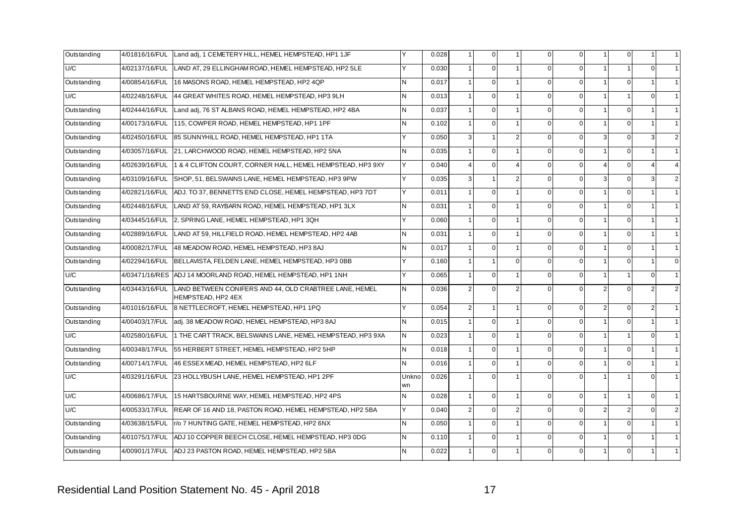| | | | | | | | | | | | | | |
|---|---|---|---|---|---|---|---|---|---|---|---|---|---|
| Outstanding | 4/01816/16/FUL | Land adj, 1 CEMETERY HILL, HEMEL HEMPSTEAD, HP1 1JF | Y | 0.028 | 1 | 0 | 1 | 0 | 0 | 1 | 0 | 1 | 1 |
| U/C | 4/02137/16/FUL | LAND AT, 29 ELLINGHAM ROAD, HEMEL HEMPSTEAD, HP2 5LE | Y | 0.030 | 1 | 0 | 1 | 0 | 0 | 1 | 1 | 0 | 1 |
| Outstanding | 4/00854/16/FUL | 16 MASONS ROAD, HEMEL HEMPSTEAD, HP2 4QP | N | 0.017 | 1 | 0 | 1 | 0 | 0 | 1 | 0 | 1 | 1 |
| U/C | 4/02248/16/FUL | 44 GREAT WHITES ROAD, HEMEL HEMPSTEAD, HP3 9LH | N | 0.013 | 1 | 0 | 1 | 0 | 0 | 1 | 1 | 0 | 1 |
| Outstanding | 4/02444/16/FUL | Land adj, 76 ST ALBANS ROAD, HEMEL HEMPSTEAD, HP2 4BA | N | 0.037 | 1 | 0 | 1 | 0 | 0 | 1 | 0 | 1 | 1 |
| Outstanding | 4/00173/16/FUL | 115, COWPER ROAD, HEMEL HEMPSTEAD, HP1 1PF | N | 0.102 | 1 | 0 | 1 | 0 | 0 | 1 | 0 | 1 | 1 |
| Outstanding | 4/02450/16/FUL | 85 SUNNYHILL ROAD, HEMEL HEMPSTEAD, HP1 1TA | Y | 0.050 | 3 | 1 | 2 | 0 | 0 | 3 | 0 | 3 | 2 |
| Outstanding | 4/03057/16/FUL | 21, LARCHWOOD ROAD, HEMEL HEMPSTEAD, HP2 5NA | N | 0.035 | 1 | 0 | 1 | 0 | 0 | 1 | 0 | 1 | 1 |
| Outstanding | 4/02639/16/FUL | 1 & 4 CLIFTON COURT, CORNER HALL, HEMEL HEMPSTEAD, HP3 9XY | Y | 0.040 | 4 | 0 | 4 | 0 | 0 | 4 | 0 | 4 | 4 |
| Outstanding | 4/03109/16/FUL | SHOP, 51, BELSWAINS LANE, HEMEL HEMPSTEAD, HP3 9PW | Y | 0.035 | 3 | 1 | 2 | 0 | 0 | 3 | 0 | 3 | 2 |
| Outstanding | 4/02821/16/FUL | ADJ. TO 37, BENNETTS END CLOSE, HEMEL HEMPSTEAD, HP3 7DT | Y | 0.011 | 1 | 0 | 1 | 0 | 0 | 1 | 0 | 1 | 1 |
| Outstanding | 4/02448/16/FUL | LAND AT 59, RAYBARN ROAD, HEMEL HEMPSTEAD, HP1 3LX | N | 0.031 | 1 | 0 | 1 | 0 | 0 | 1 | 0 | 1 | 1 |
| Outstanding | 4/03445/16/FUL | 2, SPRING LANE, HEMEL HEMPSTEAD, HP1 3QH | Y | 0.060 | 1 | 0 | 1 | 0 | 0 | 1 | 0 | 1 | 1 |
| Outstanding | 4/02889/16/FUL | LAND AT 59, HILLFIELD ROAD, HEMEL HEMPSTEAD, HP2 4AB | N | 0.031 | 1 | 0 | 1 | 0 | 0 | 1 | 0 | 1 | 1 |
| Outstanding | 4/00082/17/FUL | 48 MEADOW ROAD, HEMEL HEMPSTEAD, HP3 8AJ | N | 0.017 | 1 | 0 | 1 | 0 | 0 | 1 | 0 | 1 | 1 |
| Outstanding | 4/02294/16/FUL | BELLAVISTA, FELDEN LANE, HEMEL HEMPSTEAD, HP3 0BB | Y | 0.160 | 1 | 1 | 0 | 0 | 0 | 1 | 0 | 1 | 0 |
| U/C | 4/03471/16/RES | ADJ 14 MOORLAND ROAD, HEMEL HEMPSTEAD, HP1 1NH | Y | 0.065 | 1 | 0 | 1 | 0 | 0 | 1 | 1 | 0 | 1 |
| Outstanding | 4/03443/16/FUL | LAND BETWEEN CONIFERS AND 44, OLD CRABTREE LANE, HEMEL HEMPSTEAD, HP2 4EX | N | 0.036 | 2 | 0 | 2 | 0 | 0 | 2 | 0 | 2 | 2 |
| Outstanding | 4/01016/16/FUL | 8 NETTLECROFT, HEMEL HEMPSTEAD, HP1 1PQ | Y | 0.054 | 2 | 1 | 1 | 0 | 0 | 2 | 0 | 2 | 1 |
| Outstanding | 4/00403/17/FUL | adj. 38 MEADOW ROAD, HEMEL HEMPSTEAD, HP3 8AJ | N | 0.015 | 1 | 0 | 1 | 0 | 0 | 1 | 0 | 1 | 1 |
| U/C | 4/02580/16/FUL | 1 THE CART TRACK, BELSWAINS LANE, HEMEL HEMPSTEAD, HP3 9XA | N | 0.023 | 1 | 0 | 1 | 0 | 0 | 1 | 1 | 0 | 1 |
| Outstanding | 4/00348/17/FUL | 55 HERBERT STREET, HEMEL HEMPSTEAD, HP2 5HP | N | 0.018 | 1 | 0 | 1 | 0 | 0 | 1 | 0 | 1 | 1 |
| Outstanding | 4/00714/17/FUL | 46 ESSEX MEAD, HEMEL HEMPSTEAD, HP2 6LF | N | 0.016 | 1 | 0 | 1 | 0 | 0 | 1 | 0 | 1 | 1 |
| U/C | 4/03291/16/FUL | 23 HOLLYBUSH LANE, HEMEL HEMPSTEAD, HP1 2PF | Unknown | 0.026 | 1 | 0 | 1 | 0 | 0 | 1 | 1 | 0 | 1 |
| U/C | 4/00686/17/FUL | 15 HARTSBOURNE WAY, HEMEL HEMPSTEAD, HP2 4PS | N | 0.028 | 1 | 0 | 1 | 0 | 0 | 1 | 1 | 0 | 1 |
| U/C | 4/00533/17/FUL | REAR OF 16 AND 18, PASTON ROAD, HEMEL HEMPSTEAD, HP2 5BA | Y | 0.040 | 2 | 0 | 2 | 0 | 0 | 2 | 2 | 0 | 2 |
| Outstanding | 4/03638/15/FUL | r/o 7 HUNTING GATE, HEMEL HEMPSTEAD, HP2 6NX | N | 0.050 | 1 | 0 | 1 | 0 | 0 | 1 | 0 | 1 | 1 |
| Outstanding | 4/01075/17/FUL | ADJ 10 COPPER BEECH CLOSE, HEMEL HEMPSTEAD, HP3 0DG | N | 0.110 | 1 | 0 | 1 | 0 | 0 | 1 | 0 | 1 | 1 |
| Outstanding | 4/00901/17/FUL | ADJ 23 PASTON ROAD, HEMEL HEMPSTEAD, HP2 5BA | N | 0.022 | 1 | 0 | 1 | 0 | 0 | 1 | 0 | 1 | 1 |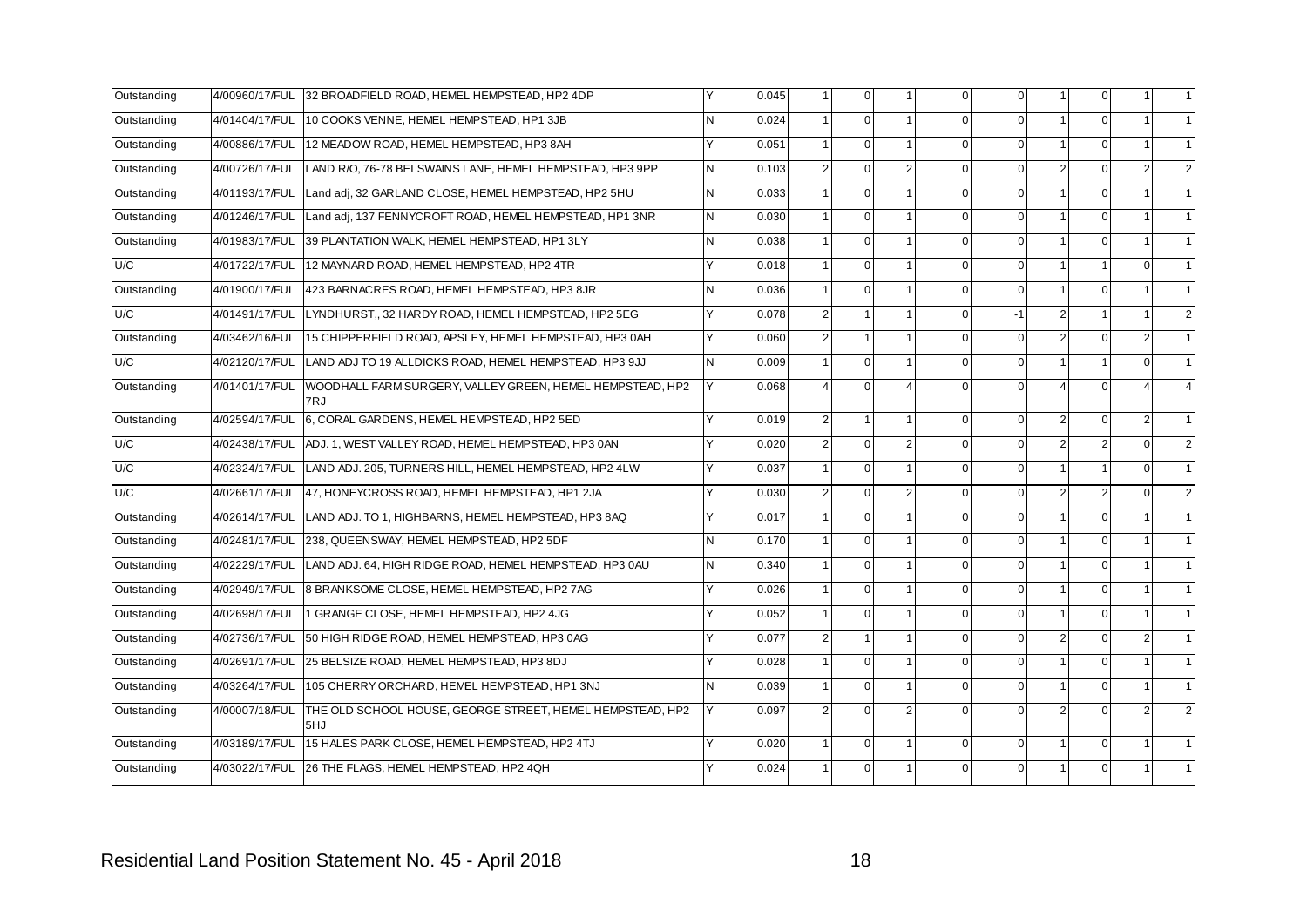| | | | | | | | | | | | | | |
|---|---|---|---|---|---|---|---|---|---|---|---|---|---|
| Outstanding | 4/00960/17/FUL | 32 BROADFIELD ROAD, HEMEL HEMPSTEAD, HP2 4DP | Y | 0.045 | 1 | 0 | 1 | 0 | 0 | 1 | 0 | 1 | 1 |
| Outstanding | 4/01404/17/FUL | 10 COOKS VENNE, HEMEL HEMPSTEAD, HP1 3JB | N | 0.024 | 1 | 0 | 1 | 0 | 0 | 1 | 0 | 1 | 1 |
| Outstanding | 4/00886/17/FUL | 12 MEADOW ROAD, HEMEL HEMPSTEAD, HP3 8AH | Y | 0.051 | 1 | 0 | 1 | 0 | 0 | 1 | 0 | 1 | 1 |
| Outstanding | 4/00726/17/FUL | LAND R/O, 76-78 BELSWAINS LANE, HEMEL HEMPSTEAD, HP3 9PP | N | 0.103 | 2 | 0 | 2 | 0 | 0 | 2 | 0 | 2 | 2 |
| Outstanding | 4/01193/17/FUL | Land adj, 32 GARLAND CLOSE, HEMEL HEMPSTEAD, HP2 5HU | N | 0.033 | 1 | 0 | 1 | 0 | 0 | 1 | 0 | 1 | 1 |
| Outstanding | 4/01246/17/FUL | Land adj, 137 FENNYCROFT ROAD, HEMEL HEMPSTEAD, HP1 3NR | N | 0.030 | 1 | 0 | 1 | 0 | 0 | 1 | 0 | 1 | 1 |
| Outstanding | 4/01983/17/FUL | 39 PLANTATION WALK, HEMEL HEMPSTEAD, HP1 3LY | N | 0.038 | 1 | 0 | 1 | 0 | 0 | 1 | 0 | 1 | 1 |
| U/C | 4/01722/17/FUL | 12 MAYNARD ROAD, HEMEL HEMPSTEAD, HP2 4TR | Y | 0.018 | 1 | 0 | 1 | 0 | 0 | 1 | 1 | 0 | 1 |
| Outstanding | 4/01900/17/FUL | 423 BARNACRES ROAD, HEMEL HEMPSTEAD, HP3 8JR | N | 0.036 | 1 | 0 | 1 | 0 | 0 | 1 | 0 | 1 | 1 |
| U/C | 4/01491/17/FUL | LYNDHURST,, 32 HARDY ROAD, HEMEL HEMPSTEAD, HP2 5EG | Y | 0.078 | 2 | 1 | 1 | 0 | -1 | 2 | 1 | 1 | 2 |
| Outstanding | 4/03462/16/FUL | 15 CHIPPERFIELD ROAD, APSLEY, HEMEL HEMPSTEAD, HP3 0AH | Y | 0.060 | 2 | 1 | 1 | 0 | 0 | 2 | 0 | 2 | 1 |
| U/C | 4/02120/17/FUL | LAND ADJ TO 19 ALLDICKS ROAD, HEMEL HEMPSTEAD, HP3 9JJ | N | 0.009 | 1 | 0 | 1 | 0 | 0 | 1 | 1 | 0 | 1 |
| Outstanding | 4/01401/17/FUL | WOODHALL FARM SURGERY, VALLEY GREEN, HEMEL HEMPSTEAD, HP2 7RJ | Y | 0.068 | 4 | 0 | 4 | 0 | 0 | 4 | 0 | 4 | 4 |
| Outstanding | 4/02594/17/FUL | 6, CORAL GARDENS, HEMEL HEMPSTEAD, HP2 5ED | Y | 0.019 | 2 | 1 | 1 | 0 | 0 | 2 | 0 | 2 | 1 |
| U/C | 4/02438/17/FUL | ADJ. 1, WEST VALLEY ROAD, HEMEL HEMPSTEAD, HP3 0AN | Y | 0.020 | 2 | 0 | 2 | 0 | 0 | 2 | 2 | 0 | 2 |
| U/C | 4/02324/17/FUL | LAND ADJ. 205, TURNERS HILL, HEMEL HEMPSTEAD, HP2 4LW | Y | 0.037 | 1 | 0 | 1 | 0 | 0 | 1 | 1 | 0 | 1 |
| U/C | 4/02661/17/FUL | 47, HONEYCROSS ROAD, HEMEL HEMPSTEAD, HP1 2JA | Y | 0.030 | 2 | 0 | 2 | 0 | 0 | 2 | 2 | 0 | 2 |
| Outstanding | 4/02614/17/FUL | LAND ADJ. TO 1, HIGHBARNS, HEMEL HEMPSTEAD, HP3 8AQ | Y | 0.017 | 1 | 0 | 1 | 0 | 0 | 1 | 0 | 1 | 1 |
| Outstanding | 4/02481/17/FUL | 238, QUEENSWAY, HEMEL HEMPSTEAD, HP2 5DF | N | 0.170 | 1 | 0 | 1 | 0 | 0 | 1 | 0 | 1 | 1 |
| Outstanding | 4/02229/17/FUL | LAND ADJ. 64, HIGH RIDGE ROAD, HEMEL HEMPSTEAD, HP3 0AU | N | 0.340 | 1 | 0 | 1 | 0 | 0 | 1 | 0 | 1 | 1 |
| Outstanding | 4/02949/17/FUL | 8 BRANKSOME CLOSE, HEMEL HEMPSTEAD, HP2 7AG | Y | 0.026 | 1 | 0 | 1 | 0 | 0 | 1 | 0 | 1 | 1 |
| Outstanding | 4/02698/17/FUL | 1 GRANGE CLOSE, HEMEL HEMPSTEAD, HP2 4JG | Y | 0.052 | 1 | 0 | 1 | 0 | 0 | 1 | 0 | 1 | 1 |
| Outstanding | 4/02736/17/FUL | 50 HIGH RIDGE ROAD, HEMEL HEMPSTEAD, HP3 0AG | Y | 0.077 | 2 | 1 | 1 | 0 | 0 | 2 | 0 | 2 | 1 |
| Outstanding | 4/02691/17/FUL | 25 BELSIZE ROAD, HEMEL HEMPSTEAD, HP3 8DJ | Y | 0.028 | 1 | 0 | 1 | 0 | 0 | 1 | 0 | 1 | 1 |
| Outstanding | 4/03264/17/FUL | 105 CHERRY ORCHARD, HEMEL HEMPSTEAD, HP1 3NJ | N | 0.039 | 1 | 0 | 1 | 0 | 0 | 1 | 0 | 1 | 1 |
| Outstanding | 4/00007/18/FUL | THE OLD SCHOOL HOUSE, GEORGE STREET, HEMEL HEMPSTEAD, HP2 5HJ | Y | 0.097 | 2 | 0 | 2 | 0 | 0 | 2 | 0 | 2 | 2 |
| Outstanding | 4/03189/17/FUL | 15 HALES PARK CLOSE, HEMEL HEMPSTEAD, HP2 4TJ | Y | 0.020 | 1 | 0 | 1 | 0 | 0 | 1 | 0 | 1 | 1 |
| Outstanding | 4/03022/17/FUL | 26 THE FLAGS, HEMEL HEMPSTEAD, HP2 4QH | Y | 0.024 | 1 | 0 | 1 | 0 | 0 | 1 | 0 | 1 | 1 |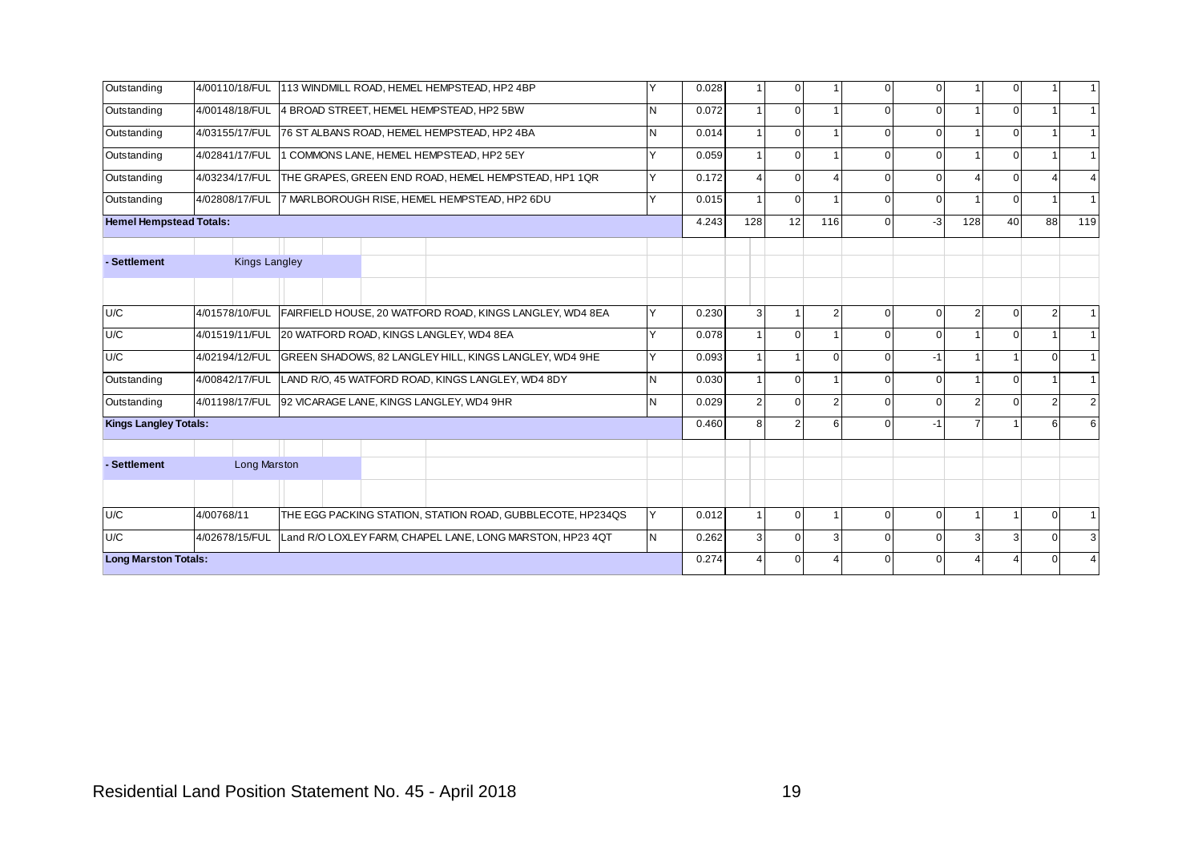| | | | | | | | | | | | | | |
|---|---|---|---|---|---|---|---|---|---|---|---|---|---|
| Outstanding | 4/00110/18/FUL | 113 WINDMILL ROAD, HEMEL HEMPSTEAD, HP2 4BP | Y | 0.028 | 1 | 0 | 1 | 0 | 0 | 1 | 0 | 1 | 1 |
| Outstanding | 4/00148/18/FUL | 4 BROAD STREET, HEMEL HEMPSTEAD, HP2 5BW | N | 0.072 | 1 | 0 | 1 | 0 | 0 | 1 | 0 | 1 | 1 |
| Outstanding | 4/03155/17/FUL | 76 ST ALBANS ROAD, HEMEL HEMPSTEAD, HP2 4BA | N | 0.014 | 1 | 0 | 1 | 0 | 0 | 1 | 0 | 1 | 1 |
| Outstanding | 4/02841/17/FUL | 1 COMMONS LANE, HEMEL HEMPSTEAD, HP2 5EY | Y | 0.059 | 1 | 0 | 1 | 0 | 0 | 1 | 0 | 1 | 1 |
| Outstanding | 4/03234/17/FUL | THE GRAPES, GREEN END ROAD, HEMEL HEMPSTEAD, HP1 1QR | Y | 0.172 | 4 | 0 | 4 | 0 | 0 | 4 | 0 | 4 | 4 |
| Outstanding | 4/02808/17/FUL | 7 MARLBOROUGH RISE, HEMEL HEMPSTEAD, HP2 6DU | Y | 0.015 | 1 | 0 | 1 | 0 | 0 | 1 | 0 | 1 | 1 |
| **Hemel Hempstead Totals:** | | | | 4.243 | 128 | 12 | 116 | 0 | -3 | 128 | 40 | 88 | 119 |
| **- Settlement** | Kings Langley | | | | | | | | | | | | |
| U/C | 4/01578/10/FUL | FAIRFIELD HOUSE, 20 WATFORD ROAD, KINGS LANGLEY, WD4 8EA | Y | 0.230 | 3 | 1 | 2 | 0 | 0 | 2 | 0 | 2 | 1 |
| U/C | 4/01519/11/FUL | 20 WATFORD ROAD, KINGS LANGLEY, WD4 8EA | Y | 0.078 | 1 | 0 | 1 | 0 | 0 | 1 | 0 | 1 | 1 |
| U/C | 4/02194/12/FUL | GREEN SHADOWS, 82 LANGLEY HILL, KINGS LANGLEY, WD4 9HE | Y | 0.093 | 1 | 1 | 0 | 0 | -1 | 1 | 1 | 0 | 1 |
| Outstanding | 4/00842/17/FUL | LAND R/O, 45 WATFORD ROAD, KINGS LANGLEY, WD4 8DY | N | 0.030 | 1 | 0 | 1 | 0 | 0 | 1 | 0 | 1 | 1 |
| Outstanding | 4/01198/17/FUL | 92 VICARAGE LANE, KINGS LANGLEY, WD4 9HR | N | 0.029 | 2 | 0 | 2 | 0 | 0 | 2 | 0 | 2 | 2 |
| **Kings Langley Totals:** | | | | 0.460 | 8 | 2 | 6 | 0 | -1 | 7 | 1 | 6 | 6 |
| **- Settlement** | Long Marston | | | | | | | | | | | | |
| U/C | 4/00768/11 | THE EGG PACKING STATION, STATION ROAD, GUBBLECOTE, HP234QS | Y | 0.012 | 1 | 0 | 1 | 0 | 0 | 1 | 1 | 0 | 1 |
| U/C | 4/02678/15/FUL | Land R/O LOXLEY FARM, CHAPEL LANE, LONG MARSTON, HP23 4QT | N | 0.262 | 3 | 0 | 3 | 0 | 0 | 3 | 3 | 0 | 3 |
| **Long Marston Totals:** | | | | 0.274 | 4 | 0 | 4 | 0 | 0 | 4 | 4 | 0 | 4 |

Residential Land Position Statement No. 45 - April 2018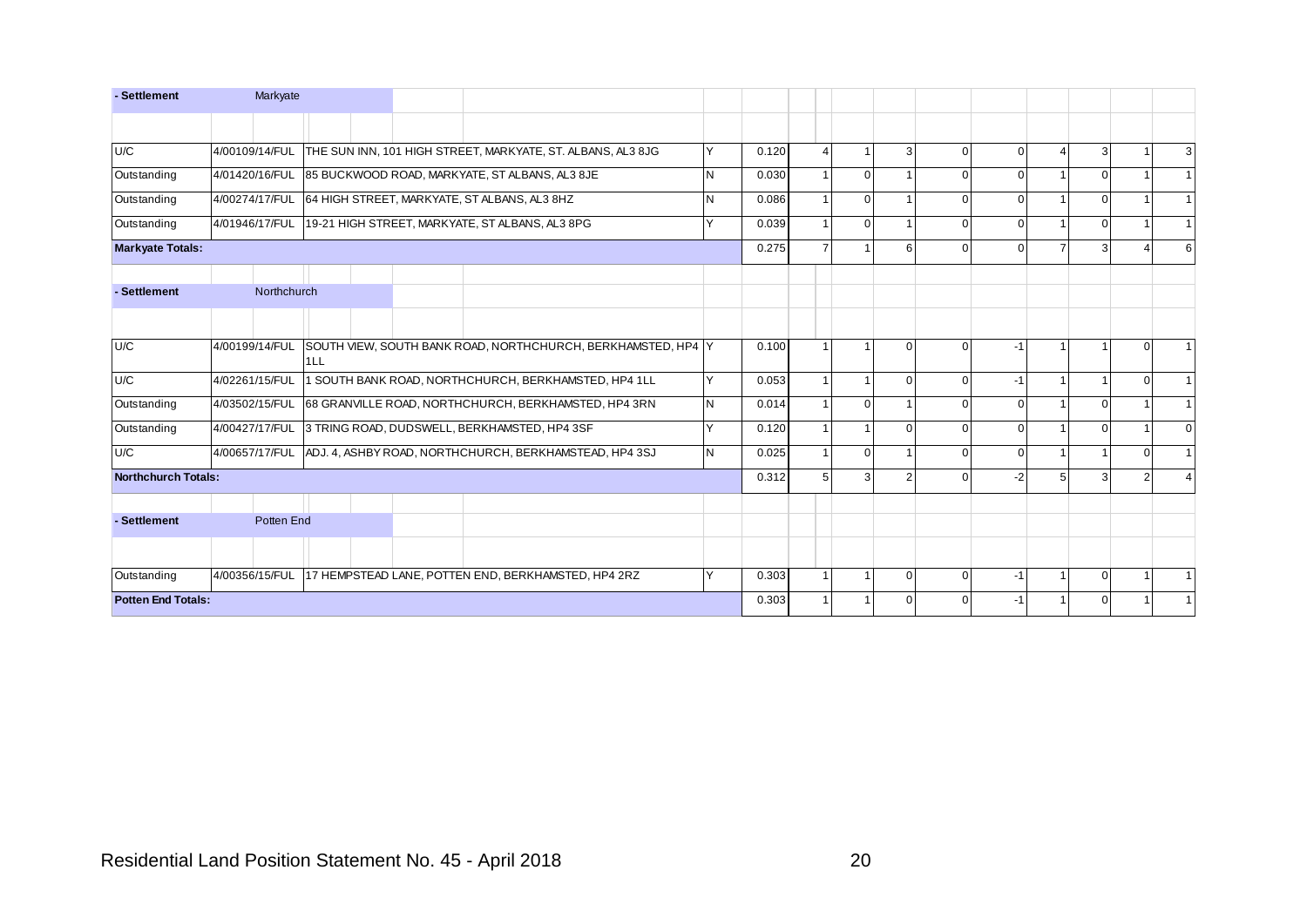| - Settlement | Markyate | | | | | | | | | | | | | |
|---|---|---|---|---|---|---|---|---|---|---|---|---|---|---|
| U/C | 4/00109/14/FUL | THE SUN INN, 101 HIGH STREET, MARKYATE, ST. ALBANS, AL3 8JG | Y | 0.120 | 4 | 1 | 3 | 0 | 0 | 4 | 3 | 1 | 3 |
| Outstanding | 4/01420/16/FUL | 85 BUCKWOOD ROAD, MARKYATE, ST ALBANS, AL3 8JE | N | 0.030 | 1 | 0 | 1 | 0 | 0 | 1 | 0 | 1 | 1 |
| Outstanding | 4/00274/17/FUL | 64 HIGH STREET, MARKYATE, ST ALBANS, AL3 8HZ | N | 0.086 | 1 | 0 | 1 | 0 | 0 | 1 | 0 | 1 | 1 |
| Outstanding | 4/01946/17/FUL | 19-21 HIGH STREET, MARKYATE, ST ALBANS, AL3 8PG | Y | 0.039 | 1 | 0 | 1 | 0 | 0 | 1 | 0 | 1 | 1 |
| **Markyate Totals:** | | | | 0.275 | 7 | 1 | 6 | 0 | 0 | 7 | 3 | 4 | 6 |

| - Settlement | Northchurch | | | | | | | | | | | | | |
|---|---|---|---|---|---|---|---|---|---|---|---|---|---|---|
| U/C | 4/00199/14/FUL | SOUTH VIEW, SOUTH BANK ROAD, NORTHCHURCH, BERKHAMSTED, HP4 1LL | Y | 0.100 | 1 | 1 | 0 | 0 | -1 | 1 | 1 | 0 | 1 |
| U/C | 4/02261/15/FUL | 1 SOUTH BANK ROAD, NORTHCHURCH, BERKHAMSTED, HP4 1LL | Y | 0.053 | 1 | 1 | 0 | 0 | -1 | 1 | 1 | 0 | 1 |
| Outstanding | 4/03502/15/FUL | 68 GRANVILLE ROAD, NORTHCHURCH, BERKHAMSTED, HP4 3RN | N | 0.014 | 1 | 0 | 1 | 0 | 0 | 1 | 0 | 1 | 1 |
| Outstanding | 4/00427/17/FUL | 3 TRING ROAD, DUDSWELL, BERKHAMSTED, HP4 3SF | Y | 0.120 | 1 | 1 | 0 | 0 | 0 | 1 | 0 | 1 | 0 |
| U/C | 4/00657/17/FUL | ADJ. 4, ASHBY ROAD, NORTHCHURCH, BERKHAMSTEAD, HP4 3SJ | N | 0.025 | 1 | 0 | 1 | 0 | 0 | 1 | 1 | 0 | 1 |
| **Northchurch Totals:** | | | | 0.312 | 5 | 3 | 2 | 0 | -2 | 5 | 3 | 2 | 4 |

| - Settlement | Potten End | | | | | | | | | | | | | |
|---|---|---|---|---|---|---|---|---|---|---|---|---|---|---|
| Outstanding | 4/00356/15/FUL | 17 HEMPSTEAD LANE, POTTEN END, BERKHAMSTED, HP4 2RZ | Y | 0.303 | 1 | 1 | 0 | 0 | -1 | 1 | 0 | 1 | 1 |
| **Potten End Totals:** | | | | 0.303 | 1 | 1 | 0 | 0 | -1 | 1 | 0 | 1 | 1 |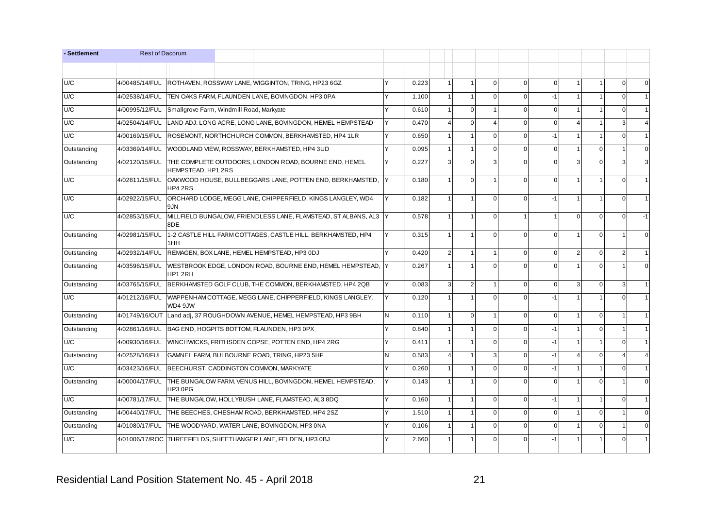| - Settlement | Rest of Dacorum | | | | | | | | | | | | |
|---|---|---|---|---|---|---|---|---|---|---|---|---|---|
| | | | | | | | | | | | | | |
| U/C | 4/00485/14/FUL | ROTHAVEN, ROSSWAY LANE, WIGGINTON, TRING, HP23 6GZ | Y | 0.223 | 1 | 1 | 0 | 0 | 0 | 1 | 1 | 0 | 0 |
| U/C | 4/02538/14/FUL | TEN OAKS FARM, FLAUNDEN LANE, BOVINGDON, HP3 0PA | Y | 1.100 | 1 | 1 | 0 | 0 | -1 | 1 | 1 | 0 | 1 |
| U/C | 4/00995/12/FUL | Smallgrove Farm, Windmill Road, Markyate | Y | 0.610 | 1 | 0 | 1 | 0 | 0 | 1 | 1 | 0 | 1 |
| U/C | 4/02504/14/FUL | LAND ADJ. LONG ACRE, LONG LANE, BOVINGDON, HEMEL HEMPSTEAD | Y | 0.470 | 4 | 0 | 4 | 0 | 0 | 4 | 1 | 3 | 4 |
| U/C | 4/00169/15/FUL | ROSEMONT, NORTHCHURCH COMMON, BERKHAMSTED, HP4 1LR | Y | 0.650 | 1 | 1 | 0 | 0 | -1 | 1 | 1 | 0 | 1 |
| Outstanding | 4/03369/14/FUL | WOODLAND VIEW, ROSSWAY, BERKHAMSTED, HP4 3UD | Y | 0.095 | 1 | 1 | 0 | 0 | 0 | 1 | 0 | 1 | 0 |
| Outstanding | 4/02120/15/FUL | THE COMPLETE OUTDOORS, LONDON ROAD, BOURNE END, HEMEL HEMPSTEAD, HP1 2RS | Y | 0.227 | 3 | 0 | 3 | 0 | 0 | 3 | 0 | 3 | 3 |
| U/C | 4/02811/15/FUL | OAKWOOD HOUSE, BULLBEGGARS LANE, POTTEN END, BERKHAMSTED, HP4 2RS | Y | 0.180 | 1 | 0 | 1 | 0 | 0 | 1 | 1 | 0 | 1 |
| U/C | 4/02922/15/FUL | ORCHARD LODGE, MEGG LANE, CHIPPERFIELD, KINGS LANGLEY, WD4 9JN | Y | 0.182 | 1 | 1 | 0 | 0 | -1 | 1 | 1 | 0 | 1 |
| U/C | 4/02853/15/FUL | MILLFIELD BUNGALOW, FRIENDLESS LANE, FLAMSTEAD, ST ALBANS, AL3 8DE | Y | 0.578 | 1 | 1 | 0 | 1 | 1 | 0 | 0 | 0 | -1 |
| Outstanding | 4/02981/15/FUL | 1-2 CASTLE HILL FARM COTTAGES, CASTLE HILL, BERKHAMSTED, HP4 1HH | Y | 0.315 | 1 | 1 | 0 | 0 | 0 | 1 | 0 | 1 | 0 |
| Outstanding | 4/02932/14/FUL | REMAGEN, BOX LANE, HEMEL HEMPSTEAD, HP3 0DJ | Y | 0.420 | 2 | 1 | 1 | 0 | 0 | 2 | 0 | 2 | 1 |
| Outstanding | 4/03598/15/FUL | WESTBROOK EDGE, LONDON ROAD, BOURNE END, HEMEL HEMPSTEAD, HP1 2RH | Y | 0.267 | 1 | 1 | 0 | 0 | 0 | 1 | 0 | 1 | 0 |
| Outstanding | 4/03765/15/FUL | BERKHAMSTED GOLF CLUB, THE COMMON, BERKHAMSTED, HP4 2QB | Y | 0.083 | 3 | 2 | 1 | 0 | 0 | 3 | 0 | 3 | 1 |
| U/C | 4/01212/16/FUL | WAPPENHAM COTTAGE, MEGG LANE, CHIPPERFIELD, KINGS LANGLEY, WD4 9JW | Y | 0.120 | 1 | 1 | 0 | 0 | -1 | 1 | 1 | 0 | 1 |
| Outstanding | 4/01749/16/OUT | Land adj, 37 ROUGHDOWN AVENUE, HEMEL HEMPSTEAD, HP3 9BH | N | 0.110 | 1 | 0 | 1 | 0 | 0 | 1 | 0 | 1 | 1 |
| Outstanding | 4/02861/16/FUL | BAG END, HOGPITS BOTTOM, FLAUNDEN, HP3 0PX | Y | 0.840 | 1 | 1 | 0 | 0 | -1 | 1 | 0 | 1 | 1 |
| U/C | 4/00930/16/FUL | WINCHWICKS, FRITHSDEN COPSE, POTTEN END, HP4 2RG | Y | 0.411 | 1 | 1 | 0 | 0 | -1 | 1 | 1 | 0 | 1 |
| Outstanding | 4/02528/16/FUL | GAMNEL FARM, BULBOURNE ROAD, TRING, HP23 5HF | N | 0.583 | 4 | 1 | 3 | 0 | -1 | 4 | 0 | 4 | 4 |
| U/C | 4/03423/16/FUL | BEECHURST, CADDINGTON COMMON, MARKYATE | Y | 0.260 | 1 | 1 | 0 | 0 | -1 | 1 | 1 | 0 | 1 |
| Outstanding | 4/00004/17/FUL | THE BUNGALOW FARM, VENUS HILL, BOVINGDON, HEMEL HEMPSTEAD, HP3 0PG | Y | 0.143 | 1 | 1 | 0 | 0 | 0 | 1 | 0 | 1 | 0 |
| U/C | 4/00781/17/FUL | THE BUNGALOW, HOLLYBUSH LANE, FLAMSTEAD, AL3 8DQ | Y | 0.160 | 1 | 1 | 0 | 0 | -1 | 1 | 1 | 0 | 1 |
| Outstanding | 4/00440/17/FUL | THE BEECHES, CHESHAM ROAD, BERKHAMSTED, HP4 2SZ | Y | 1.510 | 1 | 1 | 0 | 0 | 0 | 1 | 0 | 1 | 0 |
| Outstanding | 4/01080/17/FUL | THE WOODYARD, WATER LANE, BOVINGDON, HP3 0NA | Y | 0.106 | 1 | 1 | 0 | 0 | 0 | 1 | 0 | 1 | 0 |
| U/C | 4/01006/17/ROC | THREEFIELDS, SHEETHANGER LANE, FELDEN, HP3 0BJ | Y | 2.660 | 1 | 1 | 0 | 0 | -1 | 1 | 1 | 0 | 1 |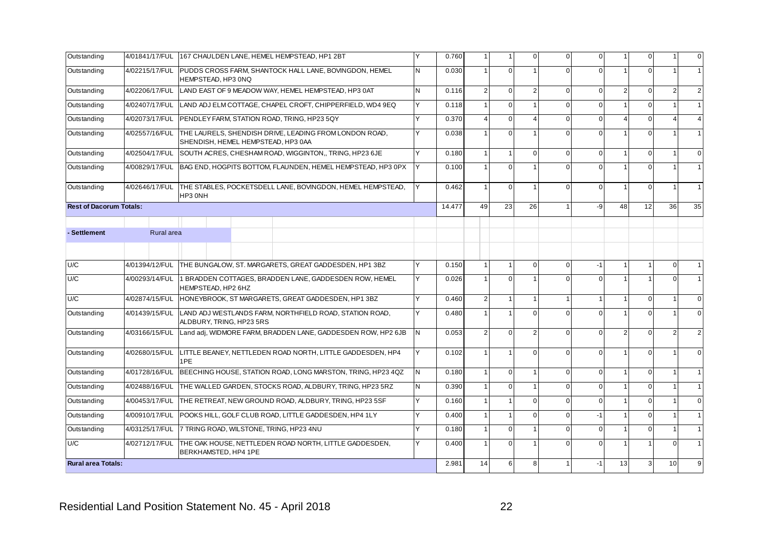| Status | Application | Address | Y/N | Area | Col1 | Col2 | Col3 | Col4 | Col5 | Col6 | Col7 | Col8 | Col9 |
|---|---|---|---|---|---|---|---|---|---|---|---|---|---|
| Outstanding | 4/01841/17/FUL | 167 CHAULDEN LANE, HEMEL HEMPSTEAD, HP1 2BT | Y | 0.760 | 1 | 1 | 0 | 0 | 0 | 1 | 0 | 1 | 0 |
| Outstanding | 4/02215/17/FUL | PUDDS CROSS FARM, SHANTOCK HALL LANE, BOVINGDON, HEMEL HEMPSTEAD, HP3 0NQ | N | 0.030 | 1 | 0 | 1 | 0 | 0 | 1 | 0 | 1 | 1 |
| Outstanding | 4/02206/17/FUL | LAND EAST OF 9 MEADOW WAY, HEMEL HEMPSTEAD, HP3 0AT | N | 0.116 | 2 | 0 | 2 | 0 | 0 | 2 | 0 | 2 | 2 |
| Outstanding | 4/02407/17/FUL | LAND ADJ ELM COTTAGE, CHAPEL CROFT, CHIPPERFIELD, WD4 9EQ | Y | 0.118 | 1 | 0 | 1 | 0 | 0 | 1 | 0 | 1 | 1 |
| Outstanding | 4/02073/17/FUL | PENDLEY FARM, STATION ROAD, TRING, HP23 5QY | Y | 0.370 | 4 | 0 | 4 | 0 | 0 | 4 | 0 | 4 | 4 |
| Outstanding | 4/02557/16/FUL | THE LAURELS, SHENDISH DRIVE, LEADING FROM LONDON ROAD, SHENDISH, HEMEL HEMPSTEAD, HP3 0AA | Y | 0.038 | 1 | 0 | 1 | 0 | 0 | 1 | 0 | 1 | 1 |
| Outstanding | 4/02504/17/FUL | SOUTH ACRES, CHESHAM ROAD, WIGGINTON,, TRING, HP23 6JE | Y | 0.180 | 1 | 1 | 0 | 0 | 0 | 1 | 0 | 1 | 0 |
| Outstanding | 4/00829/17/FUL | BAG END, HOGPITS BOTTOM, FLAUNDEN, HEMEL HEMPSTEAD, HP3 0PX | Y | 0.100 | 1 | 0 | 1 | 0 | 0 | 1 | 0 | 1 | 1 |
| Outstanding | 4/02646/17/FUL | THE STABLES, POCKETSDELL LANE, BOVINGDON, HEMEL HEMPSTEAD, HP3 0NH | Y | 0.462 | 1 | 0 | 1 | 0 | 0 | 1 | 0 | 1 | 1 |
| **Rest of Dacorum Totals:** | | | | 14.477 | 49 | 23 | 26 | 1 | -9 | 48 | 12 | 36 | 35 |
| **- Settlement** | Rural area | | | | | | | | | | | | |
| U/C | 4/01394/12/FUL | THE BUNGALOW, ST. MARGARETS, GREAT GADDESDEN, HP1 3BZ | Y | 0.150 | 1 | 1 | 0 | 0 | -1 | 1 | 1 | 0 | 1 |
| U/C | 4/00293/14/FUL | 1 BRADDEN COTTAGES, BRADDEN LANE, GADDESDEN ROW, HEMEL HEMPSTEAD, HP2 6HZ | Y | 0.026 | 1 | 0 | 1 | 0 | 0 | 1 | 1 | 0 | 1 |
| U/C | 4/02874/15/FUL | HONEYBROOK, ST MARGARETS, GREAT GADDESDEN, HP1 3BZ | Y | 0.460 | 2 | 1 | 1 | 1 | 1 | 1 | 0 | 1 | 0 |
| Outstanding | 4/01439/15/FUL | LAND ADJ WESTLANDS FARM, NORTHFIELD ROAD, STATION ROAD, ALDBURY, TRING, HP23 5RS | Y | 0.480 | 1 | 1 | 0 | 0 | 0 | 1 | 0 | 1 | 0 |
| Outstanding | 4/03166/15/FUL | Land adj, WIDMORE FARM, BRADDEN LANE, GADDESDEN ROW, HP2 6JB | N | 0.053 | 2 | 0 | 2 | 0 | 0 | 2 | 0 | 2 | 2 |
| Outstanding | 4/02680/15/FUL | LITTLE BEANEY, NETTLEDEN ROAD NORTH, LITTLE GADDESDEN, HP4 1PE | Y | 0.102 | 1 | 1 | 0 | 0 | 0 | 1 | 0 | 1 | 0 |
| Outstanding | 4/01728/16/FUL | BEECHING HOUSE, STATION ROAD, LONG MARSTON, TRING, HP23 4QZ | N | 0.180 | 1 | 0 | 1 | 0 | 0 | 1 | 0 | 1 | 1 |
| Outstanding | 4/02488/16/FUL | THE WALLED GARDEN, STOCKS ROAD, ALDBURY, TRING, HP23 5RZ | N | 0.390 | 1 | 0 | 1 | 0 | 0 | 1 | 0 | 1 | 1 |
| Outstanding | 4/00453/17/FUL | THE RETREAT, NEW GROUND ROAD, ALDBURY, TRING, HP23 5SF | Y | 0.160 | 1 | 1 | 0 | 0 | 0 | 1 | 0 | 1 | 0 |
| Outstanding | 4/00910/17/FUL | POOKS HILL, GOLF CLUB ROAD, LITTLE GADDESDEN, HP4 1LY | Y | 0.400 | 1 | 1 | 0 | 0 | -1 | 1 | 0 | 1 | 1 |
| Outstanding | 4/03125/17/FUL | 7 TRING ROAD, WILSTONE, TRING, HP23 4NU | Y | 0.180 | 1 | 0 | 1 | 0 | 0 | 1 | 0 | 1 | 1 |
| U/C | 4/02712/17/FUL | THE OAK HOUSE, NETTLEDEN ROAD NORTH, LITTLE GADDESDEN, BERKHAMSTED, HP4 1PE | Y | 0.400 | 1 | 0 | 1 | 0 | 0 | 1 | 1 | 0 | 1 |
| **Rural area Totals:** | | | | 2.981 | 14 | 6 | 8 | 1 | -1 | 13 | 3 | 10 | 9 |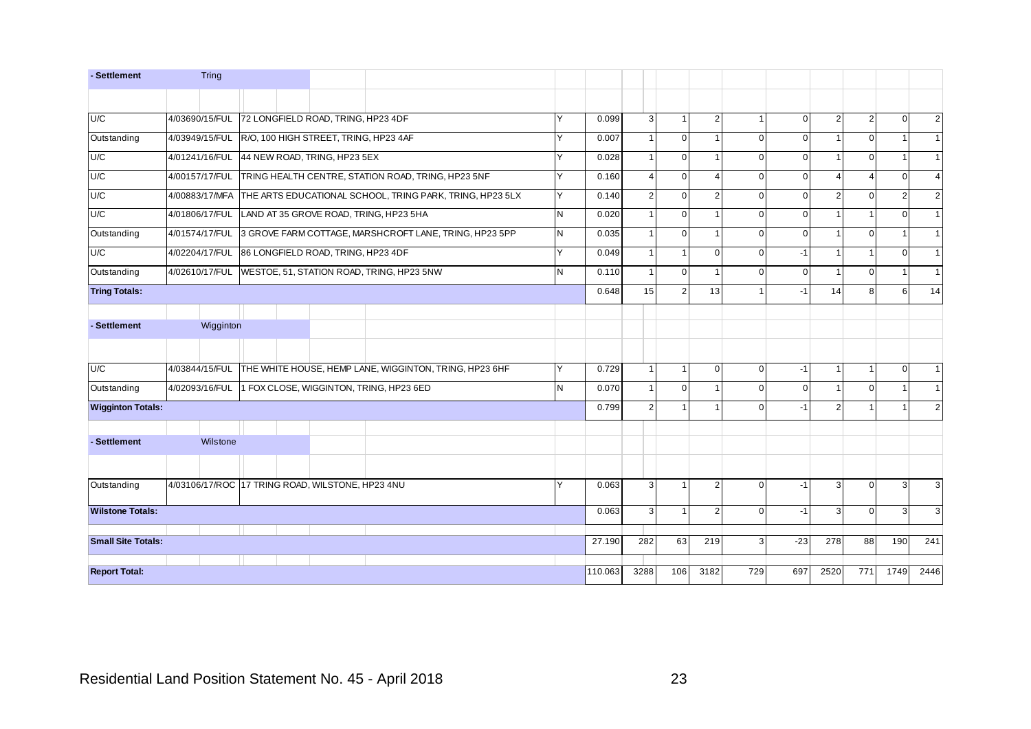| - Settlement | Tring | | | | | | | | | | | | |
|---|---|---|---|---|---|---|---|---|---|---|---|---|---|
| | | | | | | | | | | | | | |
| U/C | 4/03690/15/FUL | 72 LONGFIELD ROAD, TRING, HP23 4DF | Y | 0.099 | 3 | 1 | 2 | 1 | 0 | 2 | 2 | 0 | 2 |
| Outstanding | 4/03949/15/FUL | R/O, 100 HIGH STREET, TRING, HP23 4AF | Y | 0.007 | 1 | 0 | 1 | 0 | 0 | 1 | 0 | 1 | 1 |
| U/C | 4/01241/16/FUL | 44 NEW ROAD, TRING, HP23 5EX | Y | 0.028 | 1 | 0 | 1 | 0 | 0 | 1 | 0 | 1 | 1 |
| U/C | 4/00157/17/FUL | TRING HEALTH CENTRE, STATION ROAD, TRING, HP23 5NF | Y | 0.160 | 4 | 0 | 4 | 0 | 0 | 4 | 4 | 0 | 4 |
| U/C | 4/00883/17/MFA | THE ARTS EDUCATIONAL SCHOOL, TRING PARK, TRING, HP23 5LX | Y | 0.140 | 2 | 0 | 2 | 0 | 0 | 2 | 0 | 2 | 2 |
| U/C | 4/01806/17/FUL | LAND AT 35 GROVE ROAD, TRING, HP23 5HA | N | 0.020 | 1 | 0 | 1 | 0 | 0 | 1 | 1 | 0 | 1 |
| Outstanding | 4/01574/17/FUL | 3 GROVE FARM COTTAGE, MARSHCROFT LANE, TRING, HP23 5PP | N | 0.035 | 1 | 0 | 1 | 0 | 0 | 1 | 0 | 1 | 1 |
| U/C | 4/02204/17/FUL | 86 LONGFIELD ROAD, TRING, HP23 4DF | Y | 0.049 | 1 | 1 | 0 | 0 | -1 | 1 | 1 | 0 | 1 |
| Outstanding | 4/02610/17/FUL | WESTOE, 51, STATION ROAD, TRING, HP23 5NW | N | 0.110 | 1 | 0 | 1 | 0 | 0 | 1 | 0 | 1 | 1 |
| **Tring Totals:** | | | | 0.648 | 15 | 2 | 13 | 1 | -1 | 14 | 8 | 6 | 14 |
| | | | | | | | | | | | | | |
| - Settlement | Wigginton | | | | | | | | | | | | |
| | | | | | | | | | | | | | |
| U/C | 4/03844/15/FUL | THE WHITE HOUSE, HEMP LANE, WIGGINTON, TRING, HP23 6HF | Y | 0.729 | 1 | 1 | 0 | 0 | -1 | 1 | 1 | 0 | 1 |
| Outstanding | 4/02093/16/FUL | 1 FOX CLOSE, WIGGINTON, TRING, HP23 6ED | N | 0.070 | 1 | 0 | 1 | 0 | 0 | 1 | 0 | 1 | 1 |
| **Wigginton Totals:** | | | | 0.799 | 2 | 1 | 1 | 0 | -1 | 2 | 1 | 1 | 2 |
| | | | | | | | | | | | | | |
| - Settlement | Wilstone | | | | | | | | | | | | |
| | | | | | | | | | | | | | |
| Outstanding | 4/03106/17/ROC | 17 TRING ROAD, WILSTONE, HP23 4NU | Y | 0.063 | 3 | 1 | 2 | 0 | -1 | 3 | 0 | 3 | 3 |
| **Wilstone Totals:** | | | | 0.063 | 3 | 1 | 2 | 0 | -1 | 3 | 0 | 3 | 3 |
| | | | | | | | | | | | | | |
| **Small Site Totals:** | | | | 27.190 | 282 | 63 | 219 | 3 | -23 | 278 | 88 | 190 | 241 |
| | | | | | | | | | | | | | |
| **Report Total:** | | | | 110.063 | 3288 | 106 | 3182 | 729 | 697 | 2520 | 771 | 1749 | 2446 |

Residential Land Position Statement No. 45 - April 2018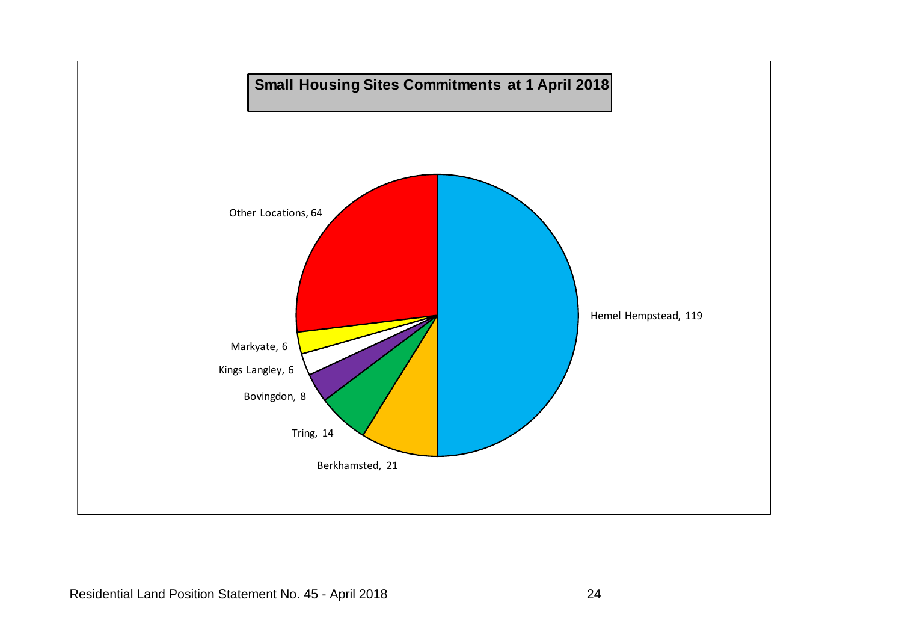**Small Housing Sites Commitments at 1 April 2018**

Hemel Hempstead, 119

Other Locations, 64

Markyate, 6

Kings Langley, 6

Bovingdon, 8

Tring, 14

Berkhamsted, 21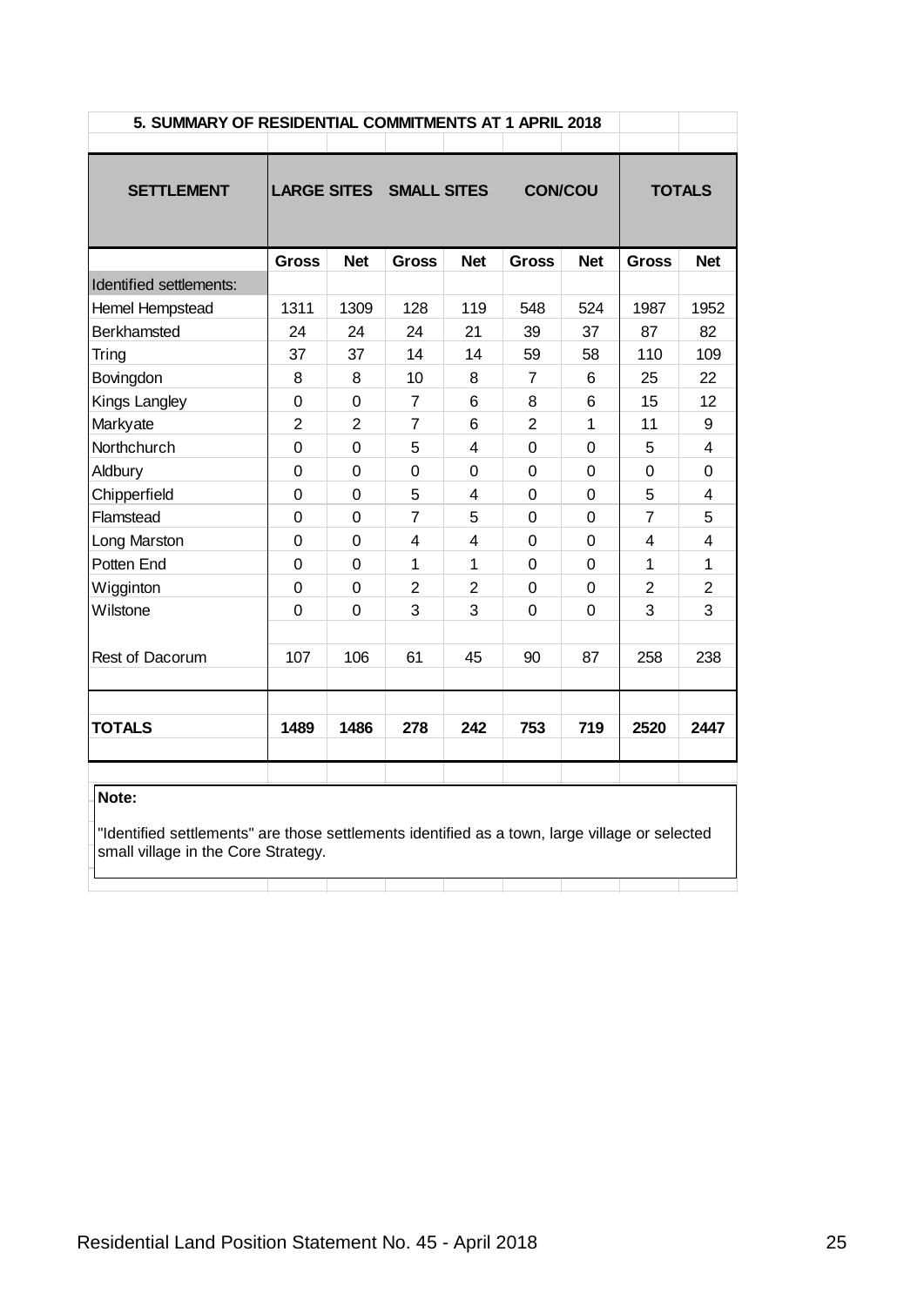## 5. SUMMARY OF RESIDENTIAL COMMITMENTS AT 1 APRIL 2018

| SETTLEMENT | LARGE SITES | | SMALL SITES | | CON/COU | | TOTALS | |
|---|---|---|---|---|---|---|---|---|
| | Gross | Net | Gross | Net | Gross | Net | Gross | Net |
| Identified settlements: | | | | | | | | |
| Hemel Hempstead | 1311 | 1309 | 128 | 119 | 548 | 524 | 1987 | 1952 |
| Berkhamsted | 24 | 24 | 24 | 21 | 39 | 37 | 87 | 82 |
| Tring | 37 | 37 | 14 | 14 | 59 | 58 | 110 | 109 |
| Bovingdon | 8 | 8 | 10 | 8 | 7 | 6 | 25 | 22 |
| Kings Langley | 0 | 0 | 7 | 6 | 8 | 6 | 15 | 12 |
| Markyate | 2 | 2 | 7 | 6 | 2 | 1 | 11 | 9 |
| Northchurch | 0 | 0 | 5 | 4 | 0 | 0 | 5 | 4 |
| Aldbury | 0 | 0 | 0 | 0 | 0 | 0 | 0 | 0 |
| Chipperfield | 0 | 0 | 5 | 4 | 0 | 0 | 5 | 4 |
| Flamstead | 0 | 0 | 7 | 5 | 0 | 0 | 7 | 5 |
| Long Marston | 0 | 0 | 4 | 4 | 0 | 0 | 4 | 4 |
| Potten End | 0 | 0 | 1 | 1 | 0 | 0 | 1 | 1 |
| Wigginton | 0 | 0 | 2 | 2 | 0 | 0 | 2 | 2 |
| Wilstone | 0 | 0 | 3 | 3 | 0 | 0 | 3 | 3 |
| Rest of Dacorum | 107 | 106 | 61 | 45 | 90 | 87 | 258 | 238 |
| **TOTALS** | **1489** | **1486** | **278** | **242** | **753** | **719** | **2520** | **2447** |

**Note:**

"Identified settlements" are those settlements identified as a town, large village or selected small village in the Core Strategy.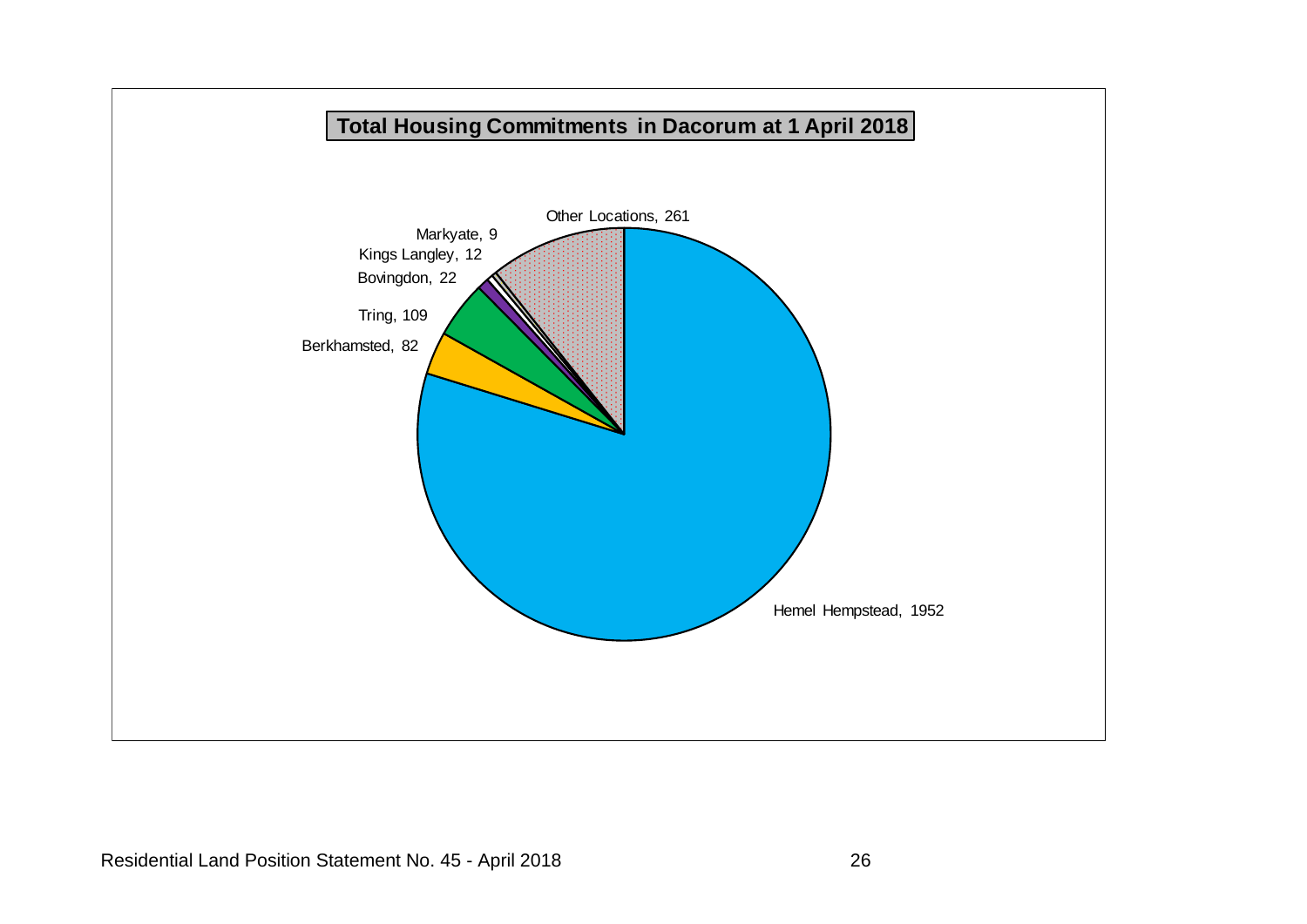**Total Housing Commitments in Dacorum at 1 April 2018**

Other Locations, 261

Markyate, 9

Kings Langley, 12

Bovingdon, 22

Tring, 109

Berkhamsted, 82

Hemel Hempstead, 1952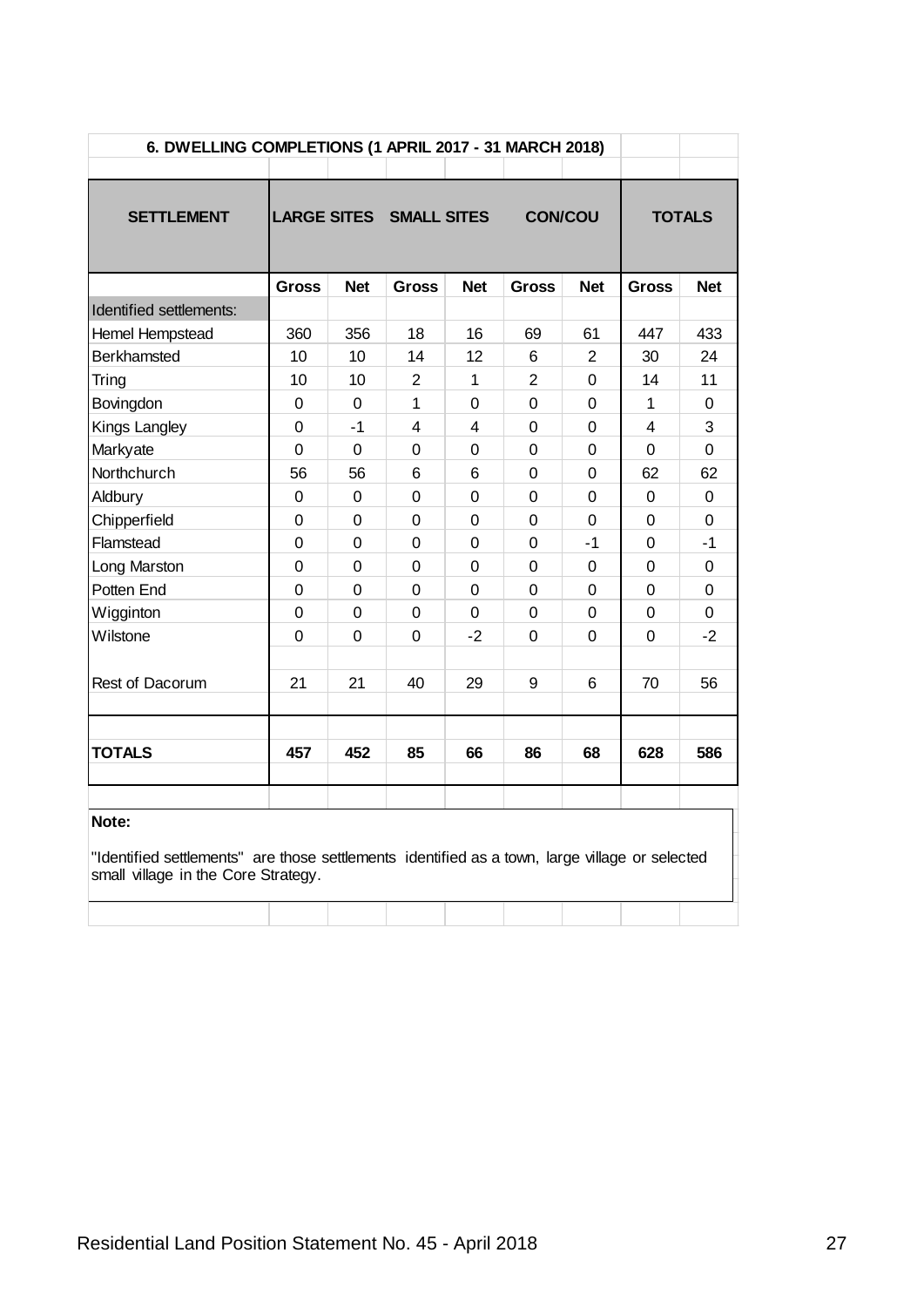## 6. DWELLING COMPLETIONS (1 APRIL 2017 - 31 MARCH 2018)

| SETTLEMENT | LARGE SITES | | SMALL SITES | | CON/COU | | TOTALS | |
|---|---|---|---|---|---|---|---|---|
| | Gross | Net | Gross | Net | Gross | Net | Gross | Net |
| Identified settlements: | | | | | | | | |
| Hemel Hempstead | 360 | 356 | 18 | 16 | 69 | 61 | 447 | 433 |
| Berkhamsted | 10 | 10 | 14 | 12 | 6 | 2 | 30 | 24 |
| Tring | 10 | 10 | 2 | 1 | 2 | 0 | 14 | 11 |
| Bovingdon | 0 | 0 | 1 | 0 | 0 | 0 | 1 | 0 |
| Kings Langley | 0 | -1 | 4 | 4 | 0 | 0 | 4 | 3 |
| Markyate | 0 | 0 | 0 | 0 | 0 | 0 | 0 | 0 |
| Northchurch | 56 | 56 | 6 | 6 | 0 | 0 | 62 | 62 |
| Aldbury | 0 | 0 | 0 | 0 | 0 | 0 | 0 | 0 |
| Chipperfield | 0 | 0 | 0 | 0 | 0 | 0 | 0 | 0 |
| Flamstead | 0 | 0 | 0 | 0 | 0 | -1 | 0 | -1 |
| Long Marston | 0 | 0 | 0 | 0 | 0 | 0 | 0 | 0 |
| Potten End | 0 | 0 | 0 | 0 | 0 | 0 | 0 | 0 |
| Wigginton | 0 | 0 | 0 | 0 | 0 | 0 | 0 | 0 |
| Wilstone | 0 | 0 | 0 | -2 | 0 | 0 | 0 | -2 |
| Rest of Dacorum | 21 | 21 | 40 | 29 | 9 | 6 | 70 | 56 |
| **TOTALS** | **457** | **452** | **85** | **66** | **86** | **68** | **628** | **586** |

**Note:**

"Identified settlements" are those settlements identified as a town, large village or selected small village in the Core Strategy.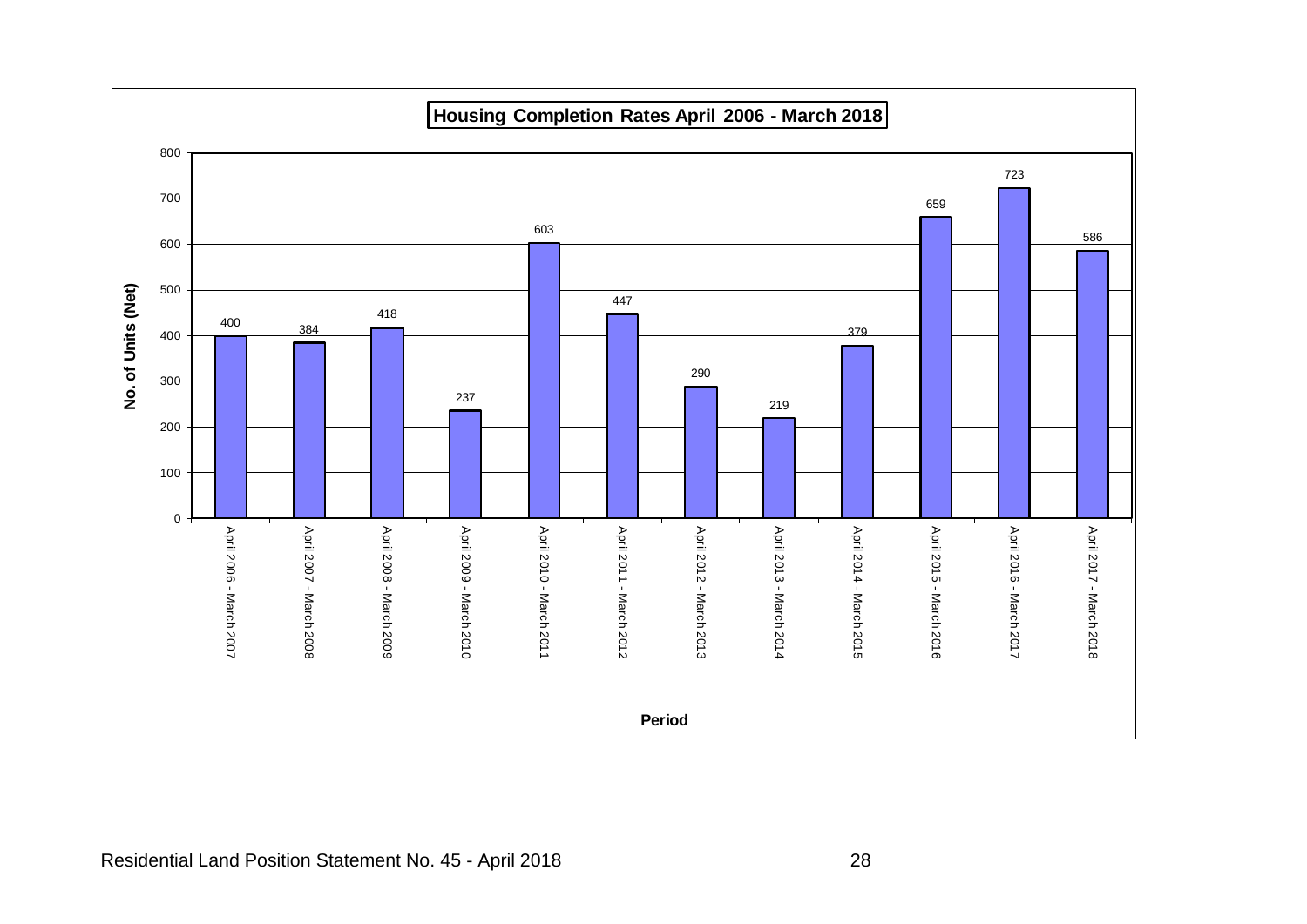**Housing Completion Rates April 2006 - March 2018**

| Period | No. of Units (Net) |
|---|---|
| April 2006 - March 2007 | 400 |
| April 2007 - March 2008 | 384 |
| April 2008 - March 2009 | 418 |
| April 2009 - March 2010 | 237 |
| April 2010 - March 2011 | 603 |
| April 2011 - March 2012 | 447 |
| April 2012 - March 2013 | 290 |
| April 2013 - March 2014 | 219 |
| April 2014 - March 2015 | 379 |
| April 2015 - March 2016 | 659 |
| April 2016 - March 2017 | 723 |
| April 2017 - March 2018 | 586 |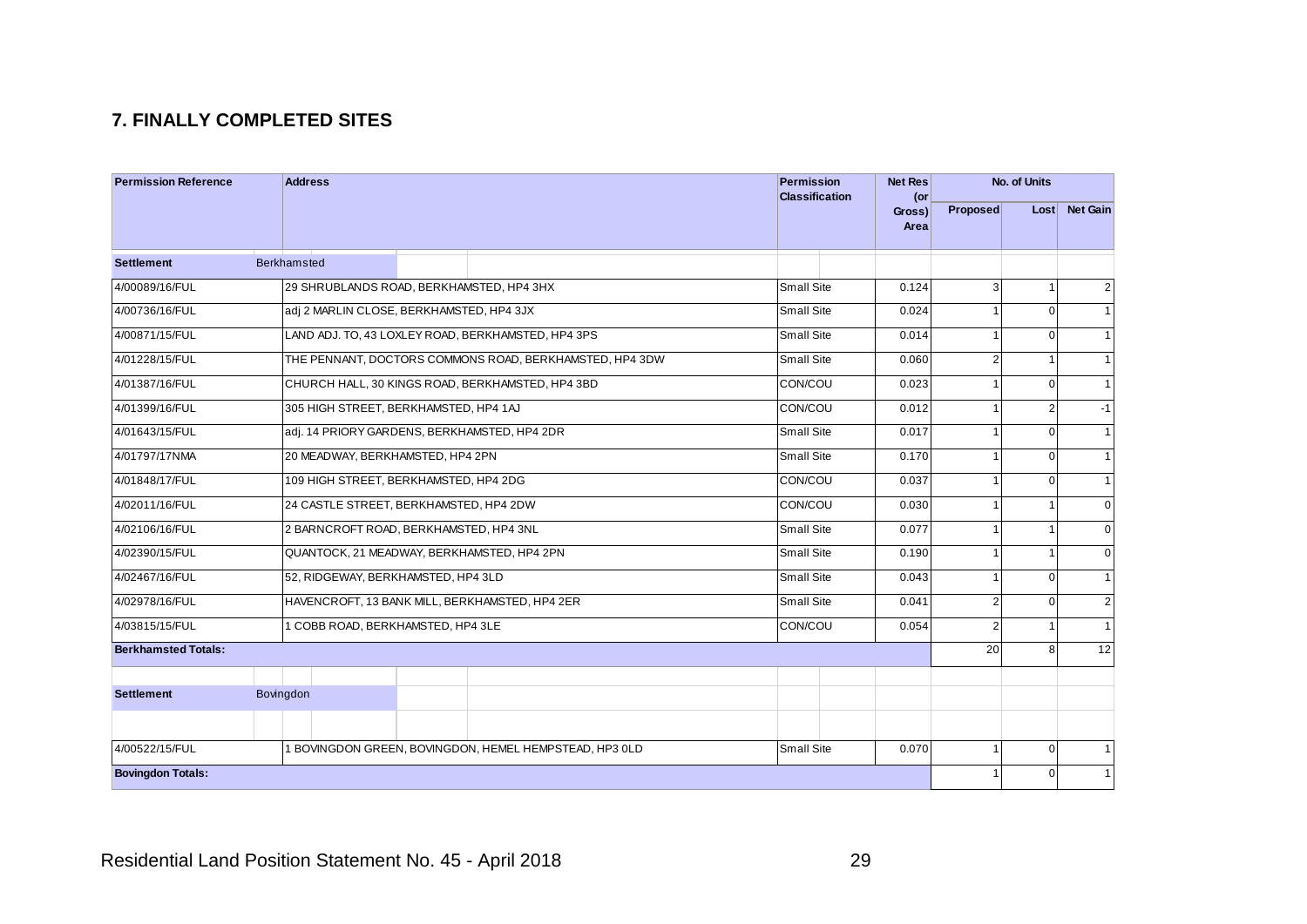## 7. FINALLY COMPLETED SITES

| Permission Reference | Address | Permission Classification | Net Res (or Gross) Area | No. of Units | | |
|---|---|---|---|---|---|---|
| | | | | Proposed | Lost | Net Gain |
| **Settlement** | Berkhamsted | | | | | |
| 4/00089/16/FUL | 29 SHRUBLANDS ROAD, BERKHAMSTED, HP4 3HX | Small Site | 0.124 | 3 | 1 | 2 |
| 4/00736/16/FUL | adj 2 MARLIN CLOSE, BERKHAMSTED, HP4 3JX | Small Site | 0.024 | 1 | 0 | 1 |
| 4/00871/15/FUL | LAND ADJ. TO, 43 LOXLEY ROAD, BERKHAMSTED, HP4 3PS | Small Site | 0.014 | 1 | 0 | 1 |
| 4/01228/15/FUL | THE PENNANT, DOCTORS COMMONS ROAD, BERKHAMSTED, HP4 3DW | Small Site | 0.060 | 2 | 1 | 1 |
| 4/01387/16/FUL | CHURCH HALL, 30 KINGS ROAD, BERKHAMSTED, HP4 3BD | CON/COU | 0.023 | 1 | 0 | 1 |
| 4/01399/16/FUL | 305 HIGH STREET, BERKHAMSTED, HP4 1AJ | CON/COU | 0.012 | 1 | 2 | -1 |
| 4/01643/15/FUL | adj. 14 PRIORY GARDENS, BERKHAMSTED, HP4 2DR | Small Site | 0.017 | 1 | 0 | 1 |
| 4/01797/17NMA | 20 MEADWAY, BERKHAMSTED, HP4 2PN | Small Site | 0.170 | 1 | 0 | 1 |
| 4/01848/17/FUL | 109 HIGH STREET, BERKHAMSTED, HP4 2DG | CON/COU | 0.037 | 1 | 0 | 1 |
| 4/02011/16/FUL | 24 CASTLE STREET, BERKHAMSTED, HP4 2DW | CON/COU | 0.030 | 1 | 1 | 0 |
| 4/02106/16/FUL | 2 BARNCROFT ROAD, BERKHAMSTED, HP4 3NL | Small Site | 0.077 | 1 | 1 | 0 |
| 4/02390/15/FUL | QUANTOCK, 21 MEADWAY, BERKHAMSTED, HP4 2PN | Small Site | 0.190 | 1 | 1 | 0 |
| 4/02467/16/FUL | 52, RIDGEWAY, BERKHAMSTED, HP4 3LD | Small Site | 0.043 | 1 | 0 | 1 |
| 4/02978/16/FUL | HAVENCROFT, 13 BANK MILL, BERKHAMSTED, HP4 2ER | Small Site | 0.041 | 2 | 0 | 2 |
| 4/03815/15/FUL | 1 COBB ROAD, BERKHAMSTED, HP4 3LE | CON/COU | 0.054 | 2 | 1 | 1 |
| **Berkhamsted Totals:** | | | | 20 | 8 | 12 |
| **Settlement** | Bovingdon | | | | | |
| 4/00522/15/FUL | 1 BOVINGDON GREEN, BOVINGDON, HEMEL HEMPSTEAD, HP3 0LD | Small Site | 0.070 | 1 | 0 | 1 |
| **Bovingdon Totals:** | | | | 1 | 0 | 1 |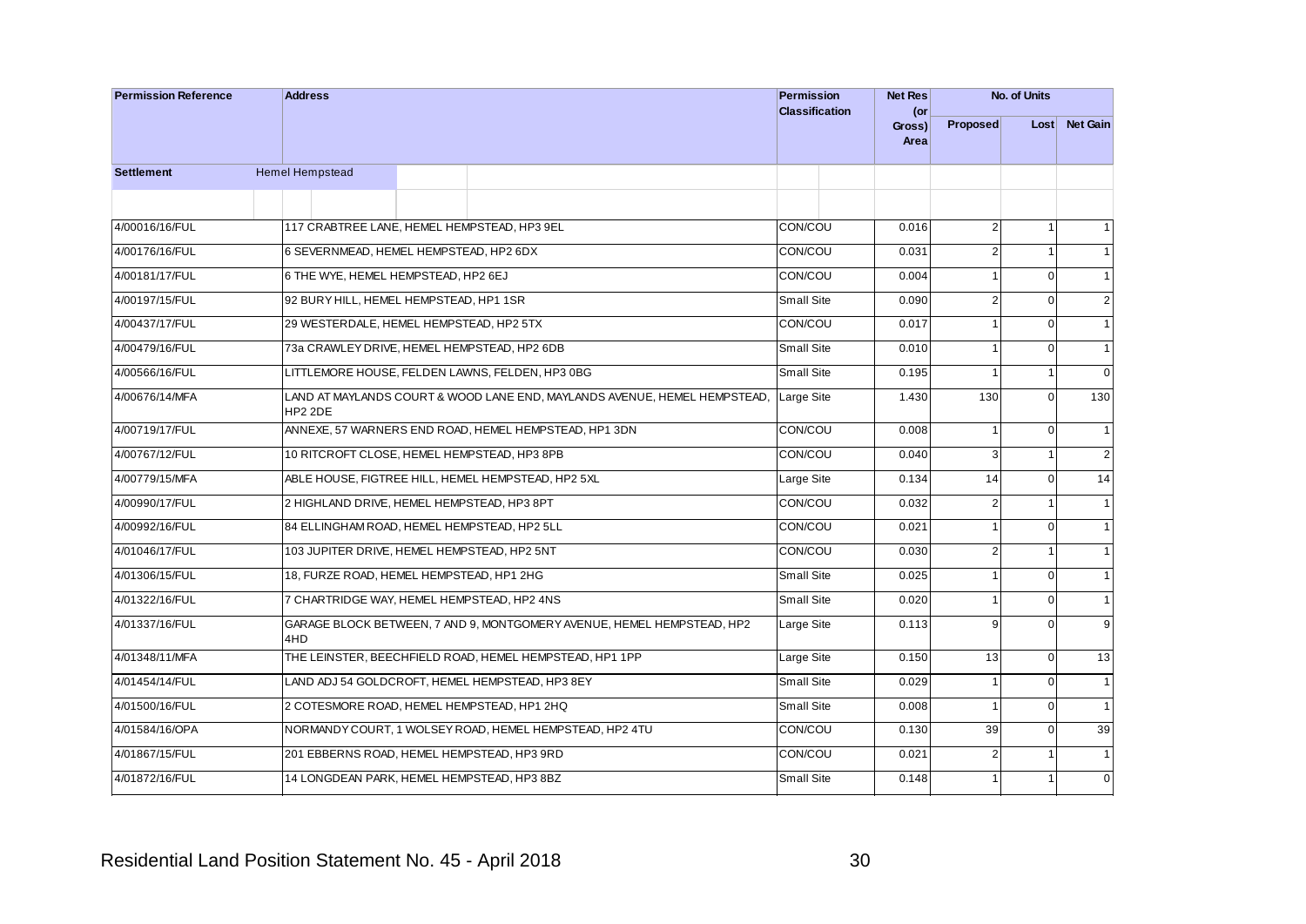| Permission Reference | Address | Permission Classification | Net Res (or Gross) Area | No. of Units | | |
|---|---|---|---|---|---|---|
| | | | | Proposed | Lost | Net Gain |
| **Settlement** | Hemel Hempstead | | | | | |
| 4/00016/16/FUL | 117 CRABTREE LANE, HEMEL HEMPSTEAD, HP3 9EL | CON/COU | 0.016 | 2 | 1 | 1 |
| 4/00176/16/FUL | 6 SEVERNMEAD, HEMEL HEMPSTEAD, HP2 6DX | CON/COU | 0.031 | 2 | 1 | 1 |
| 4/00181/17/FUL | 6 THE WYE, HEMEL HEMPSTEAD, HP2 6EJ | CON/COU | 0.004 | 1 | 0 | 1 |
| 4/00197/15/FUL | 92 BURY HILL, HEMEL HEMPSTEAD, HP1 1SR | Small Site | 0.090 | 2 | 0 | 2 |
| 4/00437/17/FUL | 29 WESTERDALE, HEMEL HEMPSTEAD, HP2 5TX | CON/COU | 0.017 | 1 | 0 | 1 |
| 4/00479/16/FUL | 73a CRAWLEY DRIVE, HEMEL HEMPSTEAD, HP2 6DB | Small Site | 0.010 | 1 | 0 | 1 |
| 4/00566/16/FUL | LITTLEMORE HOUSE, FELDEN LAWNS, FELDEN, HP3 0BG | Small Site | 0.195 | 1 | 1 | 0 |
| 4/00676/14/MFA | LAND AT MAYLANDS COURT & WOOD LANE END, MAYLANDS AVENUE, HEMEL HEMPSTEAD, HP2 2DE | Large Site | 1.430 | 130 | 0 | 130 |
| 4/00719/17/FUL | ANNEXE, 57 WARNERS END ROAD, HEMEL HEMPSTEAD, HP1 3DN | CON/COU | 0.008 | 1 | 0 | 1 |
| 4/00767/12/FUL | 10 RITCROFT CLOSE, HEMEL HEMPSTEAD, HP3 8PB | CON/COU | 0.040 | 3 | 1 | 2 |
| 4/00779/15/MFA | ABLE HOUSE, FIGTREE HILL, HEMEL HEMPSTEAD, HP2 5XL | Large Site | 0.134 | 14 | 0 | 14 |
| 4/00990/17/FUL | 2 HIGHLAND DRIVE, HEMEL HEMPSTEAD, HP3 8PT | CON/COU | 0.032 | 2 | 1 | 1 |
| 4/00992/16/FUL | 84 ELLINGHAM ROAD, HEMEL HEMPSTEAD, HP2 5LL | CON/COU | 0.021 | 1 | 0 | 1 |
| 4/01046/17/FUL | 103 JUPITER DRIVE, HEMEL HEMPSTEAD, HP2 5NT | CON/COU | 0.030 | 2 | 1 | 1 |
| 4/01306/15/FUL | 18, FURZE ROAD, HEMEL HEMPSTEAD, HP1 2HG | Small Site | 0.025 | 1 | 0 | 1 |
| 4/01322/16/FUL | 7 CHARTRIDGE WAY, HEMEL HEMPSTEAD, HP2 4NS | Small Site | 0.020 | 1 | 0 | 1 |
| 4/01337/16/FUL | GARAGE BLOCK BETWEEN, 7 AND 9, MONTGOMERY AVENUE, HEMEL HEMPSTEAD, HP2 4HD | Large Site | 0.113 | 9 | 0 | 9 |
| 4/01348/11/MFA | THE LEINSTER, BEECHFIELD ROAD, HEMEL HEMPSTEAD, HP1 1PP | Large Site | 0.150 | 13 | 0 | 13 |
| 4/01454/14/FUL | LAND ADJ 54 GOLDCROFT, HEMEL HEMPSTEAD, HP3 8EY | Small Site | 0.029 | 1 | 0 | 1 |
| 4/01500/16/FUL | 2 COTESMORE ROAD, HEMEL HEMPSTEAD, HP1 2HQ | Small Site | 0.008 | 1 | 0 | 1 |
| 4/01584/16/OPA | NORMANDY COURT, 1 WOLSEY ROAD, HEMEL HEMPSTEAD, HP2 4TU | CON/COU | 0.130 | 39 | 0 | 39 |
| 4/01867/15/FUL | 201 EBBERNS ROAD, HEMEL HEMPSTEAD, HP3 9RD | CON/COU | 0.021 | 2 | 1 | 1 |
| 4/01872/16/FUL | 14 LONGDEAN PARK, HEMEL HEMPSTEAD, HP3 8BZ | Small Site | 0.148 | 1 | 1 | 0 |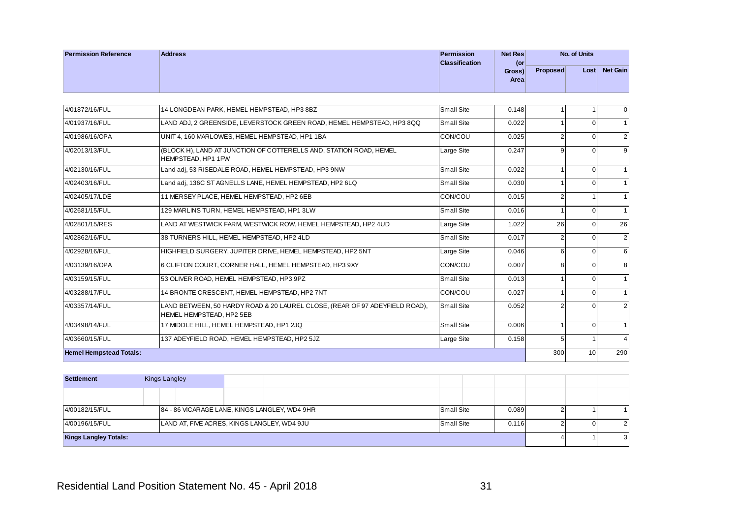| Permission Reference | Address | Permission Classification | Net Res (or Gross) Area | No. of Units | | |
|---|---|---|---|---|---|---|
| | | | | Proposed | Lost | Net Gain |
| 4/01872/16/FUL | 14 LONGDEAN PARK, HEMEL HEMPSTEAD, HP3 8BZ | Small Site | 0.148 | 1 | 1 | 0 |
| 4/01937/16/FUL | LAND ADJ, 2 GREENSIDE, LEVERSTOCK GREEN ROAD, HEMEL HEMPSTEAD, HP3 8QQ | Small Site | 0.022 | 1 | 0 | 1 |
| 4/01986/16/OPA | UNIT 4, 160 MARLOWES, HEMEL HEMPSTEAD, HP1 1BA | CON/COU | 0.025 | 2 | 0 | 2 |
| 4/02013/13/FUL | (BLOCK H), LAND AT JUNCTION OF COTTERELLS AND, STATION ROAD, HEMEL HEMPSTEAD, HP1 1FW | Large Site | 0.247 | 9 | 0 | 9 |
| 4/02130/16/FUL | Land adj, 53 RISEDALE ROAD, HEMEL HEMPSTEAD, HP3 9NW | Small Site | 0.022 | 1 | 0 | 1 |
| 4/02403/16/FUL | Land adj, 136C ST AGNELLS LANE, HEMEL HEMPSTEAD, HP2 6LQ | Small Site | 0.030 | 1 | 0 | 1 |
| 4/02405/17/LDE | 11 MERSEY PLACE, HEMEL HEMPSTEAD, HP2 6EB | CON/COU | 0.015 | 2 | 1 | 1 |
| 4/02681/15/FUL | 129 MARLINS TURN, HEMEL HEMPSTEAD, HP1 3LW | Small Site | 0.016 | 1 | 0 | 1 |
| 4/02801/15/RES | LAND AT WESTWICK FARM, WESTWICK ROW, HEMEL HEMPSTEAD, HP2 4UD | Large Site | 1.022 | 26 | 0 | 26 |
| 4/02862/16/FUL | 38 TURNERS HILL, HEMEL HEMPSTEAD, HP2 4LD | Small Site | 0.017 | 2 | 0 | 2 |
| 4/02928/16/FUL | HIGHFIELD SURGERY, JUPITER DRIVE, HEMEL HEMPSTEAD, HP2 5NT | Large Site | 0.046 | 6 | 0 | 6 |
| 4/03139/16/OPA | 6 CLIFTON COURT, CORNER HALL, HEMEL HEMPSTEAD, HP3 9XY | CON/COU | 0.007 | 8 | 0 | 8 |
| 4/03159/15/FUL | 53 OLIVER ROAD, HEMEL HEMPSTEAD, HP3 9PZ | Small Site | 0.013 | 1 | 0 | 1 |
| 4/03288/17/FUL | 14 BRONTE CRESCENT, HEMEL HEMPSTEAD, HP2 7NT | CON/COU | 0.027 | 1 | 0 | 1 |
| 4/03357/14/FUL | LAND BETWEEN, 50 HARDY ROAD & 20 LAUREL CLOSE, (REAR OF 97 ADEYFIELD ROAD), HEMEL HEMPSTEAD, HP2 5EB | Small Site | 0.052 | 2 | 0 | 2 |
| 4/03498/14/FUL | 17 MIDDLE HILL, HEMEL HEMPSTEAD, HP1 2JQ | Small Site | 0.006 | 1 | 0 | 1 |
| 4/03660/15/FUL | 137 ADEYFIELD ROAD, HEMEL HEMPSTEAD, HP2 5JZ | Large Site | 0.158 | 5 | 1 | 4 |
| **Hemel Hempstead Totals:** | | | | 300 | 10 | 290 |

| Settlement | Kings Langley | | | | | |
|---|---|---|---|---|---|---|
| 4/00182/15/FUL | 84 - 86 VICARAGE LANE, KINGS LANGLEY, WD4 9HR | Small Site | 0.089 | 2 | 1 | 1 |
| 4/00196/15/FUL | LAND AT, FIVE ACRES, KINGS LANGLEY, WD4 9JU | Small Site | 0.116 | 2 | 0 | 2 |
| **Kings Langley Totals:** | | | | 4 | 1 | 3 |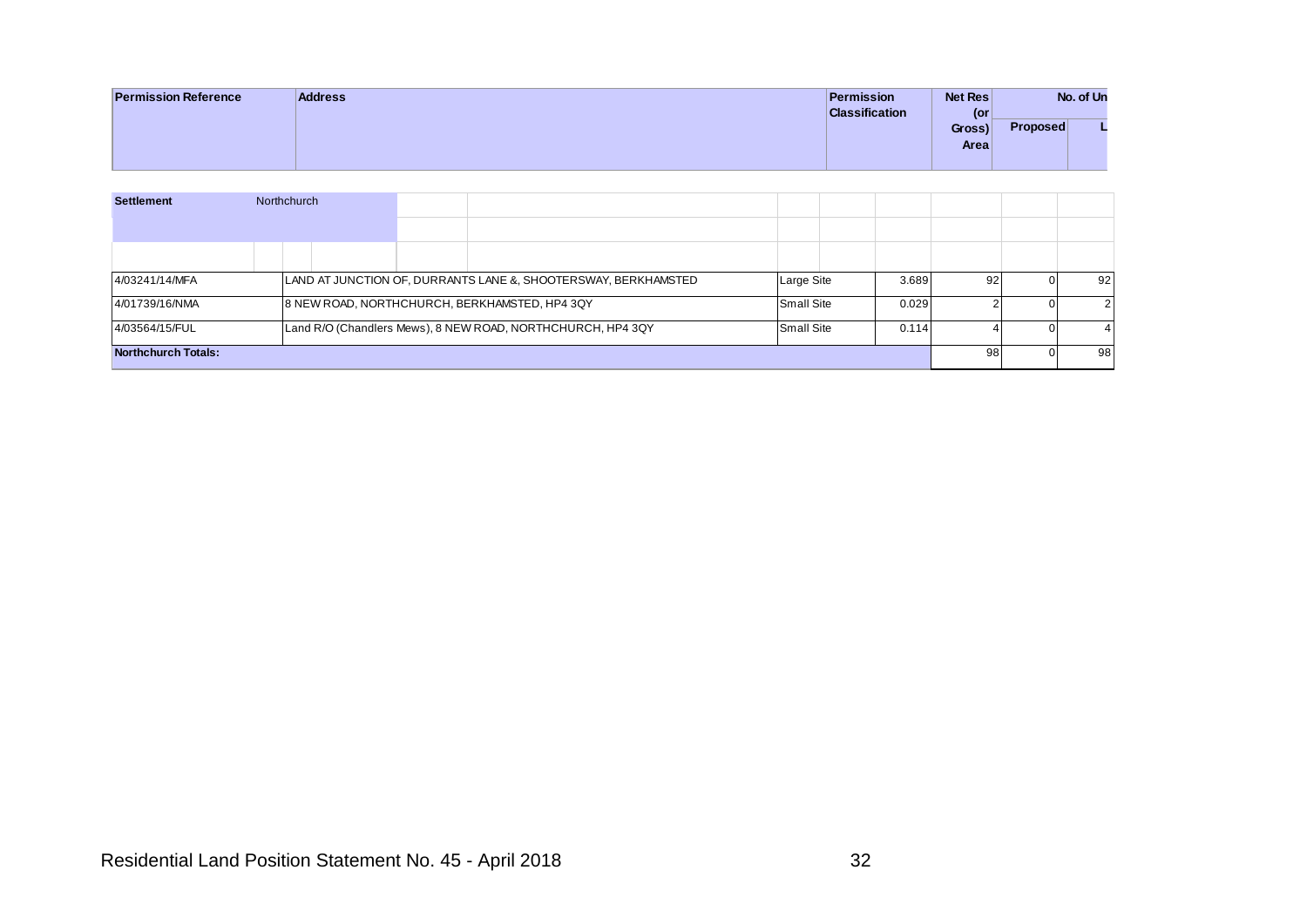| Permission Reference | Address | Permission Classification | Net Res (or Gross) Area | No. of Un | |
|---|---|---|---|---|---|
| | | | | Proposed | L |
| **Settlement** Northchurch | | | | | |
| 4/03241/14/MFA | LAND AT JUNCTION OF, DURRANTS LANE &, SHOOTERSWAY, BERKHAMSTED | Large Site | 3.689 | 92 | 0 | 92 |
| 4/01739/16/NMA | 8 NEW ROAD, NORTHCHURCH, BERKHAMSTED, HP4 3QY | Small Site | 0.029 | 2 | 0 | 2 |
| 4/03564/15/FUL | Land R/O (Chandlers Mews), 8 NEW ROAD, NORTHCHURCH, HP4 3QY | Small Site | 0.114 | 4 | 0 | 4 |
| **Northchurch Totals:** | | | | 98 | 0 | 98 |

Residential Land Position Statement No. 45 - April 2018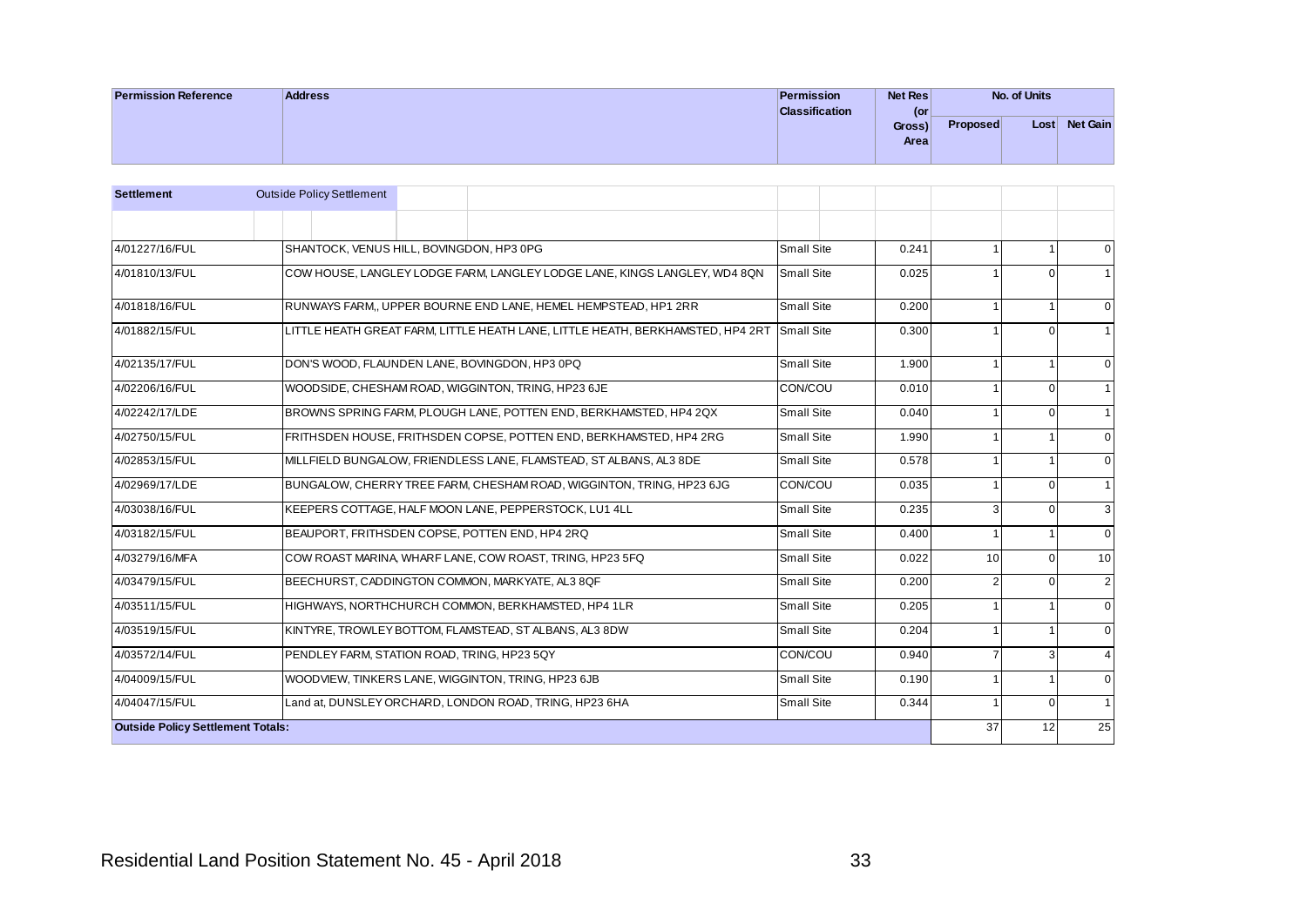| Permission Reference | Address | Permission Classification | Net Res (or Gross) Area | No. of Units | | |
|---|---|---|---|---|---|---|
| | | | | Proposed | Lost | Net Gain |
| **Settlement** | Outside Policy Settlement | | | | | |
| 4/01227/16/FUL | SHANTOCK, VENUS HILL, BOVINGDON, HP3 0PG | Small Site | 0.241 | 1 | 1 | 0 |
| 4/01810/13/FUL | COW HOUSE, LANGLEY LODGE FARM, LANGLEY LODGE LANE, KINGS LANGLEY, WD4 8QN | Small Site | 0.025 | 1 | 0 | 1 |
| 4/01818/16/FUL | RUNWAYS FARM,, UPPER BOURNE END LANE, HEMEL HEMPSTEAD, HP1 2RR | Small Site | 0.200 | 1 | 1 | 0 |
| 4/01882/15/FUL | LITTLE HEATH GREAT FARM, LITTLE HEATH LANE, LITTLE HEATH, BERKHAMSTED, HP4 2RT | Small Site | 0.300 | 1 | 0 | 1 |
| 4/02135/17/FUL | DON'S WOOD, FLAUNDEN LANE, BOVINGDON, HP3 0PQ | Small Site | 1.900 | 1 | 1 | 0 |
| 4/02206/16/FUL | WOODSIDE, CHESHAM ROAD, WIGGINTON, TRING, HP23 6JE | CON/COU | 0.010 | 1 | 0 | 1 |
| 4/02242/17/LDE | BROWNS SPRING FARM, PLOUGH LANE, POTTEN END, BERKHAMSTED, HP4 2QX | Small Site | 0.040 | 1 | 0 | 1 |
| 4/02750/15/FUL | FRITHSDEN HOUSE, FRITHSDEN COPSE, POTTEN END, BERKHAMSTED, HP4 2RG | Small Site | 1.990 | 1 | 1 | 0 |
| 4/02853/15/FUL | MILLFIELD BUNGALOW, FRIENDLESS LANE, FLAMSTEAD, ST ALBANS, AL3 8DE | Small Site | 0.578 | 1 | 1 | 0 |
| 4/02969/17/LDE | BUNGALOW, CHERRY TREE FARM, CHESHAM ROAD, WIGGINTON, TRING, HP23 6JG | CON/COU | 0.035 | 1 | 0 | 1 |
| 4/03038/16/FUL | KEEPERS COTTAGE, HALF MOON LANE, PEPPERSTOCK, LU1 4LL | Small Site | 0.235 | 3 | 0 | 3 |
| 4/03182/15/FUL | BEAUPORT, FRITHSDEN COPSE, POTTEN END, HP4 2RQ | Small Site | 0.400 | 1 | 1 | 0 |
| 4/03279/16/MFA | COW ROAST MARINA, WHARF LANE, COW ROAST, TRING, HP23 5FQ | Small Site | 0.022 | 10 | 0 | 10 |
| 4/03479/15/FUL | BEECHURST, CADDINGTON COMMON, MARKYATE, AL3 8QF | Small Site | 0.200 | 2 | 0 | 2 |
| 4/03511/15/FUL | HIGHWAYS, NORTHCHURCH COMMON, BERKHAMSTED, HP4 1LR | Small Site | 0.205 | 1 | 1 | 0 |
| 4/03519/15/FUL | KINTYRE, TROWLEY BOTTOM, FLAMSTEAD, ST ALBANS, AL3 8DW | Small Site | 0.204 | 1 | 1 | 0 |
| 4/03572/14/FUL | PENDLEY FARM, STATION ROAD, TRING, HP23 5QY | CON/COU | 0.940 | 7 | 3 | 4 |
| 4/04009/15/FUL | WOODVIEW, TINKERS LANE, WIGGINTON, TRING, HP23 6JB | Small Site | 0.190 | 1 | 1 | 0 |
| 4/04047/15/FUL | Land at, DUNSLEY ORCHARD, LONDON ROAD, TRING, HP23 6HA | Small Site | 0.344 | 1 | 0 | 1 |
| **Outside Policy Settlement Totals:** | | | | 37 | 12 | 25 |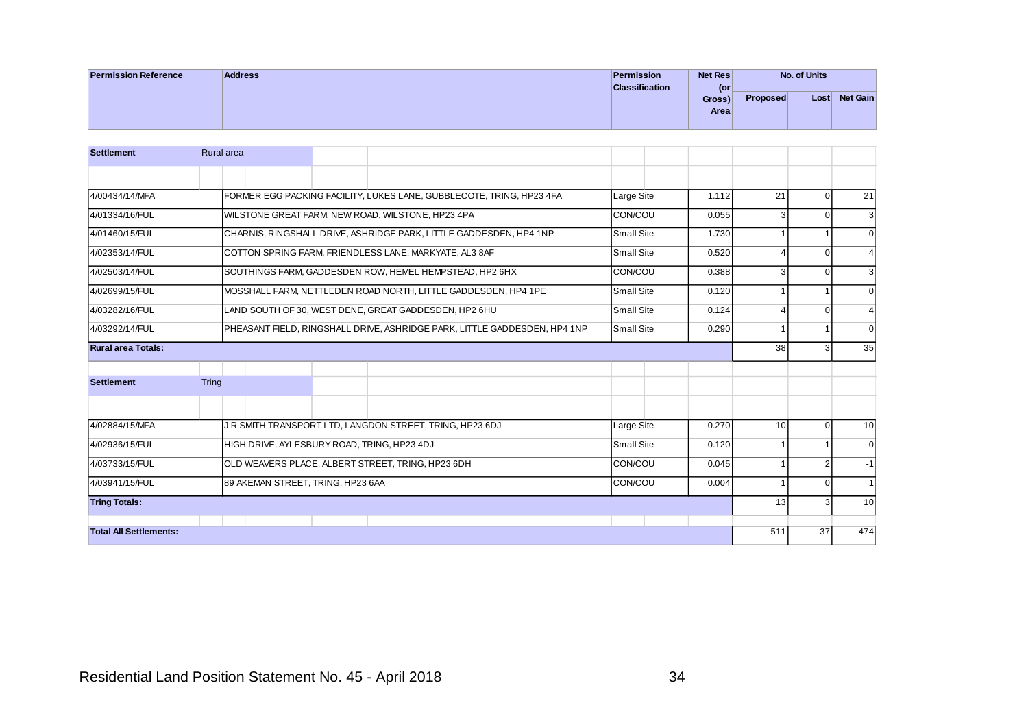| Permission Reference | Address | Permission Classification | Net Res (or Gross) Area | No. of Units | | |
|---|---|---|---|---|---|---|
| | | | | Proposed | Lost | Net Gain |
| **Settlement** | Rural area | | | | | |
| 4/00434/14/MFA | FORMER EGG PACKING FACILITY, LUKES LANE, GUBBLECOTE, TRING, HP23 4FA | Large Site | 1.112 | 21 | 0 | 21 |
| 4/01334/16/FUL | WILSTONE GREAT FARM, NEW ROAD, WILSTONE, HP23 4PA | CON/COU | 0.055 | 3 | 0 | 3 |
| 4/01460/15/FUL | CHARNIS, RINGSHALL DRIVE, ASHRIDGE PARK, LITTLE GADDESDEN, HP4 1NP | Small Site | 1.730 | 1 | 1 | 0 |
| 4/02353/14/FUL | COTTON SPRING FARM, FRIENDLESS LANE, MARKYATE, AL3 8AF | Small Site | 0.520 | 4 | 0 | 4 |
| 4/02503/14/FUL | SOUTHINGS FARM, GADDESDEN ROW, HEMEL HEMPSTEAD, HP2 6HX | CON/COU | 0.388 | 3 | 0 | 3 |
| 4/02699/15/FUL | MOSSHALL FARM, NETTLEDEN ROAD NORTH, LITTLE GADDESDEN, HP4 1PE | Small Site | 0.120 | 1 | 1 | 0 |
| 4/03282/16/FUL | LAND SOUTH OF 30, WEST DENE, GREAT GADDESDEN, HP2 6HU | Small Site | 0.124 | 4 | 0 | 4 |
| 4/03292/14/FUL | PHEASANT FIELD, RINGSHALL DRIVE, ASHRIDGE PARK, LITTLE GADDESDEN, HP4 1NP | Small Site | 0.290 | 1 | 1 | 0 |
| **Rural area Totals:** | | | | 38 | 3 | 35 |
| **Settlement** | Tring | | | | | |
| 4/02884/15/MFA | J R SMITH TRANSPORT LTD, LANGDON STREET, TRING, HP23 6DJ | Large Site | 0.270 | 10 | 0 | 10 |
| 4/02936/15/FUL | HIGH DRIVE, AYLESBURY ROAD, TRING, HP23 4DJ | Small Site | 0.120 | 1 | 1 | 0 |
| 4/03733/15/FUL | OLD WEAVERS PLACE, ALBERT STREET, TRING, HP23 6DH | CON/COU | 0.045 | 1 | 2 | -1 |
| 4/03941/15/FUL | 89 AKEMAN STREET, TRING, HP23 6AA | CON/COU | 0.004 | 1 | 0 | 1 |
| **Tring Totals:** | | | | 13 | 3 | 10 |
| **Total All Settlements:** | | | | 511 | 37 | 474 |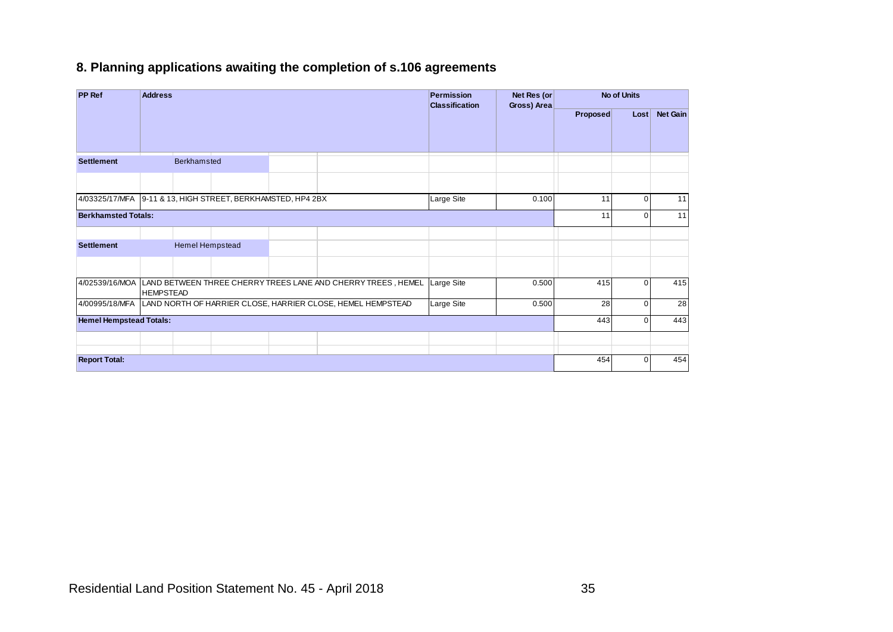## 8. Planning applications awaiting the completion of s.106 agreements

| PP Ref | Address | Permission Classification | Net Res (or Gross) Area | No of Units | | |
|---|---|---|---|---|---|---|
| | | | | Proposed | Lost | Net Gain |
| **Settlement** | Berkhamsted | | | | | |
| 4/03325/17/MFA | 9-11 & 13, HIGH STREET, BERKHAMSTED, HP4 2BX | Large Site | 0.100 | 11 | 0 | 11 |
| **Berkhamsted Totals:** | | | | 11 | 0 | 11 |
| **Settlement** | Hemel Hempstead | | | | | |
| 4/02539/16/MOA | LAND BETWEEN THREE CHERRY TREES LANE AND CHERRY TREES , HEMEL HEMPSTEAD | Large Site | 0.500 | 415 | 0 | 415 |
| 4/00995/18/MFA | LAND NORTH OF HARRIER CLOSE, HARRIER CLOSE, HEMEL HEMPSTEAD | Large Site | 0.500 | 28 | 0 | 28 |
| **Hemel Hempstead Totals:** | | | | 443 | 0 | 443 |
| **Report Total:** | | | | 454 | 0 | 454 |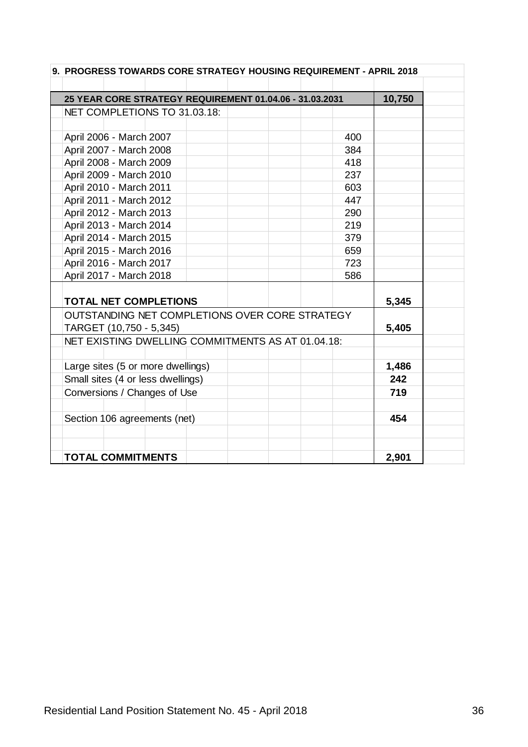## 9. PROGRESS TOWARDS CORE STRATEGY HOUSING REQUIREMENT - APRIL 2018

| | | |
|---|---|---|
| **25 YEAR CORE STRATEGY REQUIREMENT 01.04.06 - 31.03.2031** | | **10,750** |
| NET COMPLETIONS TO 31.03.18: | | |
| April 2006 - March 2007 | 400 | |
| April 2007 - March 2008 | 384 | |
| April 2008 - March 2009 | 418 | |
| April 2009 - March 2010 | 237 | |
| April 2010 - March 2011 | 603 | |
| April 2011 - March 2012 | 447 | |
| April 2012 - March 2013 | 290 | |
| April 2013 - March 2014 | 219 | |
| April 2014 - March 2015 | 379 | |
| April 2015 - March 2016 | 659 | |
| April 2016 - March 2017 | 723 | |
| April 2017 - March 2018 | 586 | |
| **TOTAL NET COMPLETIONS** | | **5,345** |
| OUTSTANDING NET COMPLETIONS OVER CORE STRATEGY TARGET (10,750 - 5,345) | | **5,405** |
| NET EXISTING DWELLING COMMITMENTS AS AT 01.04.18: | | |
| Large sites (5 or more dwellings) | | **1,486** |
| Small sites (4 or less dwellings) | | **242** |
| Conversions / Changes of Use | | **719** |
| Section 106 agreements (net) | | **454** |
| **TOTAL COMMITMENTS** | | **2,901** |

Residential Land Position Statement No. 45 - April 2018